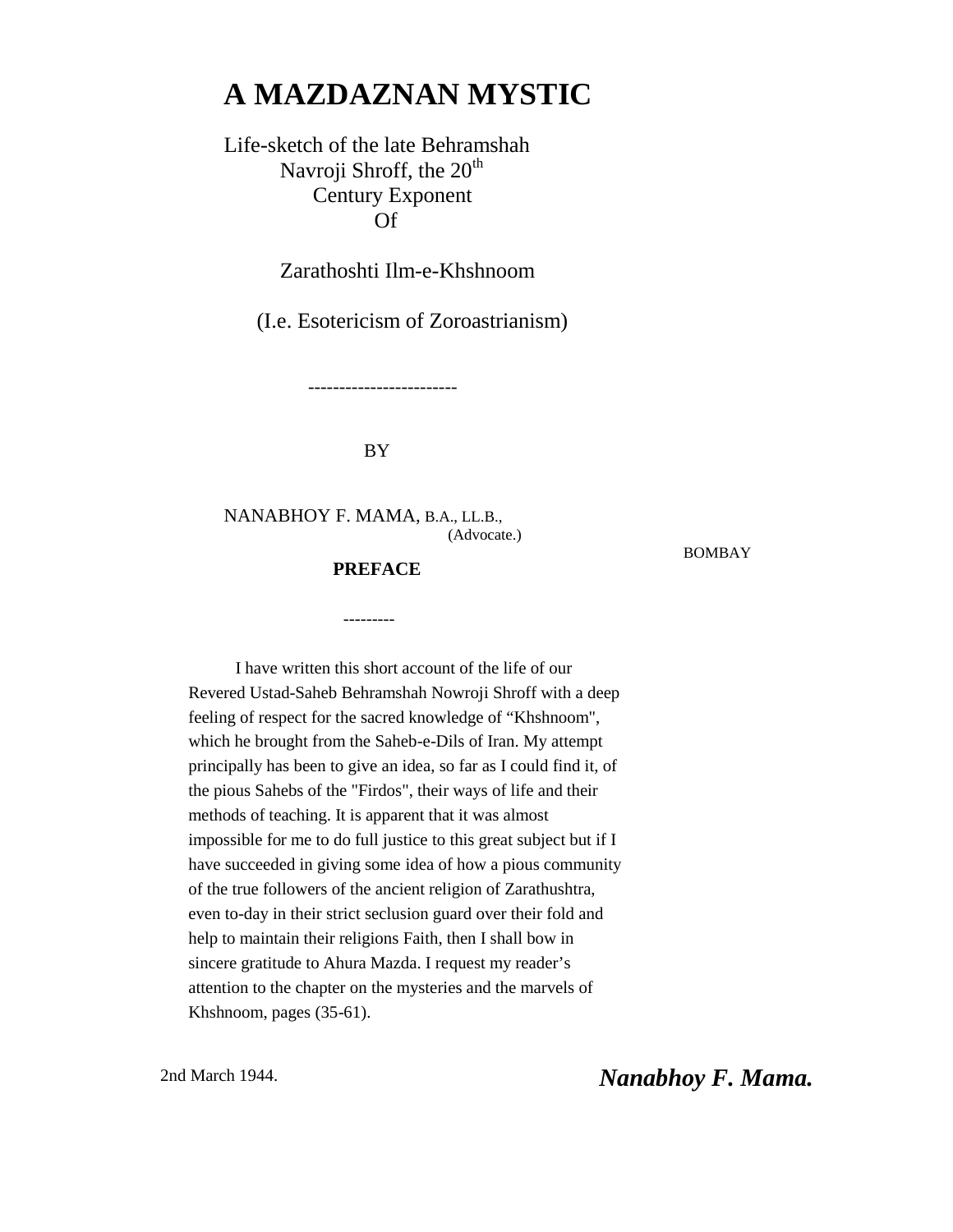# A MAZDAZNAN MYSTIC

Life-sketch of the late Behramshah Navroji Shroff, the 20th Century Exponent Of

Zarathoshti Ilm-e-Khshnoom

(I.e. Esotericism of Zoroastrianism)

------------------------

BY

NANABHOY F. MAMA, B.A., LL.B.,
(Advocate.)

BOMBAY

## PREFACE

---------

I have written this short account of the life of our Revered Ustad-Saheb Behramshah Nowroji Shroff with a deep feeling of respect for the sacred knowledge of “Khshnoom", which he brought from the Saheb-e-Dils of Iran. My attempt principally has been to give an idea, so far as I could find it, of the pious Sahebs of the "Firdos", their ways of life and their methods of teaching. It is apparent that it was almost impossible for me to do full justice to this great subject but if I have succeeded in giving some idea of how a pious community of the true followers of the ancient religion of Zarathushtra, even to-day in their strict seclusion guard over their fold and help to maintain their religions Faith, then I shall bow in sincere gratitude to Ahura Mazda. I request my reader’s attention to the chapter on the mysteries and the marvels of Khshnoom, pages (35-61).

2nd March 1944.

***Nanabhoy F. Mama.***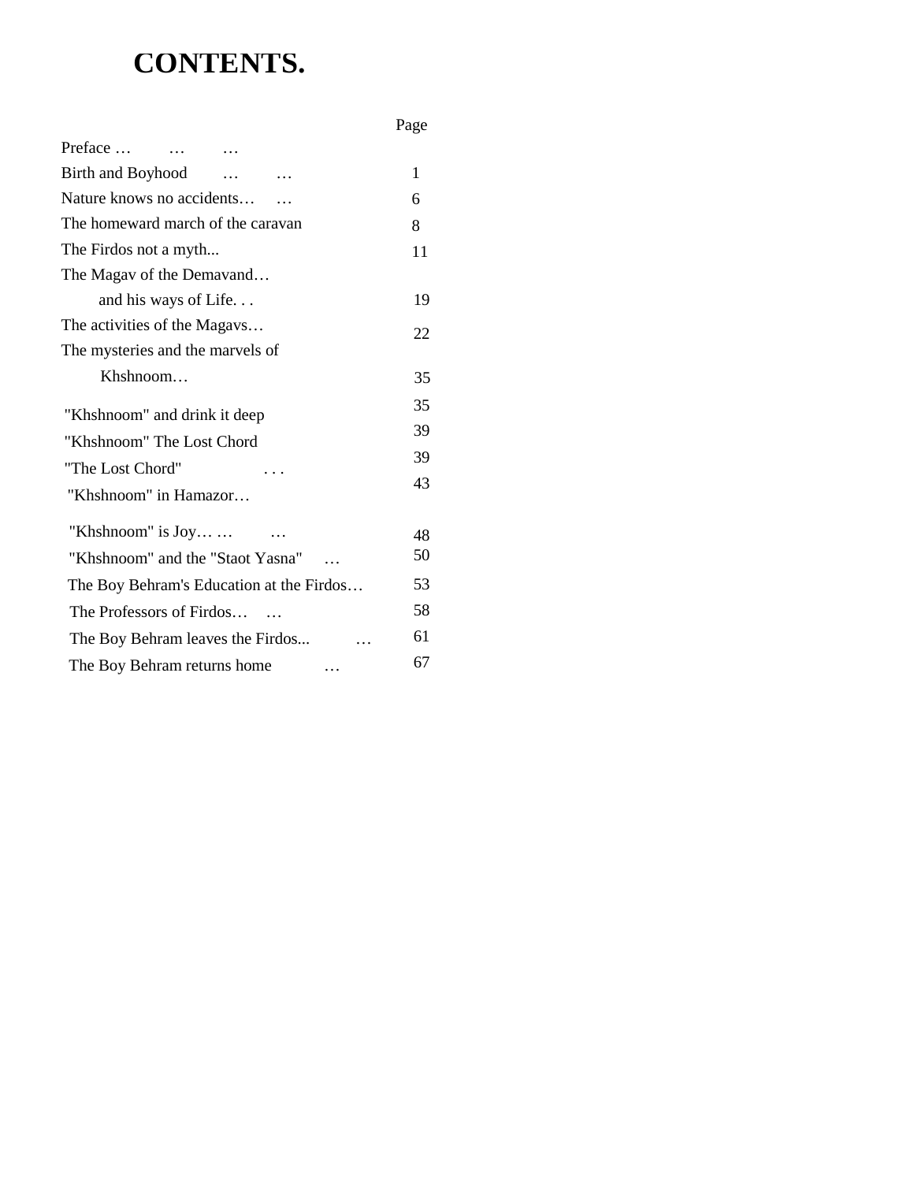# CONTENTS.

| | Page |
|---|---|
| Preface … … … | |
| Birth and Boyhood … … | 1 |
| Nature knows no accidents… … | 6 |
| The homeward march of the caravan | 8 |
| The Firdos not a myth... | 11 |
| The Magav of the Demavand… and his ways of Life. . . | 19 |
| The activities of the Magavs… | 22 |
| The mysteries and the marvels of Khshnoom… | 35 |
| "Khshnoom" and drink it deep | 35 |
| "Khshnoom" The Lost Chord | 39 |
| "The Lost Chord" . . . | 39 |
| "Khshnoom" in Hamazor… | 43 |
| "Khshnoom" is Joy… … … | 48 |
| "Khshnoom" and the "Staot Yasna" … | 50 |
| The Boy Behram's Education at the Firdos… | 53 |
| The Professors of Firdos… … | 58 |
| The Boy Behram leaves the Firdos... … | 61 |
| The Boy Behram returns home … | 67 |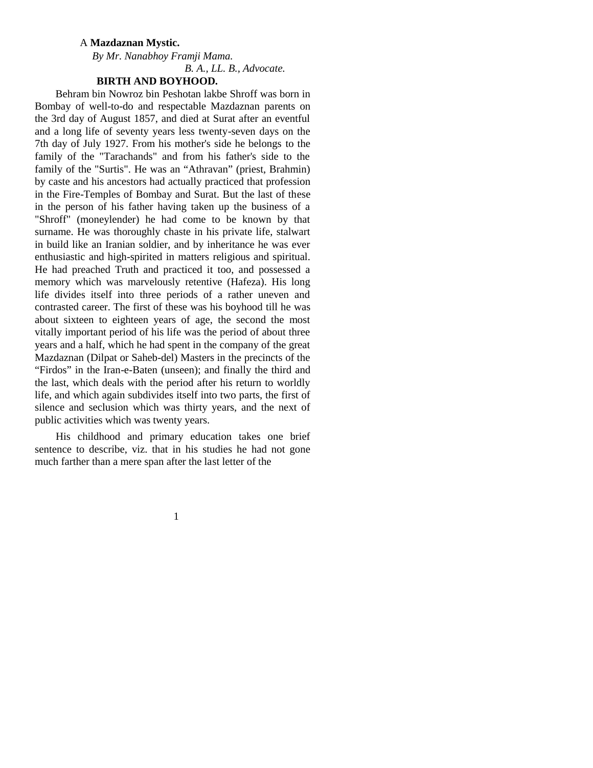A **Mazdaznan Mystic.**

*By Mr. Nanabhoy Framji Mama.*

*B. A., LL. B., Advocate.*

## BIRTH AND BOYHOOD.

Behram bin Nowroz bin Peshotan lakbe Shroff was born in Bombay of well-to-do and respectable Mazdaznan parents on the 3rd day of August 1857, and died at Surat after an eventful and a long life of seventy years less twenty-seven days on the 7th day of July 1927. From his mother's side he belongs to the family of the "Tarachands" and from his father's side to the family of the "Surtis". He was an "Athravan" (priest, Brahmin) by caste and his ancestors had actually practiced that profession in the Fire-Temples of Bombay and Surat. But the last of these in the person of his father having taken up the business of a "Shroff" (moneylender) he had come to be known by that surname. He was thoroughly chaste in his private life, stalwart in build like an Iranian soldier, and by inheritance he was ever enthusiastic and high-spirited in matters religious and spiritual. He had preached Truth and practiced it too, and possessed a memory which was marvelously retentive (Hafeza). His long life divides itself into three periods of a rather uneven and contrasted career. The first of these was his boyhood till he was about sixteen to eighteen years of age, the second the most vitally important period of his life was the period of about three years and a half, which he had spent in the company of the great Mazdaznan (Dilpat or Saheb-del) Masters in the precincts of the "Firdos" in the Iran-e-Baten (unseen); and finally the third and the last, which deals with the period after his return to worldly life, and which again subdivides itself into two parts, the first of silence and seclusion which was thirty years, and the next of public activities which was twenty years.

His childhood and primary education takes one brief sentence to describe, viz. that in his studies he had not gone much farther than a mere span after the last letter of the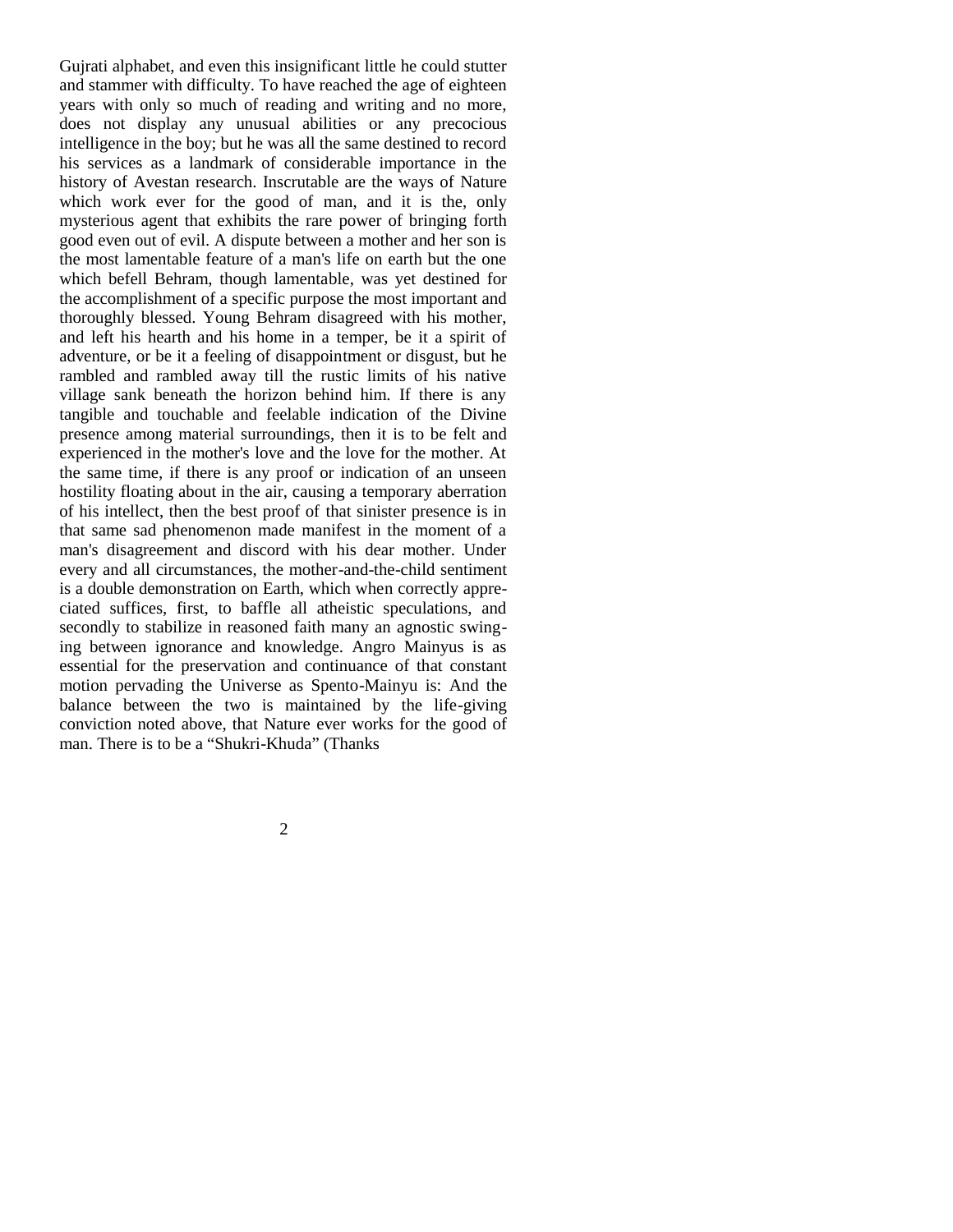Gujrati alphabet, and even this insignificant little he could stutter and stammer with difficulty. To have reached the age of eighteen years with only so much of reading and writing and no more, does not display any unusual abilities or any precocious intelligence in the boy; but he was all the same destined to record his services as a landmark of considerable importance in the history of Avestan research. Inscrutable are the ways of Nature which work ever for the good of man, and it is the, only mysterious agent that exhibits the rare power of bringing forth good even out of evil. A dispute between a mother and her son is the most lamentable feature of a man's life on earth but the one which befell Behram, though lamentable, was yet destined for the accomplishment of a specific purpose the most important and thoroughly blessed. Young Behram disagreed with his mother, and left his hearth and his home in a temper, be it a spirit of adventure, or be it a feeling of disappointment or disgust, but he rambled and rambled away till the rustic limits of his native village sank beneath the horizon behind him. If there is any tangible and touchable and feelable indication of the Divine presence among material surroundings, then it is to be felt and experienced in the mother's love and the love for the mother. At the same time, if there is any proof or indication of an unseen hostility floating about in the air, causing a temporary aberration of his intellect, then the best proof of that sinister presence is in that same sad phenomenon made manifest in the moment of a man's disagreement and discord with his dear mother. Under every and all circumstances, the mother-and-the-child sentiment is a double demonstration on Earth, which when correctly appreciated suffices, first, to baffle all atheistic speculations, and secondly to stabilize in reasoned faith many an agnostic swinging between ignorance and knowledge. Angro Mainyus is as essential for the preservation and continuance of that constant motion pervading the Universe as Spento-Mainyu is: And the balance between the two is maintained by the life-giving conviction noted above, that Nature ever works for the good of man. There is to be a "Shukri-Khuda" (Thanks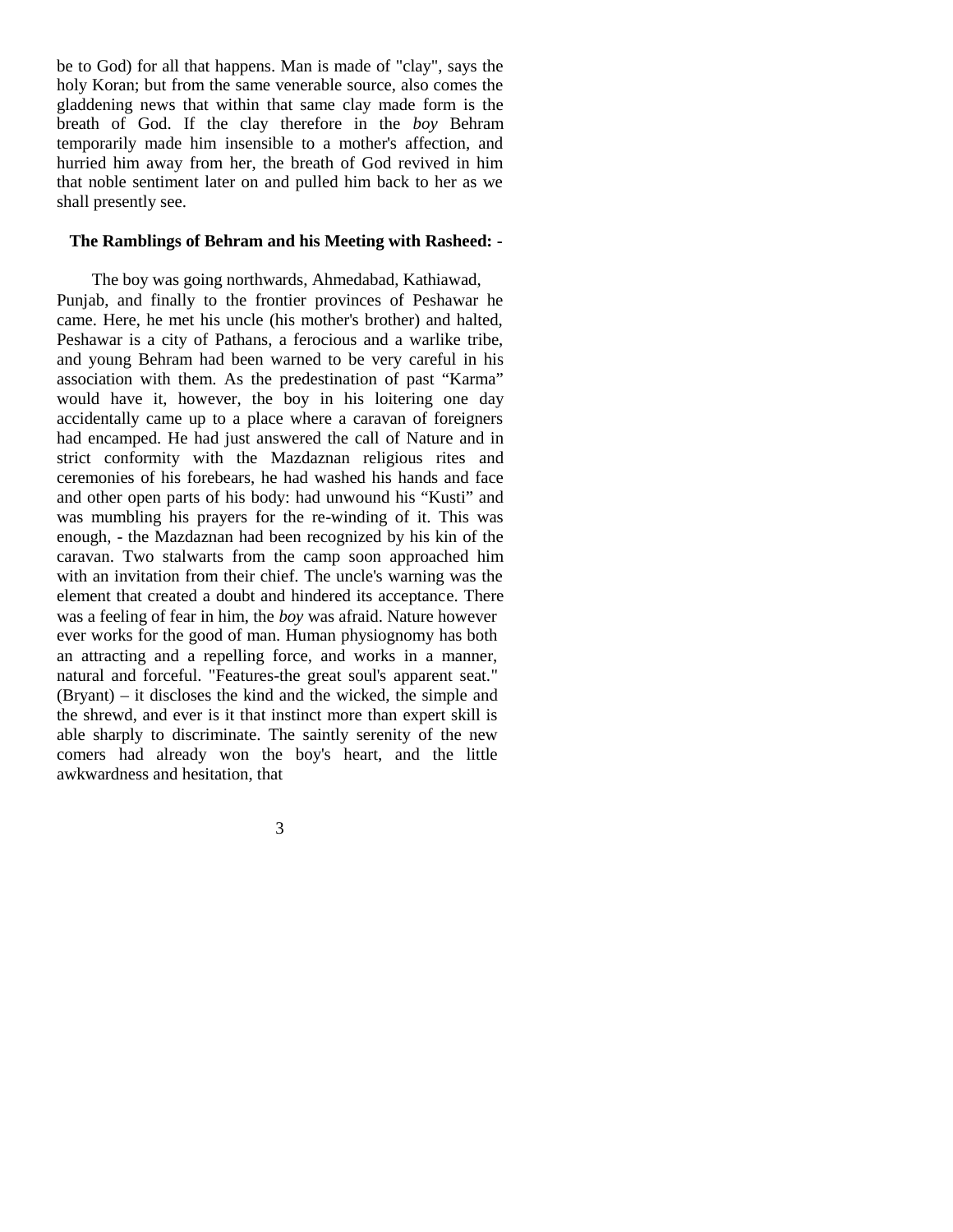be to God) for all that happens. Man is made of "clay", says the holy Koran; but from the same venerable source, also comes the gladdening news that within that same clay made form is the breath of God. If the clay therefore in the *boy* Behram temporarily made him insensible to a mother's affection, and hurried him away from her, the breath of God revived in him that noble sentiment later on and pulled him back to her as we shall presently see.

**The Ramblings of Behram and his Meeting with Rasheed: -**

The boy was going northwards, Ahmedabad, Kathiawad, Punjab, and finally to the frontier provinces of Peshawar he came. Here, he met his uncle (his mother's brother) and halted, Peshawar is a city of Pathans, a ferocious and a warlike tribe, and young Behram had been warned to be very careful in his association with them. As the predestination of past "Karma" would have it, however, the boy in his loitering one day accidentally came up to a place where a caravan of foreigners had encamped. He had just answered the call of Nature and in strict conformity with the Mazdaznan religious rites and ceremonies of his forebears, he had washed his hands and face and other open parts of his body: had unwound his "Kusti" and was mumbling his prayers for the re-winding of it. This was enough, - the Mazdaznan had been recognized by his kin of the caravan. Two stalwarts from the camp soon approached him with an invitation from their chief. The uncle's warning was the element that created a doubt and hindered its acceptance. There was a feeling of fear in him, the *boy* was afraid. Nature however ever works for the good of man. Human physiognomy has both an attracting and a repelling force, and works in a manner, natural and forceful. "Features-the great soul's apparent seat." (Bryant) – it discloses the kind and the wicked, the simple and the shrewd, and ever is it that instinct more than expert skill is able sharply to discriminate. The saintly serenity of the new comers had already won the boy's heart, and the little awkwardness and hesitation, that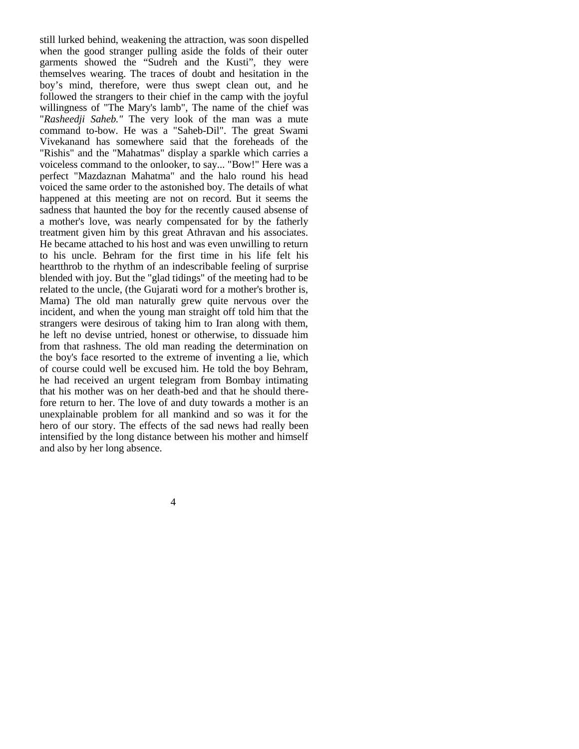still lurked behind, weakening the attraction, was soon dispelled when the good stranger pulling aside the folds of their outer garments showed the "Sudreh and the Kusti", they were themselves wearing. The traces of doubt and hesitation in the boy's mind, therefore, were thus swept clean out, and he followed the strangers to their chief in the camp with the joyful willingness of "The Mary's lamb", The name of the chief was "*Rasheedji Saheb.*" The very look of the man was a mute command to-bow. He was a "Saheb-Dil". The great Swami Vivekanand has somewhere said that the foreheads of the "Rishis" and the "Mahatmas" display a sparkle which carries a voiceless command to the onlooker, to say... "Bow!" Here was a perfect "Mazdaznan Mahatma" and the halo round his head voiced the same order to the astonished boy. The details of what happened at this meeting are not on record. But it seems the sadness that haunted the boy for the recently caused absense of a mother's love, was nearly compensated for by the fatherly treatment given him by this great Athravan and his associates. He became attached to his host and was even unwilling to return to his uncle. Behram for the first time in his life felt his heartthrob to the rhythm of an indescribable feeling of surprise blended with joy. But the "glad tidings" of the meeting had to be related to the uncle, (the Gujarati word for a mother's brother is, Mama) The old man naturally grew quite nervous over the incident, and when the young man straight off told him that the strangers were desirous of taking him to Iran along with them, he left no devise untried, honest or otherwise, to dissuade him from that rashness. The old man reading the determination on the boy's face resorted to the extreme of inventing a lie, which of course could well be excused him. He told the boy Behram, he had received an urgent telegram from Bombay intimating that his mother was on her death-bed and that he should therefore return to her. The love of and duty towards a mother is an unexplainable problem for all mankind and so was it for the hero of our story. The effects of the sad news had really been intensified by the long distance between his mother and himself and also by her long absence.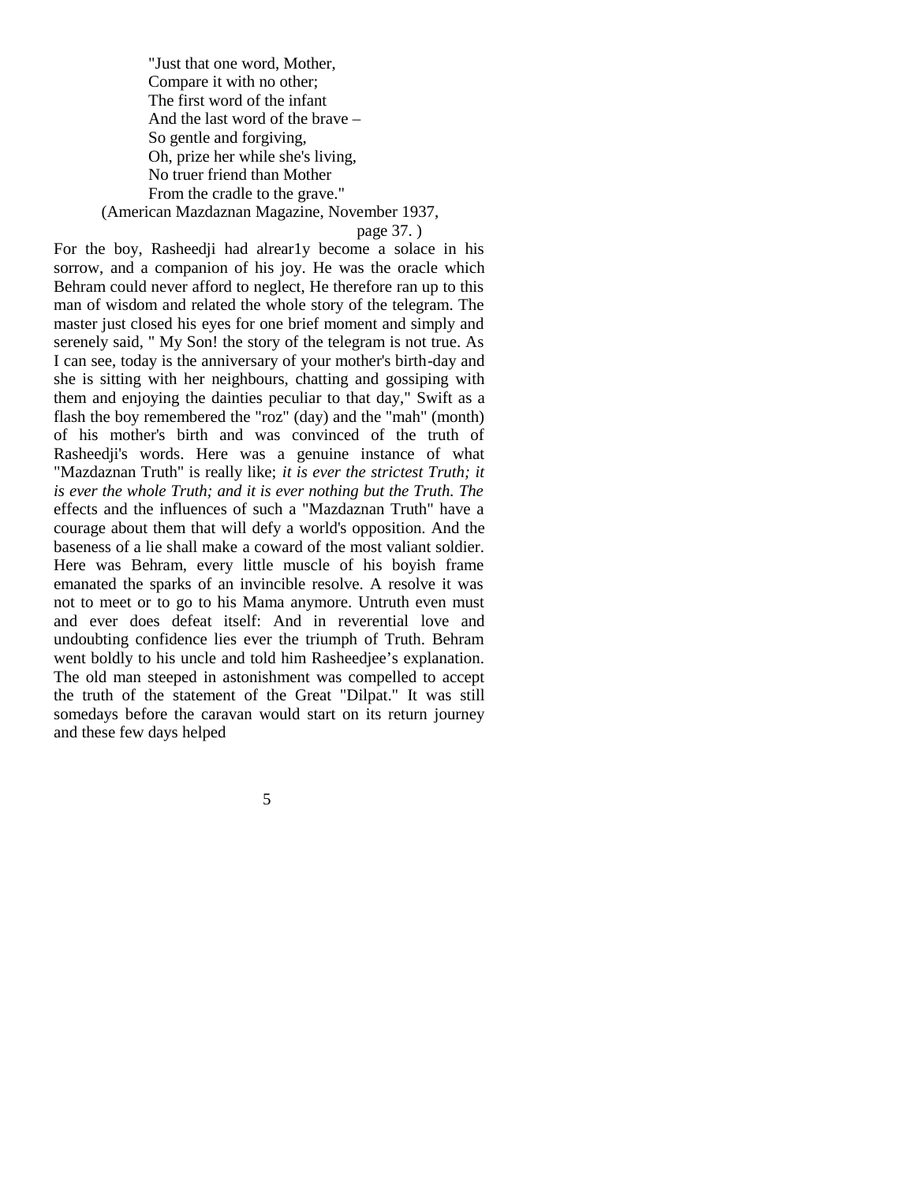"Just that one word, Mother,
Compare it with no other;
The first word of the infant
And the last word of the brave –
So gentle and forgiving,
Oh, prize her while she's living,
No truer friend than Mother
From the cradle to the grave."

(American Mazdaznan Magazine, November 1937, page 37. )

For the boy, Rasheedji had alrear1y become a solace in his sorrow, and a companion of his joy. He was the oracle which Behram could never afford to neglect, He therefore ran up to this man of wisdom and related the whole story of the telegram. The master just closed his eyes for one brief moment and simply and serenely said, " My Son! the story of the telegram is not true. As I can see, today is the anniversary of your mother's birth-day and she is sitting with her neighbours, chatting and gossiping with them and enjoying the dainties peculiar to that day," Swift as a flash the boy remembered the "roz" (day) and the "mah" (month) of his mother's birth and was convinced of the truth of Rasheedji's words. Here was a genuine instance of what "Mazdaznan Truth" is really like; *it is ever the strictest Truth; it is ever the whole Truth; and it is ever nothing but the Truth. The* effects and the influences of such a "Mazdaznan Truth" have a courage about them that will defy a world's opposition. And the baseness of a lie shall make a coward of the most valiant soldier. Here was Behram, every little muscle of his boyish frame emanated the sparks of an invincible resolve. A resolve it was not to meet or to go to his Mama anymore. Untruth even must and ever does defeat itself: And in reverential love and undoubting confidence lies ever the triumph of Truth. Behram went boldly to his uncle and told him Rasheedjee's explanation. The old man steeped in astonishment was compelled to accept the truth of the statement of the Great "Dilpat." It was still somedays before the caravan would start on its return journey and these few days helped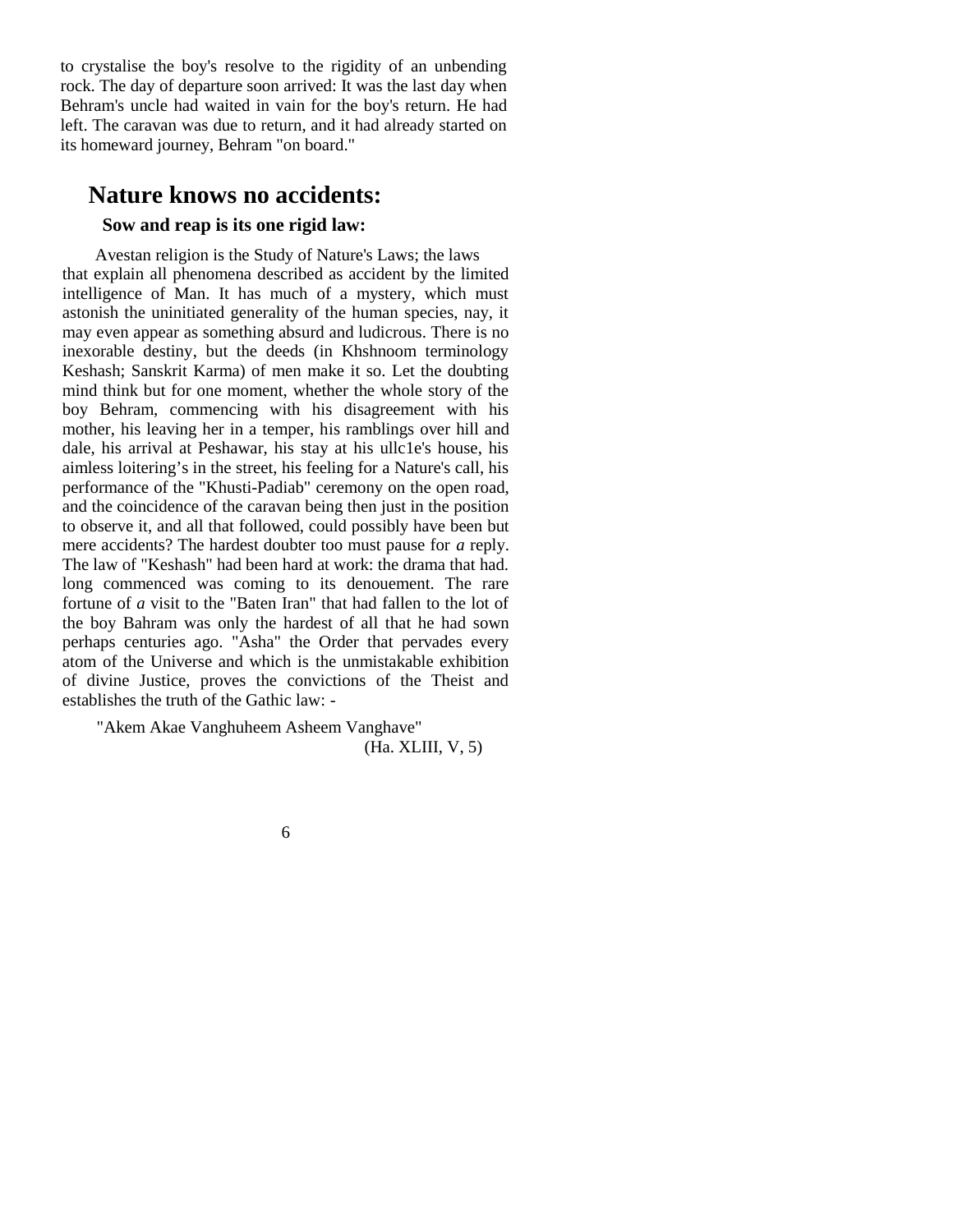to crystalise the boy's resolve to the rigidity of an unbending rock. The day of departure soon arrived: It was the last day when Behram's uncle had waited in vain for the boy's return. He had left. The caravan was due to return, and it had already started on its homeward journey, Behram "on board."

## Nature knows no accidents:

### Sow and reap is its one rigid law:

Avestan religion is the Study of Nature's Laws; the laws that explain all phenomena described as accident by the limited intelligence of Man. It has much of a mystery, which must astonish the uninitiated generality of the human species, nay, it may even appear as something absurd and ludicrous. There is no inexorable destiny, but the deeds (in Khshnoom terminology Keshash; Sanskrit Karma) of men make it so. Let the doubting mind think but for one moment, whether the whole story of the boy Behram, commencing with his disagreement with his mother, his leaving her in a temper, his ramblings over hill and dale, his arrival at Peshawar, his stay at his ullc1e's house, his aimless loitering's in the street, his feeling for a Nature's call, his performance of the "Khusti-Padiab" ceremony on the open road, and the coincidence of the caravan being then just in the position to observe it, and all that followed, could possibly have been but mere accidents? The hardest doubter too must pause for *a* reply. The law of "Keshash" had been hard at work: the drama that had. long commenced was coming to its denouement. The rare fortune of *a* visit to the "Baten Iran" that had fallen to the lot of the boy Bahram was only the hardest of all that he had sown perhaps centuries ago. "Asha" the Order that pervades every atom of the Universe and which is the unmistakable exhibition of divine Justice, proves the convictions of the Theist and establishes the truth of the Gathic law: -

"Akem Akae Vanghuheem Asheem Vanghave"

(Ha. XLIII, V, 5)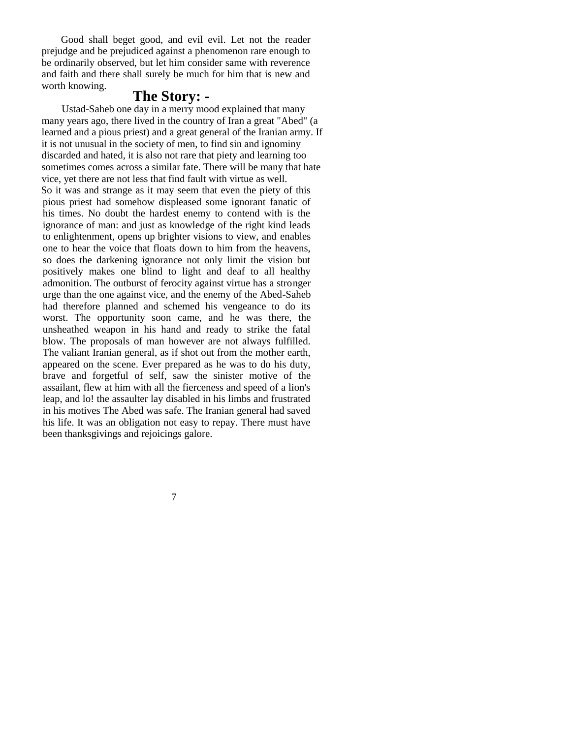Good shall beget good, and evil evil. Let not the reader prejudge and be prejudiced against a phenomenon rare enough to be ordinarily observed, but let him consider same with reverence and faith and there shall surely be much for him that is new and worth knowing.

## The Story: -

Ustad-Saheb one day in a merry mood explained that many many years ago, there lived in the country of Iran a great "Abed" (a learned and a pious priest) and a great general of the Iranian army. If it is not unusual in the society of men, to find sin and ignominy discarded and hated, it is also not rare that piety and learning too sometimes comes across a similar fate. There will be many that hate vice, yet there are not less that find fault with virtue as well. So it was and strange as it may seem that even the piety of this pious priest had somehow displeased some ignorant fanatic of his times. No doubt the hardest enemy to contend with is the ignorance of man: and just as knowledge of the right kind leads to enlightenment, opens up brighter visions to view, and enables one to hear the voice that floats down to him from the heavens, so does the darkening ignorance not only limit the vision but positively makes one blind to light and deaf to all healthy admonition. The outburst of ferocity against virtue has a stronger urge than the one against vice, and the enemy of the Abed-Saheb had therefore planned and schemed his vengeance to do its worst. The opportunity soon came, and he was there, the unsheathed weapon in his hand and ready to strike the fatal blow. The proposals of man however are not always fulfilled. The valiant Iranian general, as if shot out from the mother earth, appeared on the scene. Ever prepared as he was to do his duty, brave and forgetful of self, saw the sinister motive of the assailant, flew at him with all the fierceness and speed of a lion's leap, and lo! the assaulter lay disabled in his limbs and frustrated in his motives The Abed was safe. The Iranian general had saved his life. It was an obligation not easy to repay. There must have been thanksgivings and rejoicings galore.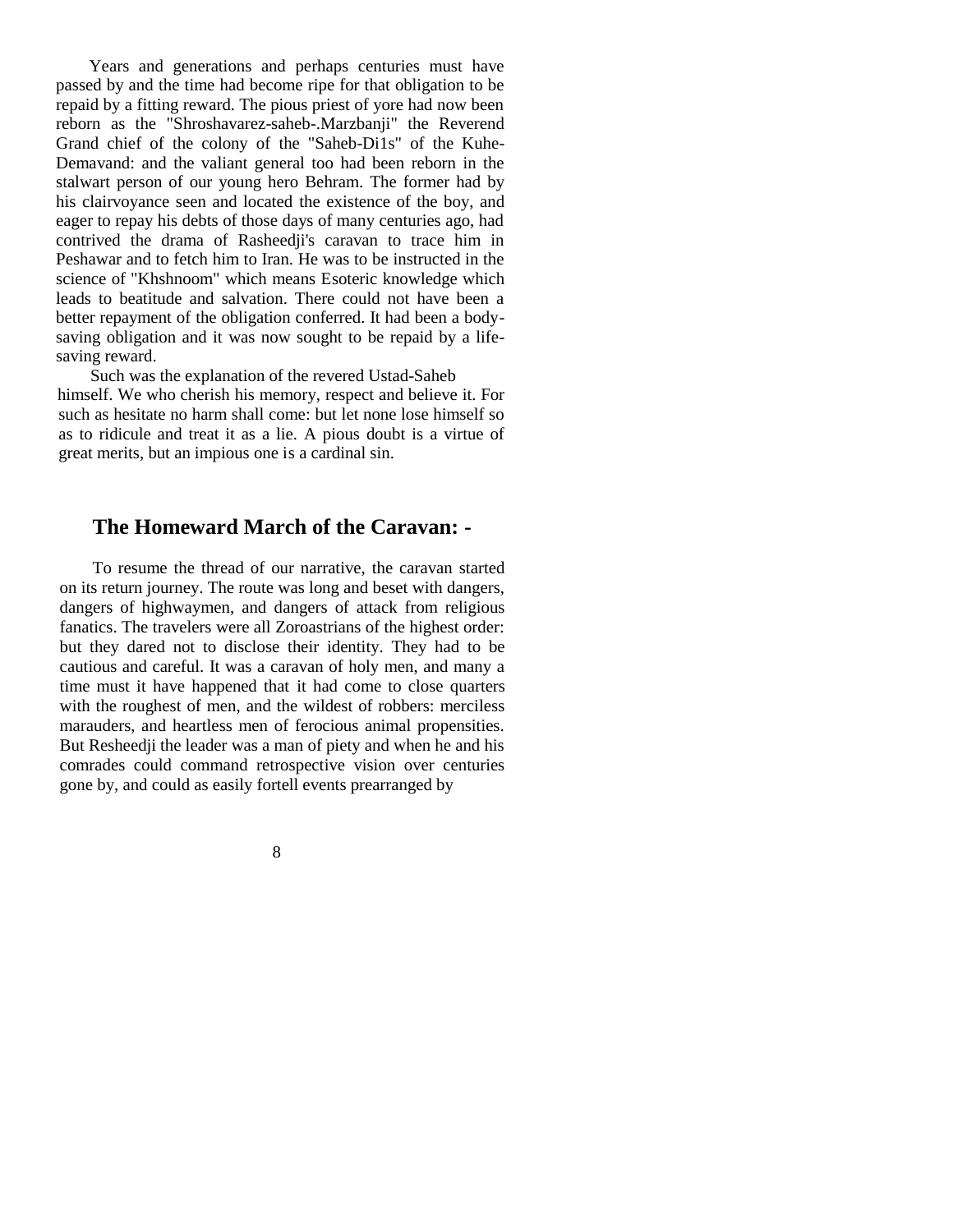Years and generations and perhaps centuries must have passed by and the time had become ripe for that obligation to be repaid by a fitting reward. The pious priest of yore had now been reborn as the "Shroshavarez-saheb-.Marzbanji" the Reverend Grand chief of the colony of the "Saheb-Di1s" of the Kuhe-Demavand: and the valiant general too had been reborn in the stalwart person of our young hero Behram. The former had by his clairvoyance seen and located the existence of the boy, and eager to repay his debts of those days of many centuries ago, had contrived the drama of Rasheedji's caravan to trace him in Peshawar and to fetch him to Iran. He was to be instructed in the science of "Khshnoom" which means Esoteric knowledge which leads to beatitude and salvation. There could not have been a better repayment of the obligation conferred. It had been a body-saving obligation and it was now sought to be repaid by a life-saving reward.

Such was the explanation of the revered Ustad-Saheb himself. We who cherish his memory, respect and believe it. For such as hesitate no harm shall come: but let none lose himself so as to ridicule and treat it as a lie. A pious doubt is a virtue of great merits, but an impious one is a cardinal sin.

## The Homeward March of the Caravan: -

To resume the thread of our narrative, the caravan started on its return journey. The route was long and beset with dangers, dangers of highwaymen, and dangers of attack from religious fanatics. The travelers were all Zoroastrians of the highest order: but they dared not to disclose their identity. They had to be cautious and careful. It was a caravan of holy men, and many a time must it have happened that it had come to close quarters with the roughest of men, and the wildest of robbers: merciless marauders, and heartless men of ferocious animal propensities. But Resheedji the leader was a man of piety and when he and his comrades could command retrospective vision over centuries gone by, and could as easily fortell events prearranged by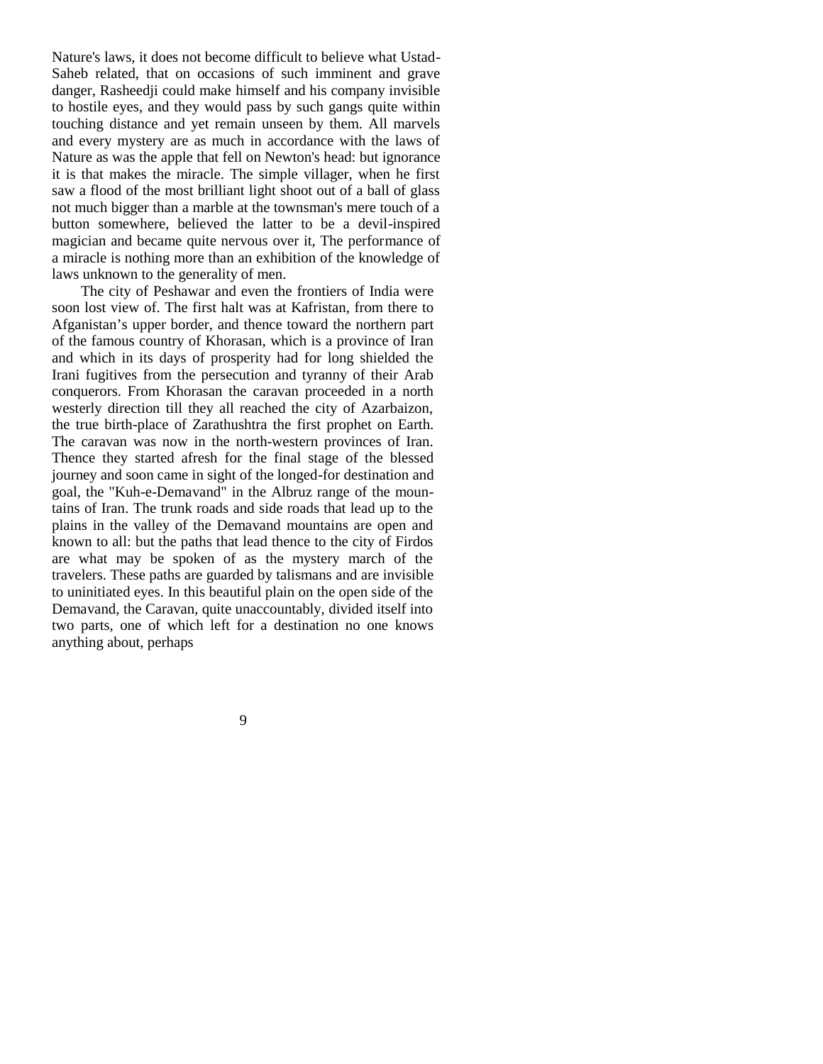Nature's laws, it does not become difficult to believe what Ustad-Saheb related, that on occasions of such imminent and grave danger, Rasheedji could make himself and his company invisible to hostile eyes, and they would pass by such gangs quite within touching distance and yet remain unseen by them. All marvels and every mystery are as much in accordance with the laws of Nature as was the apple that fell on Newton's head: but ignorance it is that makes the miracle. The simple villager, when he first saw a flood of the most brilliant light shoot out of a ball of glass not much bigger than a marble at the townsman's mere touch of a button somewhere, believed the latter to be a devil-inspired magician and became quite nervous over it, The performance of a miracle is nothing more than an exhibition of the knowledge of laws unknown to the generality of men.

The city of Peshawar and even the frontiers of India were soon lost view of. The first halt was at Kafristan, from there to Afganistan's upper border, and thence toward the northern part of the famous country of Khorasan, which is a province of Iran and which in its days of prosperity had for long shielded the Irani fugitives from the persecution and tyranny of their Arab conquerors. From Khorasan the caravan proceeded in a north westerly direction till they all reached the city of Azarbaizon, the true birth-place of Zarathushtra the first prophet on Earth. The caravan was now in the north-western provinces of Iran. Thence they started afresh for the final stage of the blessed journey and soon came in sight of the longed-for destination and goal, the "Kuh-e-Demavand" in the Albruz range of the mountains of Iran. The trunk roads and side roads that lead up to the plains in the valley of the Demavand mountains are open and known to all: but the paths that lead thence to the city of Firdos are what may be spoken of as the mystery march of the travelers. These paths are guarded by talismans and are invisible to uninitiated eyes. In this beautiful plain on the open side of the Demavand, the Caravan, quite unaccountably, divided itself into two parts, one of which left for a destination no one knows anything about, perhaps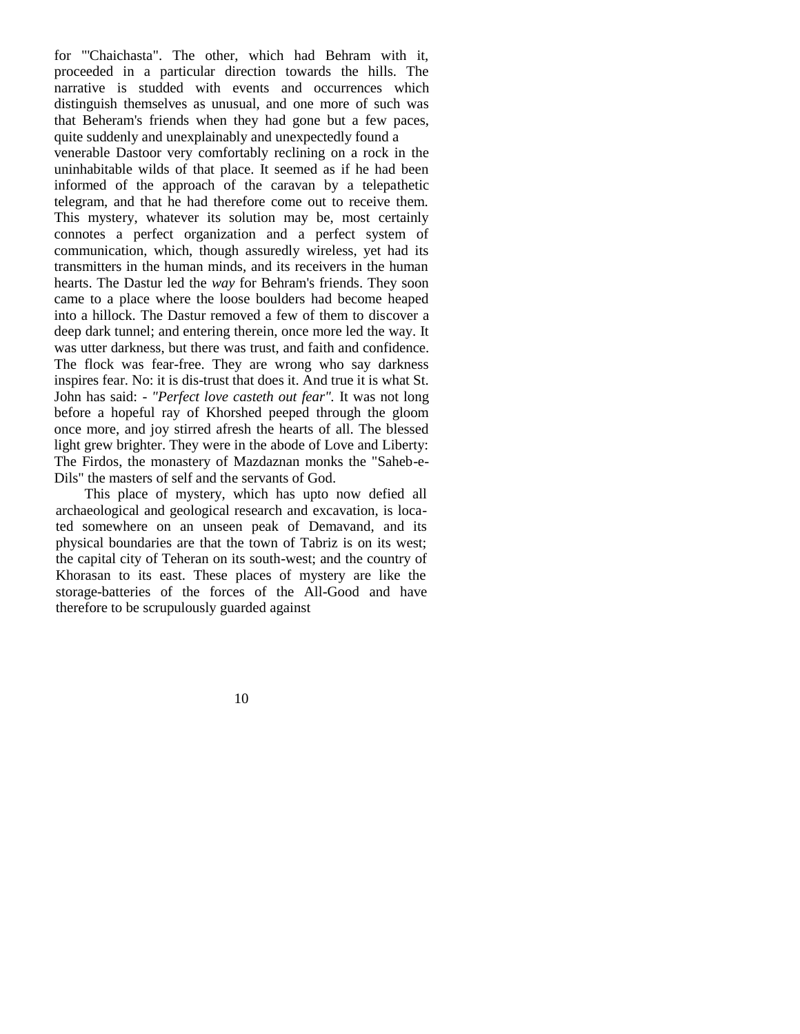for "'Chaichasta". The other, which had Behram with it, proceeded in a particular direction towards the hills. The narrative is studded with events and occurrences which distinguish themselves as unusual, and one more of such was that Beheram's friends when they had gone but a few paces, quite suddenly and unexplainably and unexpectedly found a venerable Dastoor very comfortably reclining on a rock in the uninhabitable wilds of that place. It seemed as if he had been informed of the approach of the caravan by a telepathetic telegram, and that he had therefore come out to receive them. This mystery, whatever its solution may be, most certainly connotes a perfect organization and a perfect system of communication, which, though assuredly wireless, yet had its transmitters in the human minds, and its receivers in the human hearts. The Dastur led the *way* for Behram's friends. They soon came to a place where the loose boulders had become heaped into a hillock. The Dastur removed a few of them to discover a deep dark tunnel; and entering therein, once more led the way. It was utter darkness, but there was trust, and faith and confidence. The flock was fear-free. They are wrong who say darkness inspires fear. No: it is dis-trust that does it. And true it is what St. John has said: - *"Perfect love casteth out fear".* It was not long before a hopeful ray of Khorshed peeped through the gloom once more, and joy stirred afresh the hearts of all. The blessed light grew brighter. They were in the abode of Love and Liberty: The Firdos, the monastery of Mazdaznan monks the "Saheb-e-Dils" the masters of self and the servants of God.

This place of mystery, which has upto now defied all archaeological and geological research and excavation, is located somewhere on an unseen peak of Demavand, and its physical boundaries are that the town of Tabriz is on its west; the capital city of Teheran on its south-west; and the country of Khorasan to its east. These places of mystery are like the storage-batteries of the forces of the All-Good and have therefore to be scrupulously guarded against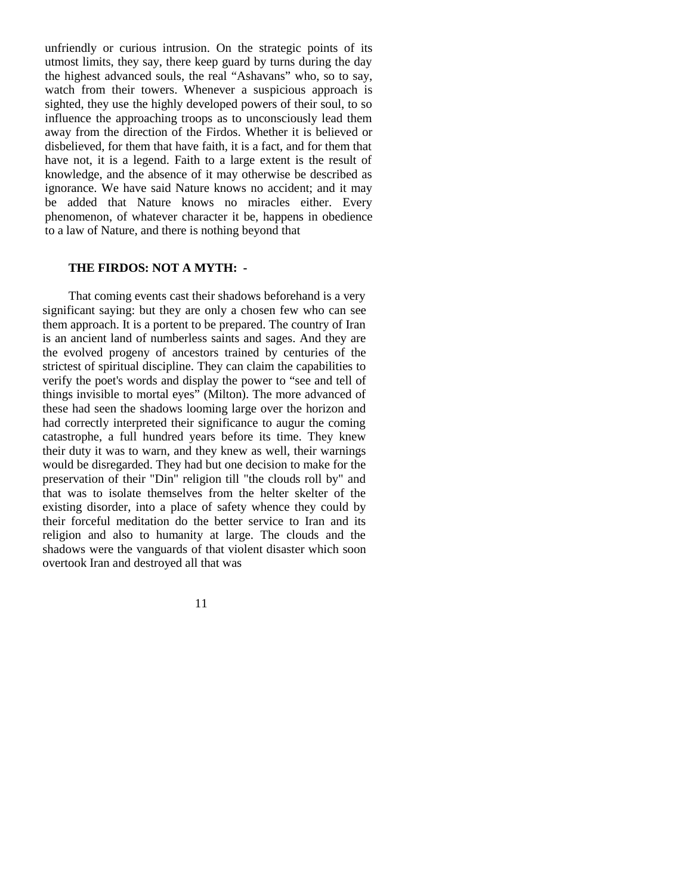unfriendly or curious intrusion. On the strategic points of its utmost limits, they say, there keep guard by turns during the day the highest advanced souls, the real "Ashavans" who, so to say, watch from their towers. Whenever a suspicious approach is sighted, they use the highly developed powers of their soul, to so influence the approaching troops as to unconsciously lead them away from the direction of the Firdos. Whether it is believed or disbelieved, for them that have faith, it is a fact, and for them that have not, it is a legend. Faith to a large extent is the result of knowledge, and the absence of it may otherwise be described as ignorance. We have said Nature knows no accident; and it may be added that Nature knows no miracles either. Every phenomenon, of whatever character it be, happens in obedience to a law of Nature, and there is nothing beyond that

**THE FIRDOS: NOT A MYTH: -**

That coming events cast their shadows beforehand is a very significant saying: but they are only a chosen few who can see them approach. It is a portent to be prepared. The country of Iran is an ancient land of numberless saints and sages. And they are the evolved progeny of ancestors trained by centuries of the strictest of spiritual discipline. They can claim the capabilities to verify the poet's words and display the power to "see and tell of things invisible to mortal eyes" (Milton). The more advanced of these had seen the shadows looming large over the horizon and had correctly interpreted their significance to augur the coming catastrophe, a full hundred years before its time. They knew their duty it was to warn, and they knew as well, their warnings would be disregarded. They had but one decision to make for the preservation of their "Din" religion till "the clouds roll by" and that was to isolate themselves from the helter skelter of the existing disorder, into a place of safety whence they could by their forceful meditation do the better service to Iran and its religion and also to humanity at large. The clouds and the shadows were the vanguards of that violent disaster which soon overtook Iran and destroyed all that was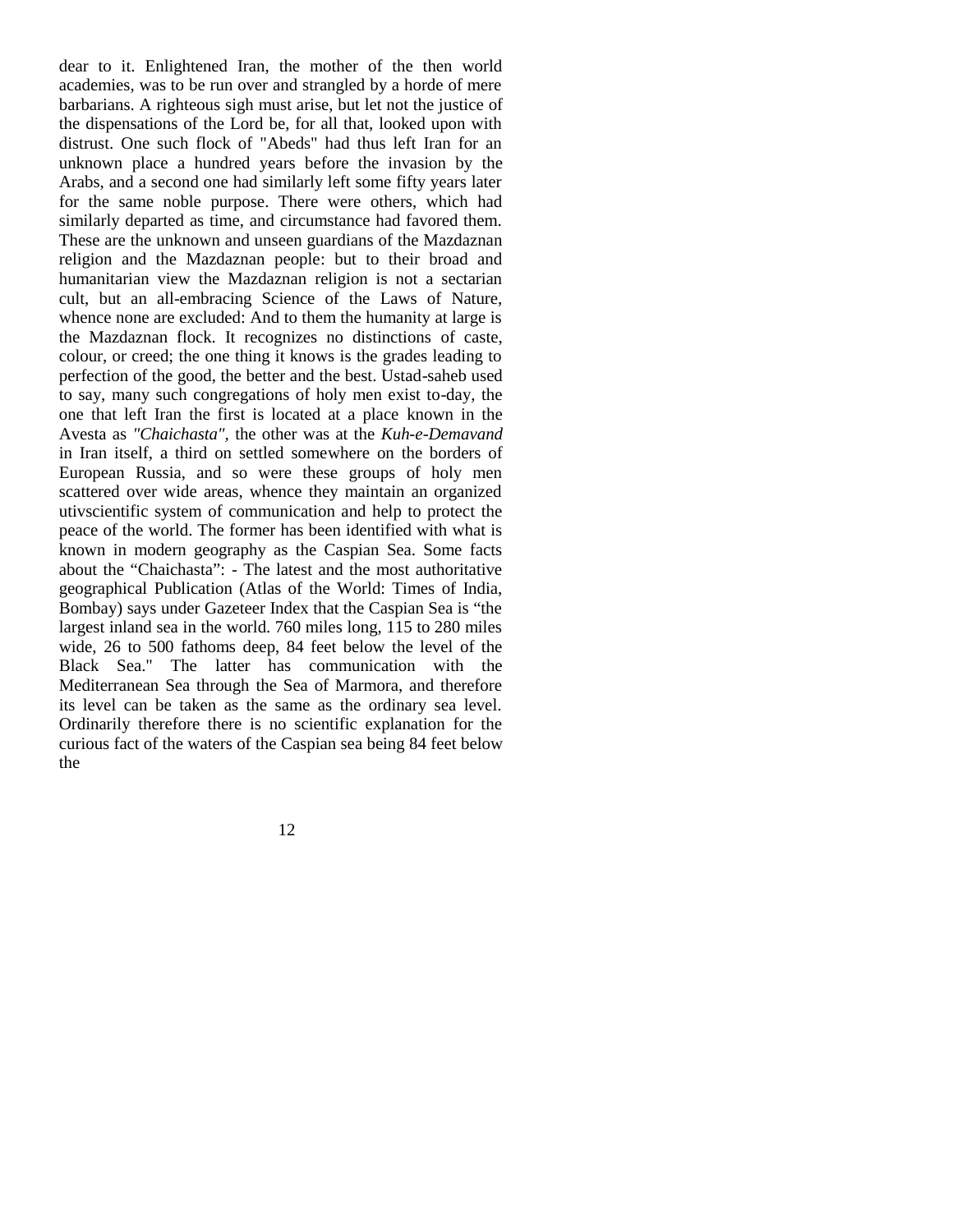dear to it. Enlightened Iran, the mother of the then world academies, was to be run over and strangled by a horde of mere barbarians. A righteous sigh must arise, but let not the justice of the dispensations of the Lord be, for all that, looked upon with distrust. One such flock of "Abeds" had thus left Iran for an unknown place a hundred years before the invasion by the Arabs, and a second one had similarly left some fifty years later for the same noble purpose. There were others, which had similarly departed as time, and circumstance had favored them. These are the unknown and unseen guardians of the Mazdaznan religion and the Mazdaznan people: but to their broad and humanitarian view the Mazdaznan religion is not a sectarian cult, but an all-embracing Science of the Laws of Nature, whence none are excluded: And to them the humanity at large is the Mazdaznan flock. It recognizes no distinctions of caste, colour, or creed; the one thing it knows is the grades leading to perfection of the good, the better and the best. Ustad-saheb used to say, many such congregations of holy men exist to-day, the one that left Iran the first is located at a place known in the Avesta as *"Chaichasta"*, the other was at the *Kuh-e-Demavand* in Iran itself, a third on settled somewhere on the borders of European Russia, and so were these groups of holy men scattered over wide areas, whence they maintain an organized utivscientific system of communication and help to protect the peace of the world. The former has been identified with what is known in modern geography as the Caspian Sea. Some facts about the "Chaichasta": - The latest and the most authoritative geographical Publication (Atlas of the World: Times of India, Bombay) says under Gazeteer Index that the Caspian Sea is "the largest inland sea in the world. 760 miles long, 115 to 280 miles wide, 26 to 500 fathoms deep, 84 feet below the level of the Black Sea." The latter has communication with the Mediterranean Sea through the Sea of Marmora, and therefore its level can be taken as the same as the ordinary sea level. Ordinarily therefore there is no scientific explanation for the curious fact of the waters of the Caspian sea being 84 feet below the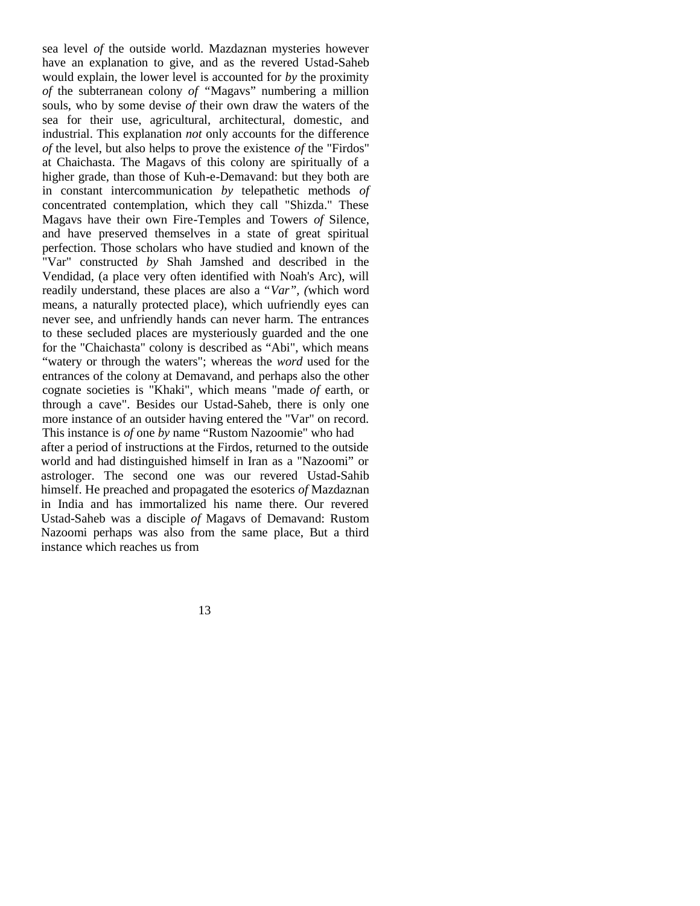sea level *of* the outside world. Mazdaznan mysteries however have an explanation to give, and as the revered Ustad-Saheb would explain, the lower level is accounted for *by* the proximity *of* the subterranean colony *of* "Magavs" numbering a million souls, who by some devise *of* their own draw the waters of the sea for their use, agricultural, architectural, domestic, and industrial. This explanation *not* only accounts for the difference *of* the level, but also helps to prove the existence *of* the "Firdos" at Chaichasta. The Magavs of this colony are spiritually of a higher grade, than those of Kuh-e-Demavand: but they both are in constant intercommunication *by* telepathetic methods *of* concentrated contemplation, which they call "Shizda." These Magavs have their own Fire-Temples and Towers *of* Silence, and have preserved themselves in a state of great spiritual perfection. Those scholars who have studied and known of the "Var" constructed *by* Shah Jamshed and described in the Vendidad, (a place very often identified with Noah's Arc), will readily understand, these places are also a "*Var*", *(*which word means, a naturally protected place), which uufriendly eyes can never see, and unfriendly hands can never harm. The entrances to these secluded places are mysteriously guarded and the one for the "Chaichasta" colony is described as "Abi", which means "watery or through the waters"; whereas the *word* used for the entrances of the colony at Demavand, and perhaps also the other cognate societies is "Khaki", which means "made *of* earth, or through a cave". Besides our Ustad-Saheb, there is only one more instance of an outsider having entered the "Var" on record. This instance is *of* one *by* name "Rustom Nazoomie" who had after a period of instructions at the Firdos, returned to the outside world and had distinguished himself in Iran as a "Nazoomi" or astrologer. The second one was our revered Ustad-Sahib himself. He preached and propagated the esoterics *of* Mazdaznan in India and has immortalized his name there. Our revered Ustad-Saheb was a disciple *of* Magavs of Demavand: Rustom Nazoomi perhaps was also from the same place, But a third instance which reaches us from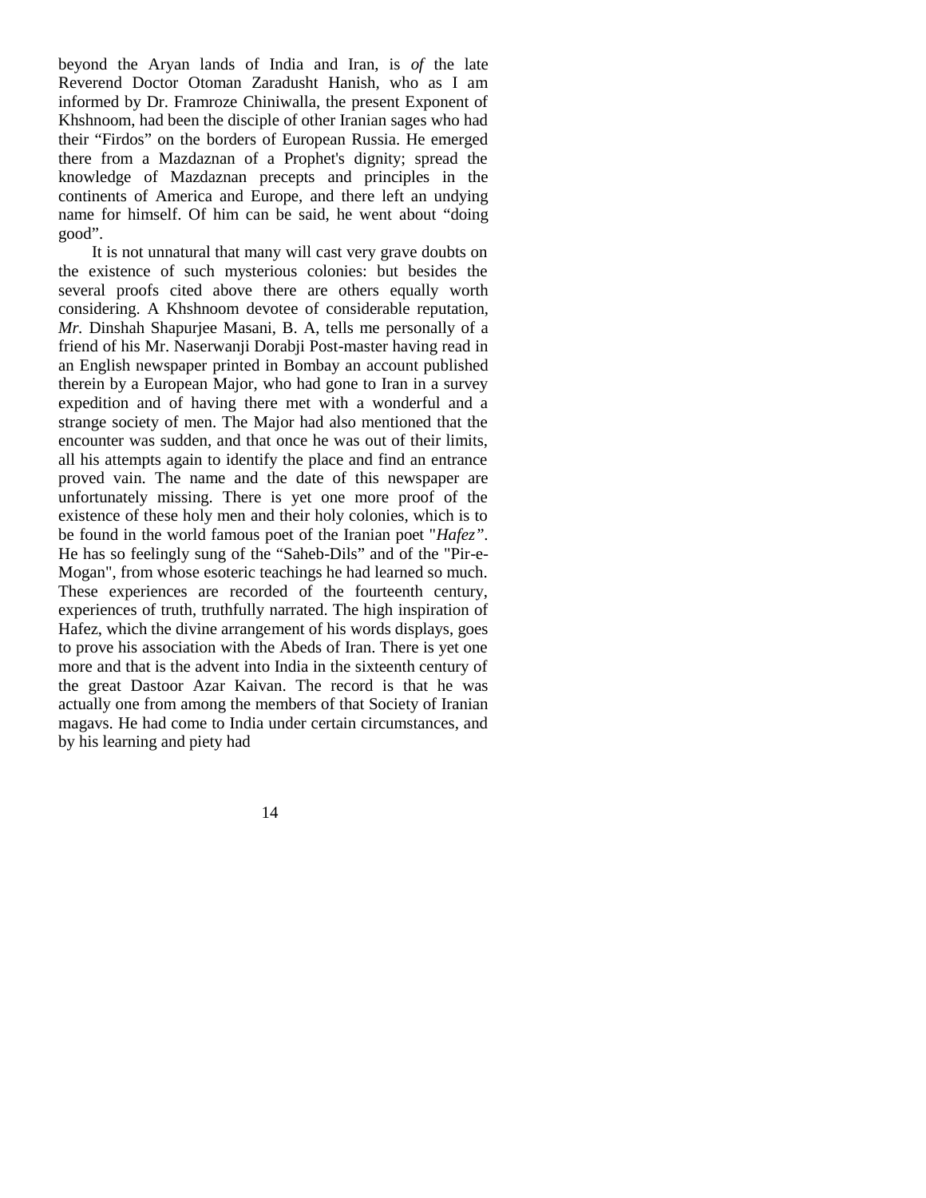beyond the Aryan lands of India and Iran, is *of* the late Reverend Doctor Otoman Zaradusht Hanish, who as I am informed by Dr. Framroze Chiniwalla, the present Exponent of Khshnoom, had been the disciple of other Iranian sages who had their "Firdos" on the borders of European Russia. He emerged there from a Mazdaznan of a Prophet's dignity; spread the knowledge of Mazdaznan precepts and principles in the continents of America and Europe, and there left an undying name for himself. Of him can be said, he went about "doing good".

It is not unnatural that many will cast very grave doubts on the existence of such mysterious colonies: but besides the several proofs cited above there are others equally worth considering. A Khshnoom devotee of considerable reputation, *Mr.* Dinshah Shapurjee Masani, B. A, tells me personally of a friend of his Mr. Naserwanji Dorabji Post-master having read in an English newspaper printed in Bombay an account published therein by a European Major, who had gone to Iran in a survey expedition and of having there met with a wonderful and a strange society of men. The Major had also mentioned that the encounter was sudden, and that once he was out of their limits, all his attempts again to identify the place and find an entrance proved vain. The name and the date of this newspaper are unfortunately missing. There is yet one more proof of the existence of these holy men and their holy colonies, which is to be found in the world famous poet of the Iranian poet "*Hafez*". He has so feelingly sung of the "Saheb-Dils" and of the "Pir-e-Mogan", from whose esoteric teachings he had learned so much. These experiences are recorded of the fourteenth century, experiences of truth, truthfully narrated. The high inspiration of Hafez, which the divine arrangement of his words displays, goes to prove his association with the Abeds of Iran. There is yet one more and that is the advent into India in the sixteenth century of the great Dastoor Azar Kaivan. The record is that he was actually one from among the members of that Society of Iranian magavs. He had come to India under certain circumstances, and by his learning and piety had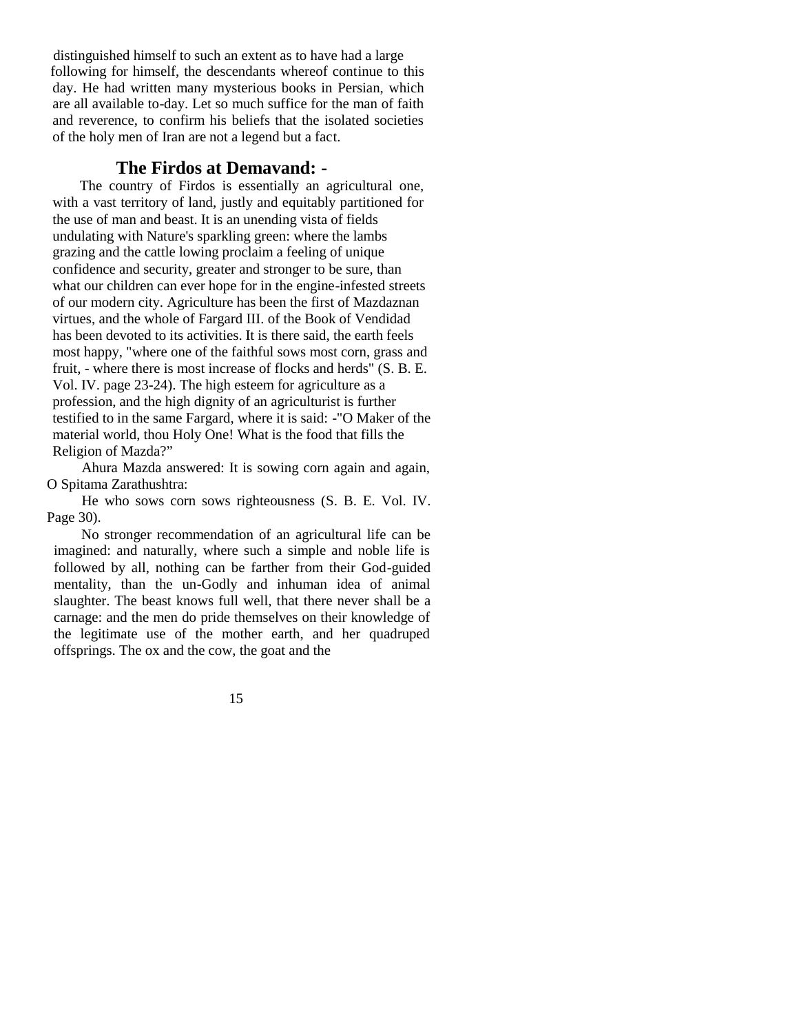distinguished himself to such an extent as to have had a large following for himself, the descendants whereof continue to this day. He had written many mysterious books in Persian, which are all available to-day. Let so much suffice for the man of faith and reverence, to confirm his beliefs that the isolated societies of the holy men of Iran are not a legend but a fact.

## The Firdos at Demavand: -

The country of Firdos is essentially an agricultural one, with a vast territory of land, justly and equitably partitioned for the use of man and beast. It is an unending vista of fields undulating with Nature's sparkling green: where the lambs grazing and the cattle lowing proclaim a feeling of unique confidence and security, greater and stronger to be sure, than what our children can ever hope for in the engine-infested streets of our modern city. Agriculture has been the first of Mazdaznan virtues, and the whole of Fargard III. of the Book of Vendidad has been devoted to its activities. It is there said, the earth feels most happy, "where one of the faithful sows most corn, grass and fruit, - where there is most increase of flocks and herds" (S. B. E. Vol. IV. page 23-24). The high esteem for agriculture as a profession, and the high dignity of an agriculturist is further testified to in the same Fargard, where it is said: -"O Maker of the material world, thou Holy One! What is the food that fills the Religion of Mazda?"

Ahura Mazda answered: It is sowing corn again and again, O Spitama Zarathushtra:

He who sows corn sows righteousness (S. B. E. Vol. IV. Page 30).

No stronger recommendation of an agricultural life can be imagined: and naturally, where such a simple and noble life is followed by all, nothing can be farther from their God-guided mentality, than the un-Godly and inhuman idea of animal slaughter. The beast knows full well, that there never shall be a carnage: and the men do pride themselves on their knowledge of the legitimate use of the mother earth, and her quadruped offsprings. The ox and the cow, the goat and the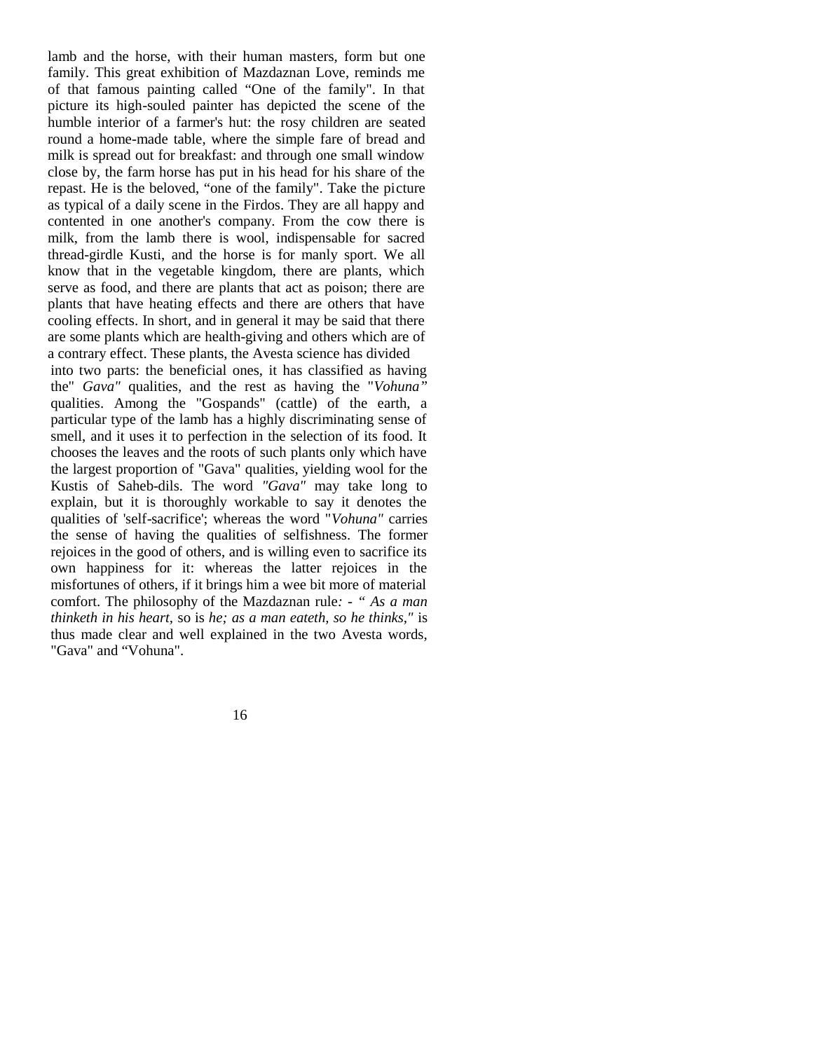lamb and the horse, with their human masters, form but one family. This great exhibition of Mazdaznan Love, reminds me of that famous painting called "One of the family". In that picture its high-souled painter has depicted the scene of the humble interior of a farmer's hut: the rosy children are seated round a home-made table, where the simple fare of bread and milk is spread out for breakfast: and through one small window close by, the farm horse has put in his head for his share of the repast. He is the beloved, "one of the family". Take the picture as typical of a daily scene in the Firdos. They are all happy and contented in one another's company. From the cow there is milk, from the lamb there is wool, indispensable for sacred thread-girdle Kusti, and the horse is for manly sport. We all know that in the vegetable kingdom, there are plants, which serve as food, and there are plants that act as poison; there are plants that have heating effects and there are others that have cooling effects. In short, and in general it may be said that there are some plants which are health-giving and others which are of a contrary effect. These plants, the Avesta science has divided into two parts: the beneficial ones, it has classified as having the" *Gava"* qualities, and the rest as having the "*Vohuna"* qualities. Among the "Gospands" (cattle) of the earth, a particular type of the lamb has a highly discriminating sense of smell, and it uses it to perfection in the selection of its food. It chooses the leaves and the roots of such plants only which have the largest proportion of "Gava" qualities, yielding wool for the Kustis of Saheb-dils. The word *"Gava"* may take long to explain, but it is thoroughly workable to say it denotes the qualities of 'self-sacrifice'; whereas the word "*Vohuna"* carries the sense of having the qualities of selfishness. The former rejoices in the good of others, and is willing even to sacrifice its own happiness for it: whereas the latter rejoices in the misfortunes of others, if it brings him a wee bit more of material comfort. The philosophy of the Mazdaznan rule*: - " As a man thinketh in his heart,* so is *he; as a man eateth, so he thinks,"* is thus made clear and well explained in the two Avesta words, "Gava" and "Vohuna".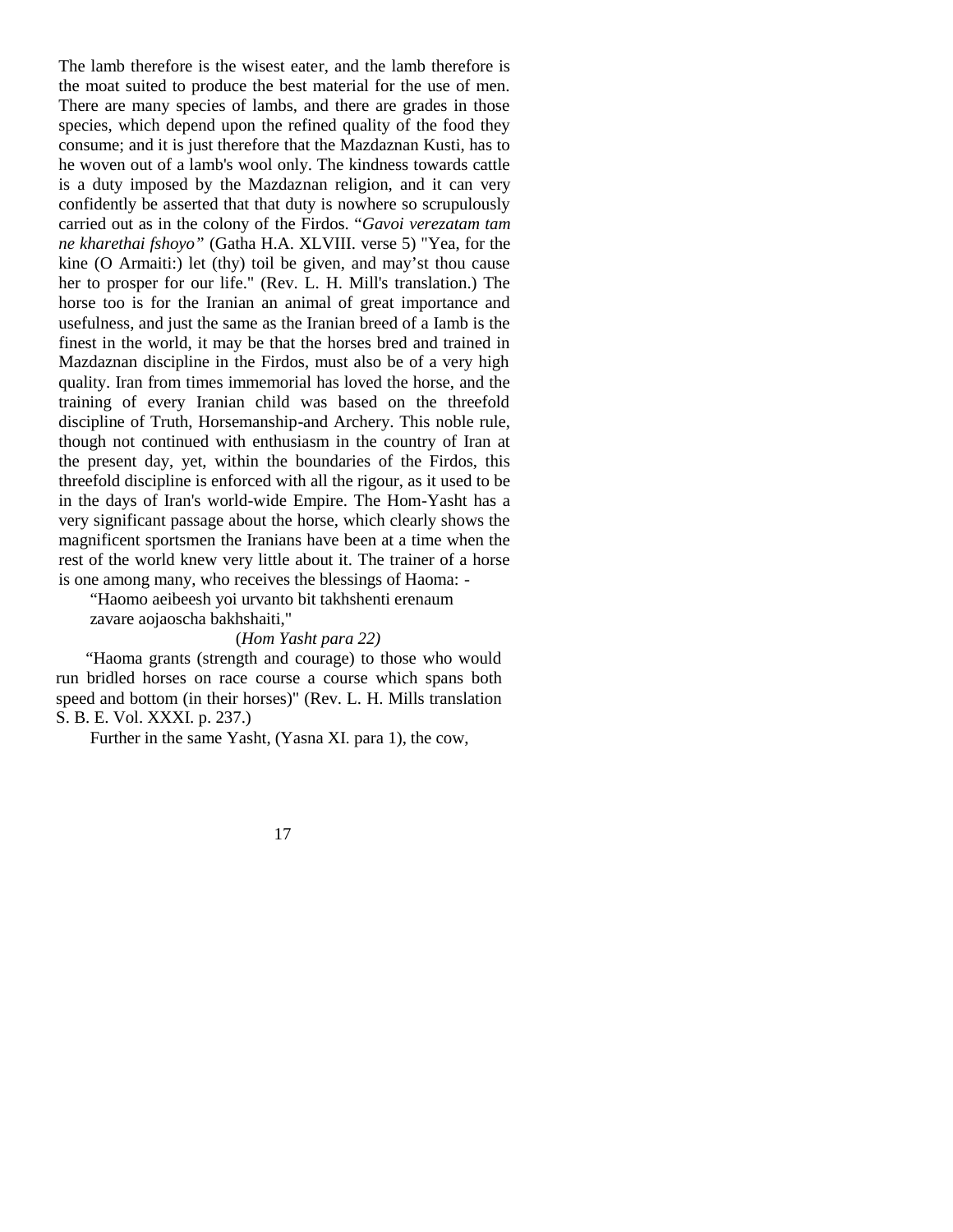The lamb therefore is the wisest eater, and the lamb therefore is the moat suited to produce the best material for the use of men. There are many species of lambs, and there are grades in those species, which depend upon the refined quality of the food they consume; and it is just therefore that the Mazdaznan Kusti, has to he woven out of a lamb's wool only. The kindness towards cattle is a duty imposed by the Mazdaznan religion, and it can very confidently be asserted that that duty is nowhere so scrupulously carried out as in the colony of the Firdos. "*Gavoi verezatam tam ne kharethai fshoyo"* (Gatha H.A. XLVIII. verse 5) "Yea, for the kine (O Armaiti:) let (thy) toil be given, and may'st thou cause her to prosper for our life." (Rev. L. H. Mill's translation.) The horse too is for the Iranian an animal of great importance and usefulness, and just the same as the Iranian breed of a Iamb is the finest in the world, it may be that the horses bred and trained in Mazdaznan discipline in the Firdos, must also be of a very high quality. Iran from times immemorial has loved the horse, and the training of every Iranian child was based on the threefold discipline of Truth, Horsemanship-and Archery. This noble rule, though not continued with enthusiasm in the country of Iran at the present day, yet, within the boundaries of the Firdos, this threefold discipline is enforced with all the rigour, as it used to be in the days of Iran's world-wide Empire. The Hom-Yasht has a very significant passage about the horse, which clearly shows the magnificent sportsmen the Iranians have been at a time when the rest of the world knew very little about it. The trainer of a horse is one among many, who receives the blessings of Haoma: -

"Haomo aeibeesh yoi urvanto bit takhshenti erenaum
zavare aojaoscha bakhshaiti,"

(*Hom Yasht para 22)*

"Haoma grants (strength and courage) to those who would run bridled horses on race course a course which spans both speed and bottom (in their horses)" (Rev. L. H. Mills translation S. B. E. Vol. XXXI. p. 237.)

Further in the same Yasht, (Yasna XI. para 1), the cow,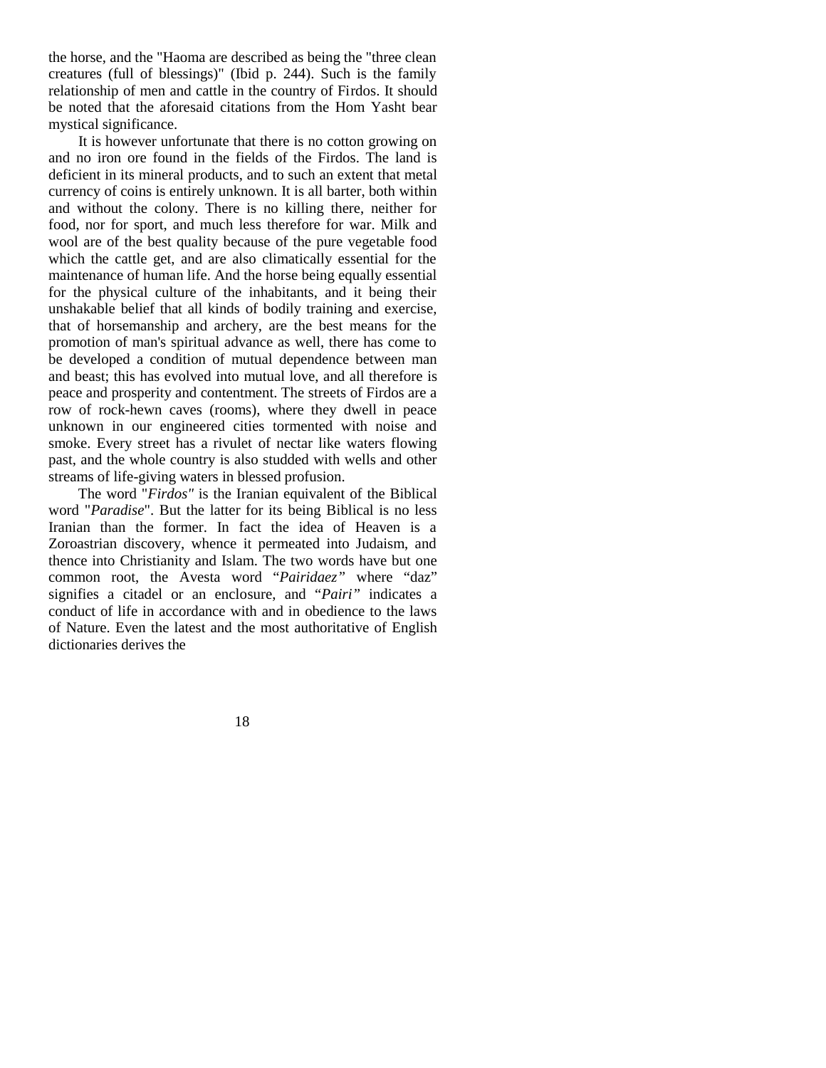the horse, and the "Haoma are described as being the "three clean creatures (full of blessings)" (Ibid p. 244). Such is the family relationship of men and cattle in the country of Firdos. It should be noted that the aforesaid citations from the Hom Yasht bear mystical significance.

It is however unfortunate that there is no cotton growing on and no iron ore found in the fields of the Firdos. The land is deficient in its mineral products, and to such an extent that metal currency of coins is entirely unknown. It is all barter, both within and without the colony. There is no killing there, neither for food, nor for sport, and much less therefore for war. Milk and wool are of the best quality because of the pure vegetable food which the cattle get, and are also climatically essential for the maintenance of human life. And the horse being equally essential for the physical culture of the inhabitants, and it being their unshakable belief that all kinds of bodily training and exercise, that of horsemanship and archery, are the best means for the promotion of man's spiritual advance as well, there has come to be developed a condition of mutual dependence between man and beast; this has evolved into mutual love, and all therefore is peace and prosperity and contentment. The streets of Firdos are a row of rock-hewn caves (rooms), where they dwell in peace unknown in our engineered cities tormented with noise and smoke. Every street has a rivulet of nectar like waters flowing past, and the whole country is also studded with wells and other streams of life-giving waters in blessed profusion.

The word "*Firdos"* is the Iranian equivalent of the Biblical word "*Paradise*". But the latter for its being Biblical is no less Iranian than the former. In fact the idea of Heaven is a Zoroastrian discovery, whence it permeated into Judaism, and thence into Christianity and Islam. The two words have but one common root, the Avesta word "*Pairidaez"* where "daz" signifies a citadel or an enclosure, and "*Pairi"* indicates a conduct of life in accordance with and in obedience to the laws of Nature. Even the latest and the most authoritative of English dictionaries derives the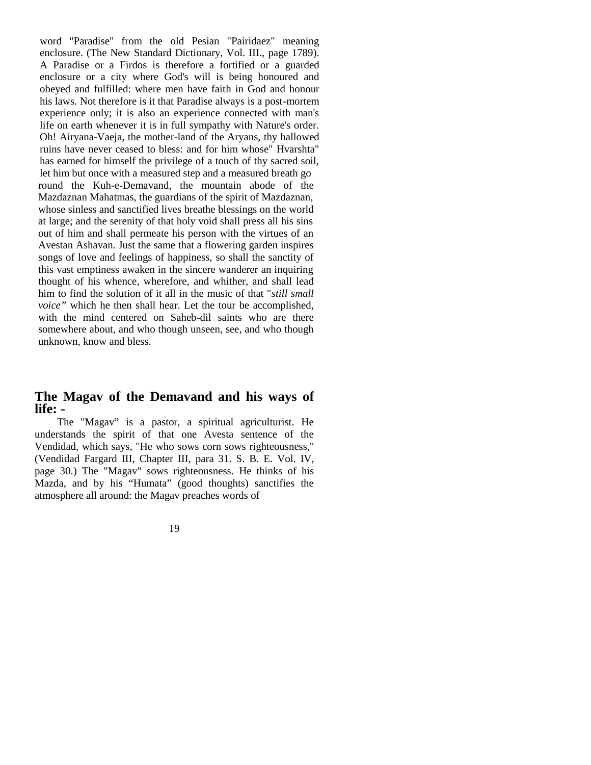word "Paradise" from the old Pesian "Pairidaez" meaning enclosure. (The New Standard Dictionary, Vol. III., page 1789). A Paradise or a Firdos is therefore a fortified or a guarded enclosure or a city where God's will is being honoured and obeyed and fulfilled: where men have faith in God and honour his laws. Not therefore is it that Paradise always is a post-mortem experience only; it is also an experience connected with man's life on earth whenever it is in full sympathy with Nature's order. Oh! Airyana-Vaeja, the mother-land of the Aryans, thy hallowed ruins have never ceased to bless: and for him whose" Hvarshta" has earned for himself the privilege of a touch of thy sacred soil, let him but once with a measured step and a measured breath go round the Kuh-e-Demavand, the mountain abode of the Mazdaznan Mahatmas, the guardians of the spirit of Mazdaznan, whose sinless and sanctified lives breathe blessings on the world at large; and the serenity of that holy void shall press all his sins out of him and shall permeate his person with the virtues of an Avestan Ashavan. Just the same that a flowering garden inspires songs of love and feelings of happiness, so shall the sanctity of this vast emptiness awaken in the sincere wanderer an inquiring thought of his whence, wherefore, and whither, and shall lead him to find the solution of it all in the music of that "*still small voice"* which he then shall hear. Let the tour be accomplished, with the mind centered on Saheb-dil saints who are there somewhere about, and who though unseen, see, and who though unknown, know and bless.

## The Magav of the Demavand and his ways of life: -

The "Magav" is a pastor, a spiritual agriculturist. He understands the spirit of that one Avesta sentence of the Vendidad, which says, "He who sows corn sows righteousness," (Vendidad Fargard III, Chapter III, para 31. S. B. E. Vol. IV, page 30.) The "Magav" sows righteousness. He thinks of his Mazda, and by his "Humata" (good thoughts) sanctifies the atmosphere all around: the Magav preaches words of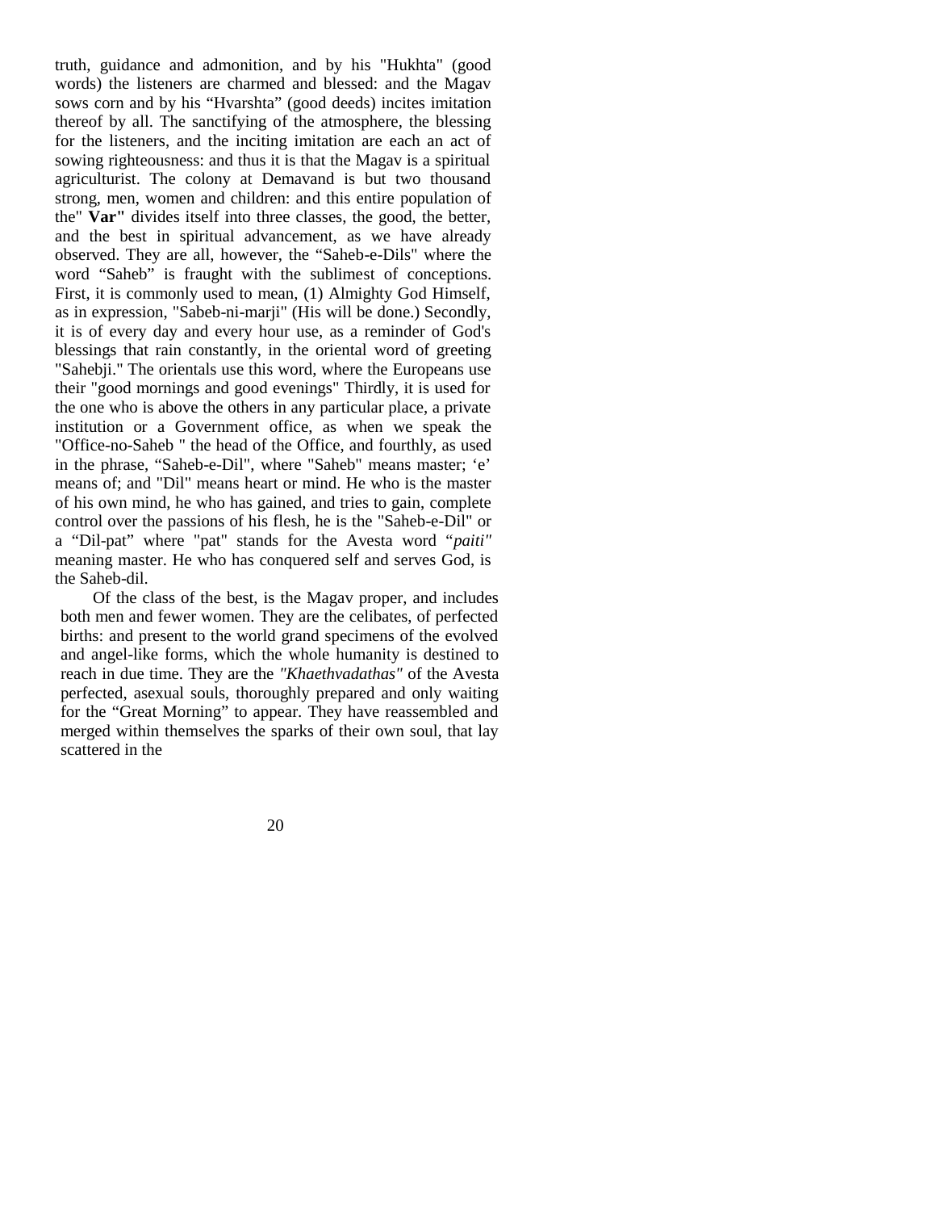truth, guidance and admonition, and by his "Hukhta" (good words) the listeners are charmed and blessed: and the Magav sows corn and by his "Hvarshta" (good deeds) incites imitation thereof by all. The sanctifying of the atmosphere, the blessing for the listeners, and the inciting imitation are each an act of sowing righteousness: and thus it is that the Magav is a spiritual agriculturist. The colony at Demavand is but two thousand strong, men, women and children: and this entire population of the" **Var"** divides itself into three classes, the good, the better, and the best in spiritual advancement, as we have already observed. They are all, however, the "Saheb-e-Dils" where the word "Saheb" is fraught with the sublimest of conceptions. First, it is commonly used to mean, (1) Almighty God Himself, as in expression, "Sabeb-ni-marji" (His will be done.) Secondly, it is of every day and every hour use, as a reminder of God's blessings that rain constantly, in the oriental word of greeting "Sahebji." The orientals use this word, where the Europeans use their "good mornings and good evenings" Thirdly, it is used for the one who is above the others in any particular place, a private institution or a Government office, as when we speak the "Office-no-Saheb " the head of the Office, and fourthly, as used in the phrase, "Saheb-e-Dil", where "Saheb" means master; 'e' means of; and "Dil" means heart or mind. He who is the master of his own mind, he who has gained, and tries to gain, complete control over the passions of his flesh, he is the "Saheb-e-Dil" or a "Dil-pat" where "pat" stands for the Avesta word "*paiti"* meaning master. He who has conquered self and serves God, is the Saheb-dil.

Of the class of the best, is the Magav proper, and includes both men and fewer women. They are the celibates, of perfected births: and present to the world grand specimens of the evolved and angel-like forms, which the whole humanity is destined to reach in due time. They are the *"Khaethvadathas"* of the Avesta perfected, asexual souls, thoroughly prepared and only waiting for the "Great Morning" to appear. They have reassembled and merged within themselves the sparks of their own soul, that lay scattered in the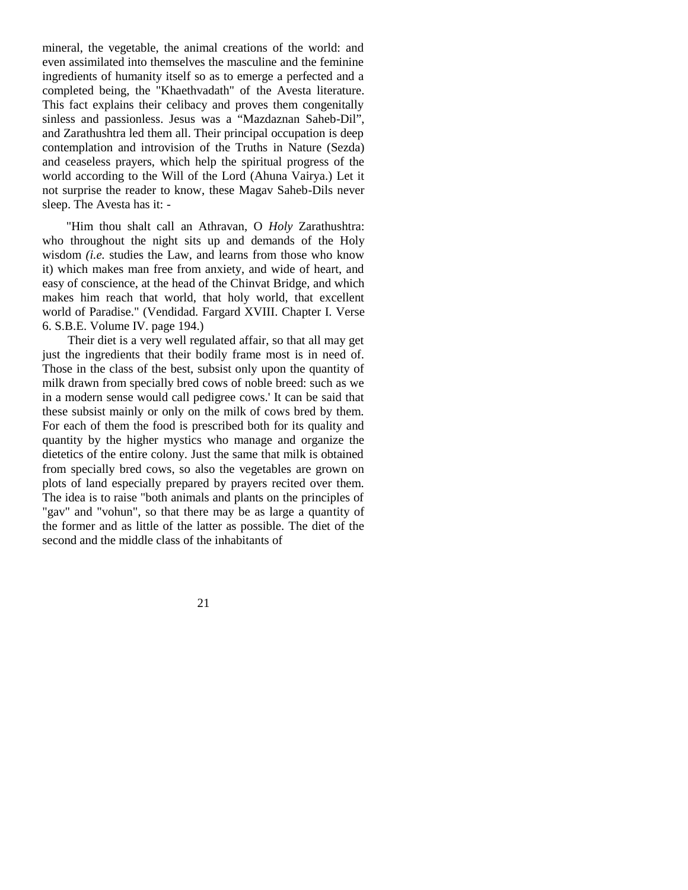mineral, the vegetable, the animal creations of the world: and even assimilated into themselves the masculine and the feminine ingredients of humanity itself so as to emerge a perfected and a completed being, the "Khaethvadath" of the Avesta literature. This fact explains their celibacy and proves them congenitally sinless and passionless. Jesus was a "Mazdaznan Saheb-Dil", and Zarathushtra led them all. Their principal occupation is deep contemplation and introvision of the Truths in Nature (Sezda) and ceaseless prayers, which help the spiritual progress of the world according to the Will of the Lord (Ahuna Vairya.) Let it not surprise the reader to know, these Magav Saheb-Dils never sleep. The Avesta has it: -

"Him thou shalt call an Athravan, O *Holy* Zarathushtra: who throughout the night sits up and demands of the Holy wisdom *(i.e.* studies the Law, and learns from those who know it) which makes man free from anxiety, and wide of heart, and easy of conscience, at the head of the Chinvat Bridge, and which makes him reach that world, that holy world, that excellent world of Paradise." (Vendidad. Fargard XVIII. Chapter I. Verse 6. S.B.E. Volume IV. page 194.)

Their diet is a very well regulated affair, so that all may get just the ingredients that their bodily frame most is in need of. Those in the class of the best, subsist only upon the quantity of milk drawn from specially bred cows of noble breed: such as we in a modern sense would call pedigree cows.' It can be said that these subsist mainly or only on the milk of cows bred by them. For each of them the food is prescribed both for its quality and quantity by the higher mystics who manage and organize the dietetics of the entire colony. Just the same that milk is obtained from specially bred cows, so also the vegetables are grown on plots of land especially prepared by prayers recited over them. The idea is to raise "both animals and plants on the principles of "gav" and "vohun", so that there may be as large a quantity of the former and as little of the latter as possible. The diet of the second and the middle class of the inhabitants of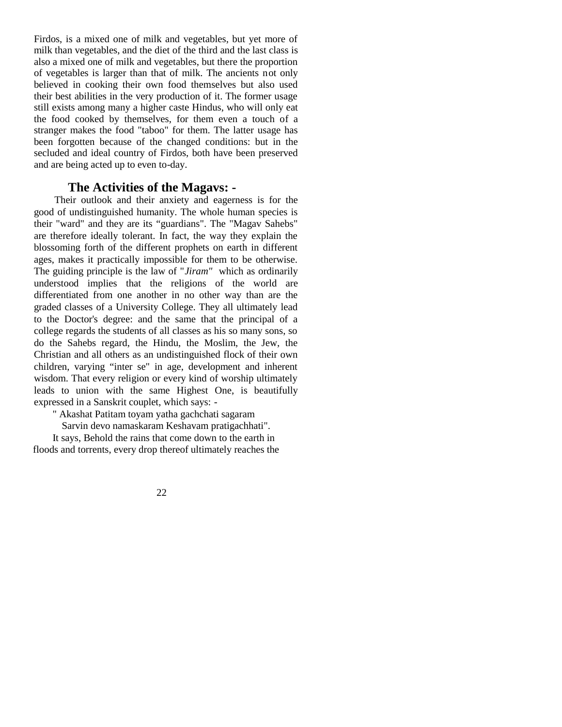Firdos, is a mixed one of milk and vegetables, but yet more of milk than vegetables, and the diet of the third and the last class is also a mixed one of milk and vegetables, but there the proportion of vegetables is larger than that of milk. The ancients not only believed in cooking their own food themselves but also used their best abilities in the very production of it. The former usage still exists among many a higher caste Hindus, who will only eat the food cooked by themselves, for them even a touch of a stranger makes the food "taboo" for them. The latter usage has been forgotten because of the changed conditions: but in the secluded and ideal country of Firdos, both have been preserved and are being acted up to even to-day.

## The Activities of the Magavs: -

Their outlook and their anxiety and eagerness is for the good of undistinguished humanity. The whole human species is their "ward" and they are its "guardians". The "Magav Sahebs" are therefore ideally tolerant. In fact, the way they explain the blossoming forth of the different prophets on earth in different ages, makes it practically impossible for them to be otherwise. The guiding principle is the law of "*Jiram"* which as ordinarily understood implies that the religions of the world are differentiated from one another in no other way than are the graded classes of a University College. They all ultimately lead to the Doctor's degree: and the same that the principal of a college regards the students of all classes as his so many sons, so do the Sahebs regard, the Hindu, the Moslim, the Jew, the Christian and all others as an undistinguished flock of their own children, varying "inter se" in age, development and inherent wisdom. That every religion or every kind of worship ultimately leads to union with the same Highest One, is beautifully expressed in a Sanskrit couplet, which says: -

" Akashat Patitam toyam yatha gachchati sagaram
Sarvin devo namaskaram Keshavam pratigachhati".

It says, Behold the rains that come down to the earth in floods and torrents, every drop thereof ultimately reaches the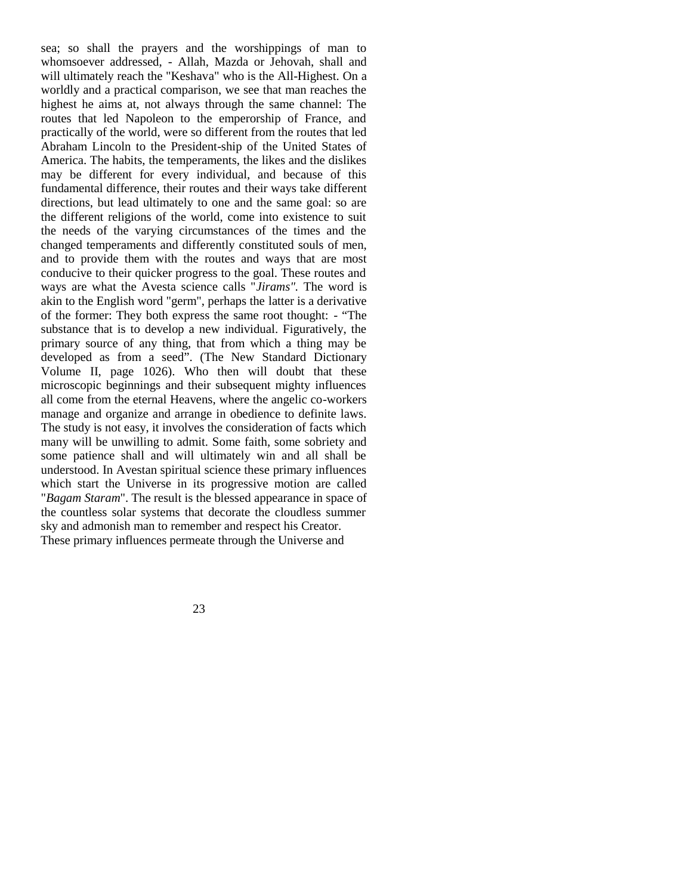sea; so shall the prayers and the worshippings of man to whomsoever addressed, - Allah, Mazda or Jehovah, shall and will ultimately reach the "Keshava" who is the All-Highest. On a worldly and a practical comparison, we see that man reaches the highest he aims at, not always through the same channel: The routes that led Napoleon to the emperorship of France, and practically of the world, were so different from the routes that led Abraham Lincoln to the President-ship of the United States of America. The habits, the temperaments, the likes and the dislikes may be different for every individual, and because of this fundamental difference, their routes and their ways take different directions, but lead ultimately to one and the same goal: so are the different religions of the world, come into existence to suit the needs of the varying circumstances of the times and the changed temperaments and differently constituted souls of men, and to provide them with the routes and ways that are most conducive to their quicker progress to the goal. These routes and ways are what the Avesta science calls "*Jirams".* The word is akin to the English word "germ", perhaps the latter is a derivative of the former: They both express the same root thought: - "The substance that is to develop a new individual. Figuratively, the primary source of any thing, that from which a thing may be developed as from a seed". (The New Standard Dictionary Volume II, page 1026). Who then will doubt that these microscopic beginnings and their subsequent mighty influences all come from the eternal Heavens, where the angelic co-workers manage and organize and arrange in obedience to definite laws. The study is not easy, it involves the consideration of facts which many will be unwilling to admit. Some faith, some sobriety and some patience shall and will ultimately win and all shall be understood. In Avestan spiritual science these primary influences which start the Universe in its progressive motion are called "*Bagam Staram*". The result is the blessed appearance in space of the countless solar systems that decorate the cloudless summer sky and admonish man to remember and respect his Creator.

These primary influences permeate through the Universe and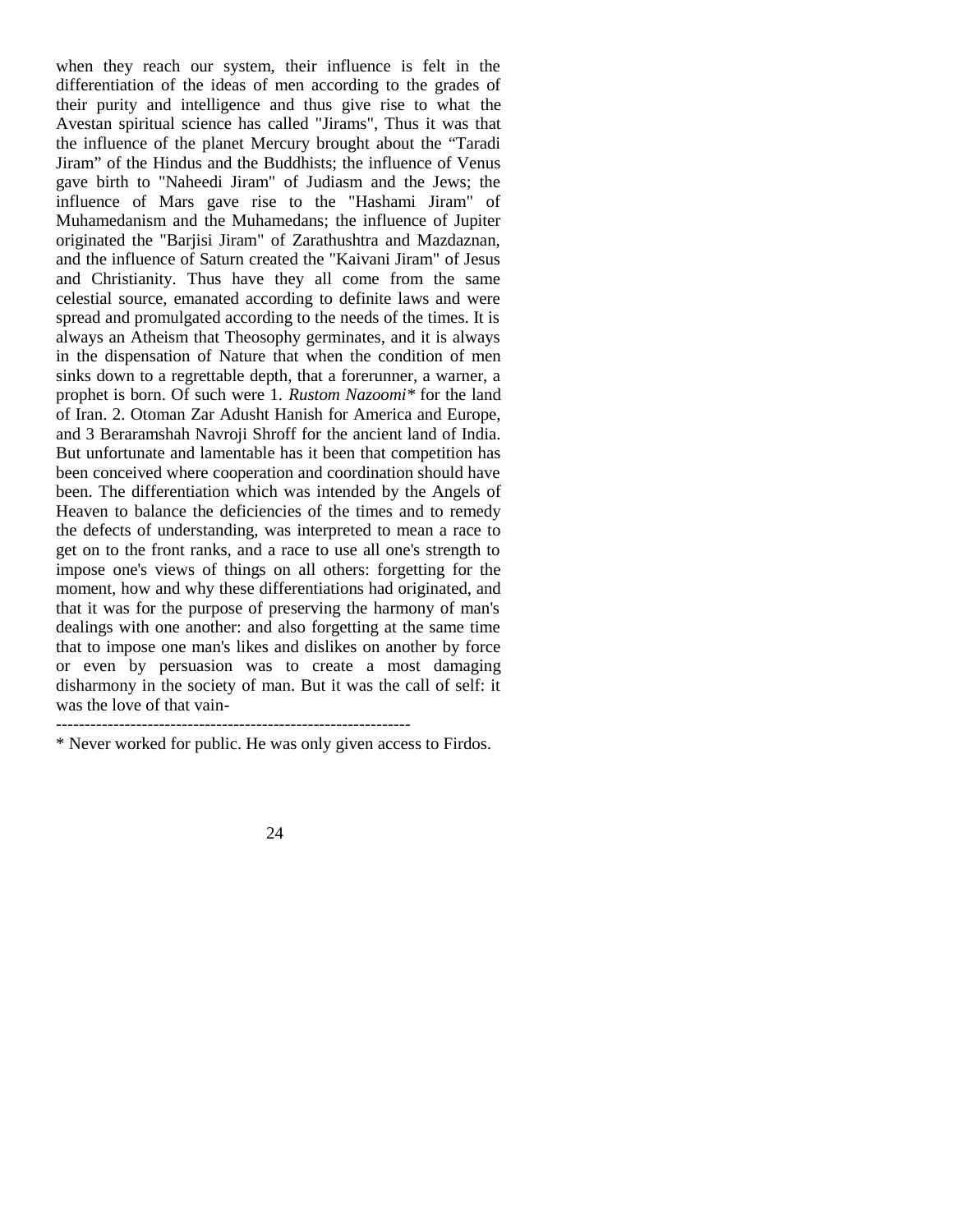when they reach our system, their influence is felt in the differentiation of the ideas of men according to the grades of their purity and intelligence and thus give rise to what the Avestan spiritual science has called "Jirams", Thus it was that the influence of the planet Mercury brought about the “Taradi Jiram” of the Hindus and the Buddhists; the influence of Venus gave birth to "Naheedi Jiram" of Judiasm and the Jews; the influence of Mars gave rise to the "Hashami Jiram" of Muhamedanism and the Muhamedans; the influence of Jupiter originated the "Barjisi Jiram" of Zarathushtra and Mazdaznan, and the influence of Saturn created the "Kaivani Jiram" of Jesus and Christianity. Thus have they all come from the same celestial source, emanated according to definite laws and were spread and promulgated according to the needs of the times. It is always an Atheism that Theosophy germinates, and it is always in the dispensation of Nature that when the condition of men sinks down to a regrettable depth, that a forerunner, a warner, a prophet is born. Of such were 1. *Rustom Nazoomi** for the land of Iran. 2. Otoman Zar Adusht Hanish for America and Europe, and 3 Beraramshah Navroji Shroff for the ancient land of India. But unfortunate and lamentable has it been that competition has been conceived where cooperation and coordination should have been. The differentiation which was intended by the Angels of Heaven to balance the deficiencies of the times and to remedy the defects of understanding, was interpreted to mean a race to get on to the front ranks, and a race to use all one's strength to impose one's views of things on all others: forgetting for the moment, how and why these differentiations had originated, and that it was for the purpose of preserving the harmony of man's dealings with one another: and also forgetting at the same time that to impose one man's likes and dislikes on another by force or even by persuasion was to create a most damaging disharmony in the society of man. But it was the call of self: it was the love of that vain-

---

* Never worked for public. He was only given access to Firdos.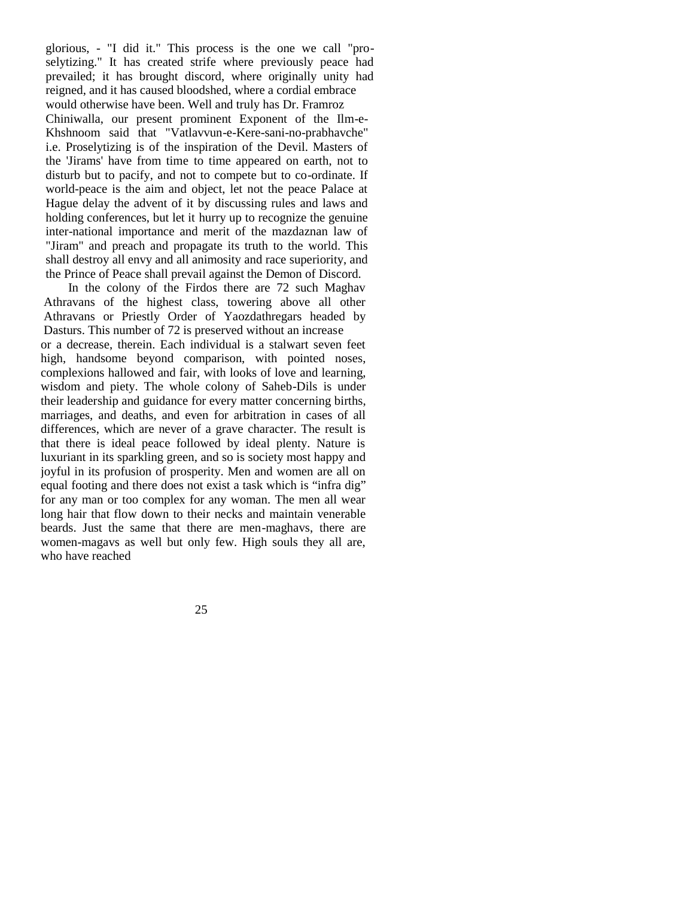glorious, - "I did it." This process is the one we call "proselytizing." It has created strife where previously peace had prevailed; it has brought discord, where originally unity had reigned, and it has caused bloodshed, where a cordial embrace would otherwise have been. Well and truly has Dr. Framroz Chiniwalla, our present prominent Exponent of the Ilm-e-Khshnoom said that "Vatlavvun-e-Kere-sani-no-prabhavche" i.e. Proselytizing is of the inspiration of the Devil. Masters of the 'Jirams' have from time to time appeared on earth, not to disturb but to pacify, and not to compete but to co-ordinate. If world-peace is the aim and object, let not the peace Palace at Hague delay the advent of it by discussing rules and laws and holding conferences, but let it hurry up to recognize the genuine inter-national importance and merit of the mazdaznan law of "Jiram" and preach and propagate its truth to the world. This shall destroy all envy and all animosity and race superiority, and the Prince of Peace shall prevail against the Demon of Discord.

In the colony of the Firdos there are 72 such Maghav Athravans of the highest class, towering above all other Athravans or Priestly Order of Yaozdathregars headed by Dasturs. This number of 72 is preserved without an increase or a decrease, therein. Each individual is a stalwart seven feet high, handsome beyond comparison, with pointed noses, complexions hallowed and fair, with looks of love and learning, wisdom and piety. The whole colony of Saheb-Dils is under their leadership and guidance for every matter concerning births, marriages, and deaths, and even for arbitration in cases of all differences, which are never of a grave character. The result is that there is ideal peace followed by ideal plenty. Nature is luxuriant in its sparkling green, and so is society most happy and joyful in its profusion of prosperity. Men and women are all on equal footing and there does not exist a task which is "infra dig" for any man or too complex for any woman. The men all wear long hair that flow down to their necks and maintain venerable beards. Just the same that there are men-maghavs, there are women-magavs as well but only few. High souls they all are, who have reached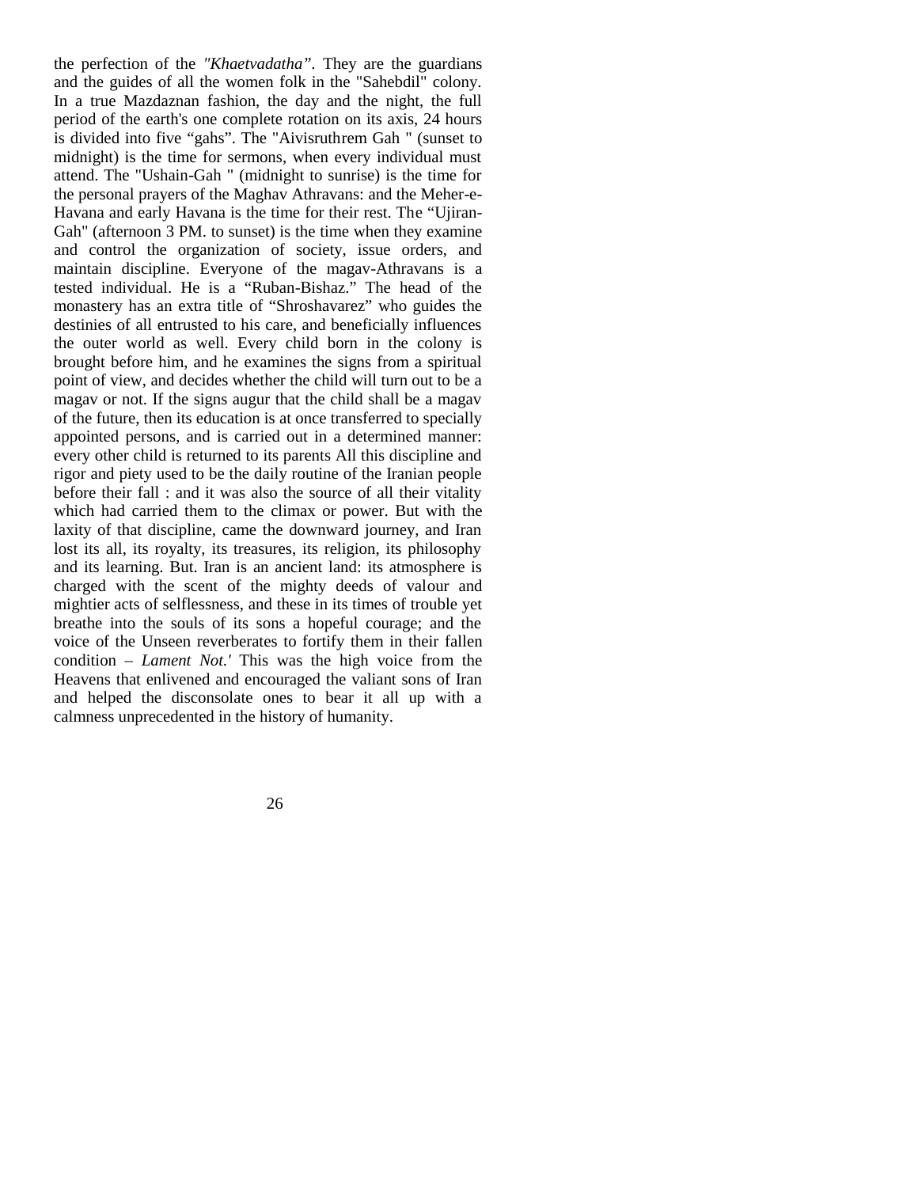the perfection of the *"Khaetvadatha"*. They are the guardians and the guides of all the women folk in the "Sahebdil" colony. In a true Mazdaznan fashion, the day and the night, the full period of the earth's one complete rotation on its axis, 24 hours is divided into five "gahs". The "Aivisruthrem Gah " (sunset to midnight) is the time for sermons, when every individual must attend. The "Ushain-Gah " (midnight to sunrise) is the time for the personal prayers of the Maghav Athravans: and the Meher-e-Havana and early Havana is the time for their rest. The "Ujiran-Gah" (afternoon 3 PM. to sunset) is the time when they examine and control the organization of society, issue orders, and maintain discipline. Everyone of the magav-Athravans is a tested individual. He is a "Ruban-Bishaz." The head of the monastery has an extra title of "Shroshavarez" who guides the destinies of all entrusted to his care, and beneficially influences the outer world as well. Every child born in the colony is brought before him, and he examines the signs from a spiritual point of view, and decides whether the child will turn out to be a magav or not. If the signs augur that the child shall be a magav of the future, then its education is at once transferred to specially appointed persons, and is carried out in a determined manner: every other child is returned to its parents All this discipline and rigor and piety used to be the daily routine of the Iranian people before their fall : and it was also the source of all their vitality which had carried them to the climax or power. But with the laxity of that discipline, came the downward journey, and Iran lost its all, its royalty, its treasures, its religion, its philosophy and its learning. But. Iran is an ancient land: its atmosphere is charged with the scent of the mighty deeds of valour and mightier acts of selflessness, and these in its times of trouble yet breathe into the souls of its sons a hopeful courage; and the voice of the Unseen reverberates to fortify them in their fallen condition – *Lament Not.'* This was the high voice from the Heavens that enlivened and encouraged the valiant sons of Iran and helped the disconsolate ones to bear it all up with a calmness unprecedented in the history of humanity.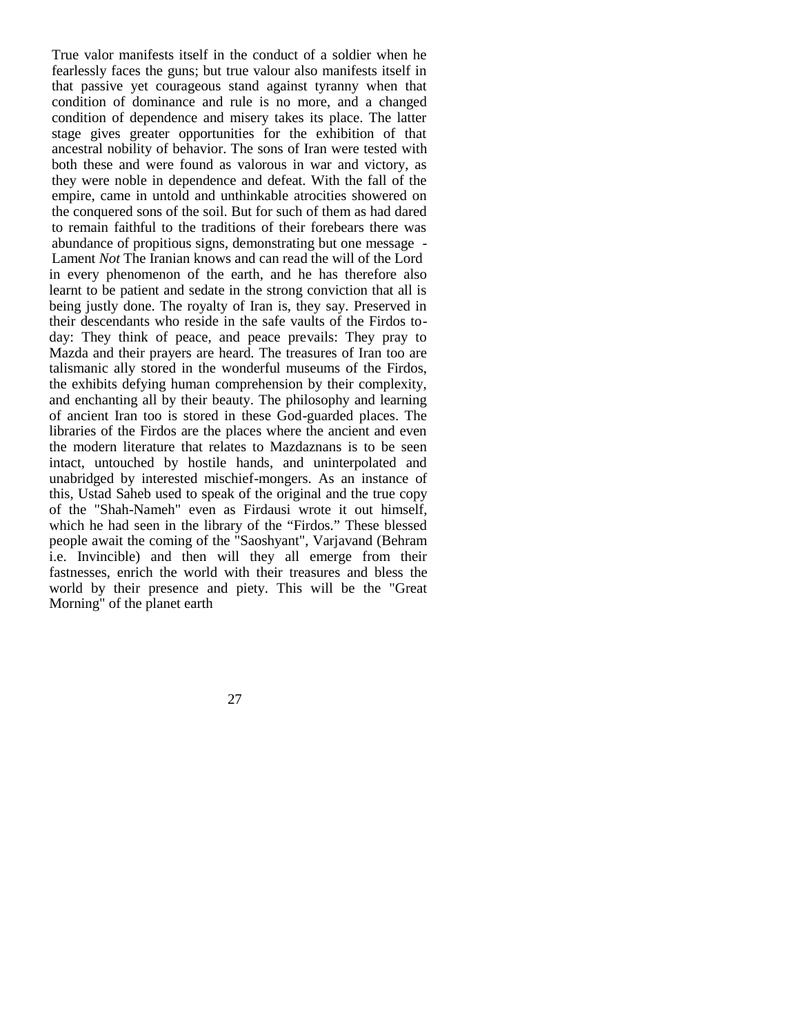True valor manifests itself in the conduct of a soldier when he fearlessly faces the guns; but true valour also manifests itself in that passive yet courageous stand against tyranny when that condition of dominance and rule is no more, and a changed condition of dependence and misery takes its place. The latter stage gives greater opportunities for the exhibition of that ancestral nobility of behavior. The sons of Iran were tested with both these and were found as valorous in war and victory, as they were noble in dependence and defeat. With the fall of the empire, came in untold and unthinkable atrocities showered on the conquered sons of the soil. But for such of them as had dared to remain faithful to the traditions of their forebears there was abundance of propitious signs, demonstrating but one message - Lament *Not* The Iranian knows and can read the will of the Lord in every phenomenon of the earth, and he has therefore also learnt to be patient and sedate in the strong conviction that all is being justly done. The royalty of Iran is, they say. Preserved in their descendants who reside in the safe vaults of the Firdos to-day: They think of peace, and peace prevails: They pray to Mazda and their prayers are heard. The treasures of Iran too are talismanic ally stored in the wonderful museums of the Firdos, the exhibits defying human comprehension by their complexity, and enchanting all by their beauty. The philosophy and learning of ancient Iran too is stored in these God-guarded places. The libraries of the Firdos are the places where the ancient and even the modern literature that relates to Mazdaznans is to be seen intact, untouched by hostile hands, and uninterpolated and unabridged by interested mischief-mongers. As an instance of this, Ustad Saheb used to speak of the original and the true copy of the "Shah-Nameh" even as Firdausi wrote it out himself, which he had seen in the library of the "Firdos." These blessed people await the coming of the "Saoshyant", Varjavand (Behram i.e. Invincible) and then will they all emerge from their fastnesses, enrich the world with their treasures and bless the world by their presence and piety. This will be the "Great Morning" of the planet earth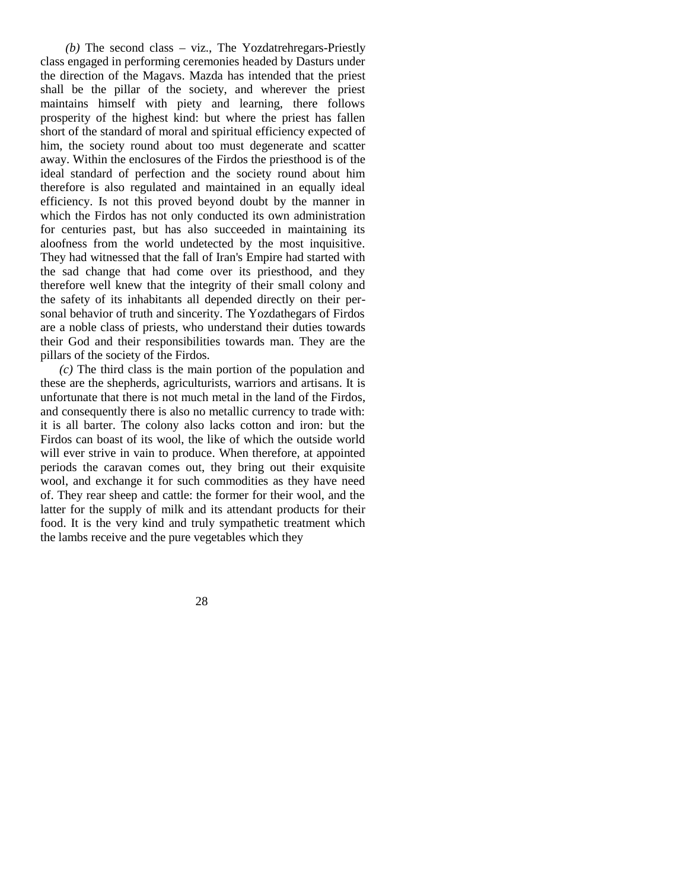*(b)* The second class – viz., The Yozdatrehregars-Priestly class engaged in performing ceremonies headed by Dasturs under the direction of the Magavs. Mazda has intended that the priest shall be the pillar of the society, and wherever the priest maintains himself with piety and learning, there follows prosperity of the highest kind: but where the priest has fallen short of the standard of moral and spiritual efficiency expected of him, the society round about too must degenerate and scatter away. Within the enclosures of the Firdos the priesthood is of the ideal standard of perfection and the society round about him therefore is also regulated and maintained in an equally ideal efficiency. Is not this proved beyond doubt by the manner in which the Firdos has not only conducted its own administration for centuries past, but has also succeeded in maintaining its aloofness from the world undetected by the most inquisitive. They had witnessed that the fall of Iran's Empire had started with the sad change that had come over its priesthood, and they therefore well knew that the integrity of their small colony and the safety of its inhabitants all depended directly on their personal behavior of truth and sincerity. The Yozdathegars of Firdos are a noble class of priests, who understand their duties towards their God and their responsibilities towards man. They are the pillars of the society of the Firdos.

*(c)* The third class is the main portion of the population and these are the shepherds, agriculturists, warriors and artisans. It is unfortunate that there is not much metal in the land of the Firdos, and consequently there is also no metallic currency to trade with: it is all barter. The colony also lacks cotton and iron: but the Firdos can boast of its wool, the like of which the outside world will ever strive in vain to produce. When therefore, at appointed periods the caravan comes out, they bring out their exquisite wool, and exchange it for such commodities as they have need of. They rear sheep and cattle: the former for their wool, and the latter for the supply of milk and its attendant products for their food. It is the very kind and truly sympathetic treatment which the lambs receive and the pure vegetables which they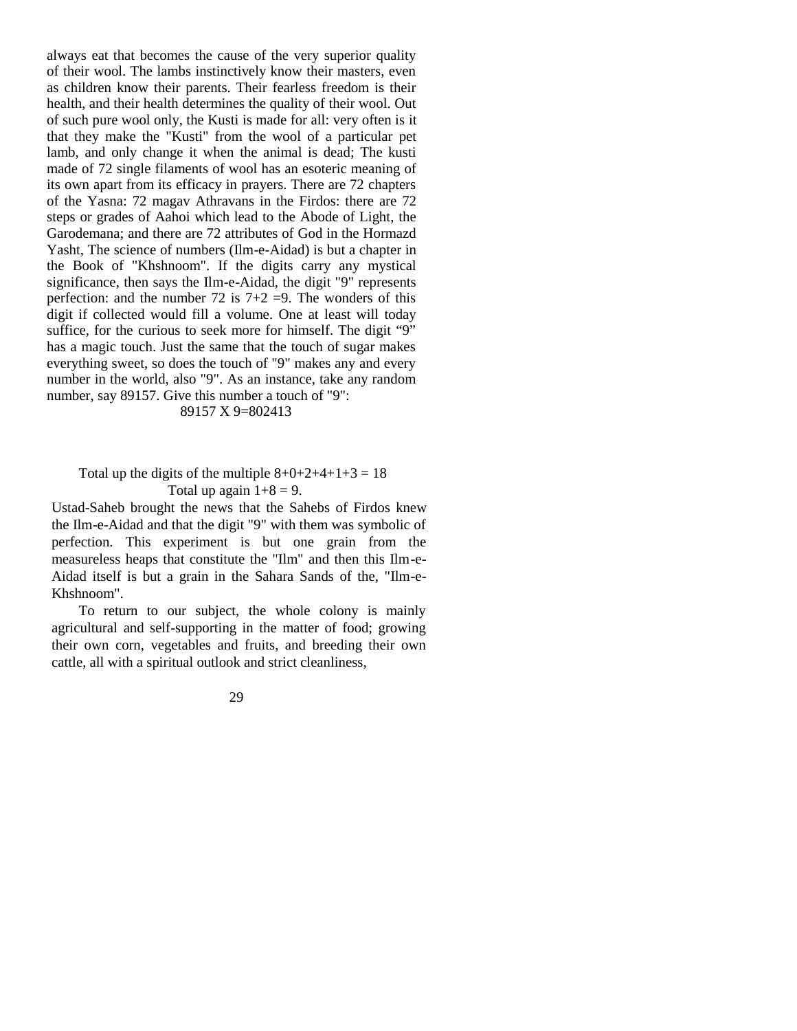always eat that becomes the cause of the very superior quality of their wool. The lambs instinctively know their masters, even as children know their parents. Their fearless freedom is their health, and their health determines the quality of their wool. Out of such pure wool only, the Kusti is made for all: very often is it that they make the "Kusti" from the wool of a particular pet lamb, and only change it when the animal is dead; The kusti made of 72 single filaments of wool has an esoteric meaning of its own apart from its efficacy in prayers. There are 72 chapters of the Yasna: 72 magav Athravans in the Firdos: there are 72 steps or grades of Aahoi which lead to the Abode of Light, the Garodemana; and there are 72 attributes of God in the Hormazd Yasht, The science of numbers (Ilm-e-Aidad) is but a chapter in the Book of "Khshnoom". If the digits carry any mystical significance, then says the Ilm-e-Aidad, the digit "9" represents perfection: and the number 72 is 7+2 =9. The wonders of this digit if collected would fill a volume. One at least will today suffice, for the curious to seek more for himself. The digit "9" has a magic touch. Just the same that the touch of sugar makes everything sweet, so does the touch of "9" makes any and every number in the world, also "9". As an instance, take any random number, say 89157. Give this number a touch of "9":

89157 X 9=802413

Total up the digits of the multiple 8+0+2+4+1+3 = 18

Total up again 1+8 = 9.

Ustad-Saheb brought the news that the Sahebs of Firdos knew the Ilm-e-Aidad and that the digit "9" with them was symbolic of perfection. This experiment is but one grain from the measureless heaps that constitute the "Ilm" and then this Ilm-e-Aidad itself is but a grain in the Sahara Sands of the, "Ilm-e-Khshnoom".

To return to our subject, the whole colony is mainly agricultural and self-supporting in the matter of food; growing their own corn, vegetables and fruits, and breeding their own cattle, all with a spiritual outlook and strict cleanliness,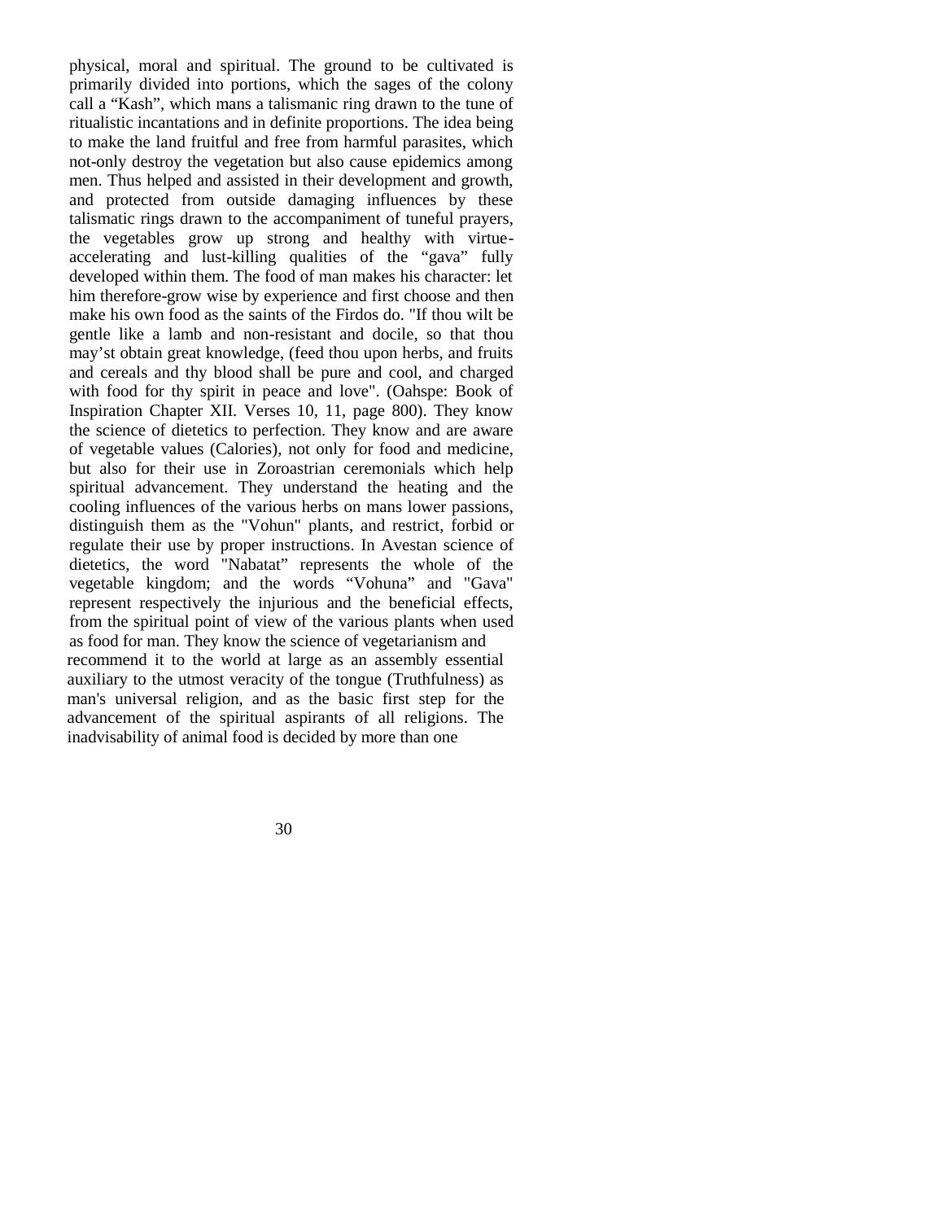physical, moral and spiritual. The ground to be cultivated is primarily divided into portions, which the sages of the colony call a "Kash", which mans a talismanic ring drawn to the tune of ritualistic incantations and in definite proportions. The idea being to make the land fruitful and free from harmful parasites, which not-only destroy the vegetation but also cause epidemics among men. Thus helped and assisted in their development and growth, and protected from outside damaging influences by these talismatic rings drawn to the accompaniment of tuneful prayers, the vegetables grow up strong and healthy with virtue-accelerating and lust-killing qualities of the "gava" fully developed within them. The food of man makes his character: let him therefore-grow wise by experience and first choose and then make his own food as the saints of the Firdos do. "If thou wilt be gentle like a lamb and non-resistant and docile, so that thou may'st obtain great knowledge, (feed thou upon herbs, and fruits and cereals and thy blood shall be pure and cool, and charged with food for thy spirit in peace and love". (Oahspe: Book of Inspiration Chapter XII. Verses 10, 11, page 800). They know the science of dietetics to perfection. They know and are aware of vegetable values (Calories), not only for food and medicine, but also for their use in Zoroastrian ceremonials which help spiritual advancement. They understand the heating and the cooling influences of the various herbs on mans lower passions, distinguish them as the "Vohun" plants, and restrict, forbid or regulate their use by proper instructions. In Avestan science of dietetics, the word "Nabatat" represents the whole of the vegetable kingdom; and the words "Vohuna" and "Gava" represent respectively the injurious and the beneficial effects, from the spiritual point of view of the various plants when used as food for man. They know the science of vegetarianism and recommend it to the world at large as an assembly essential auxiliary to the utmost veracity of the tongue (Truthfulness) as man's universal religion, and as the basic first step for the advancement of the spiritual aspirants of all religions. The inadvisability of animal food is decided by more than one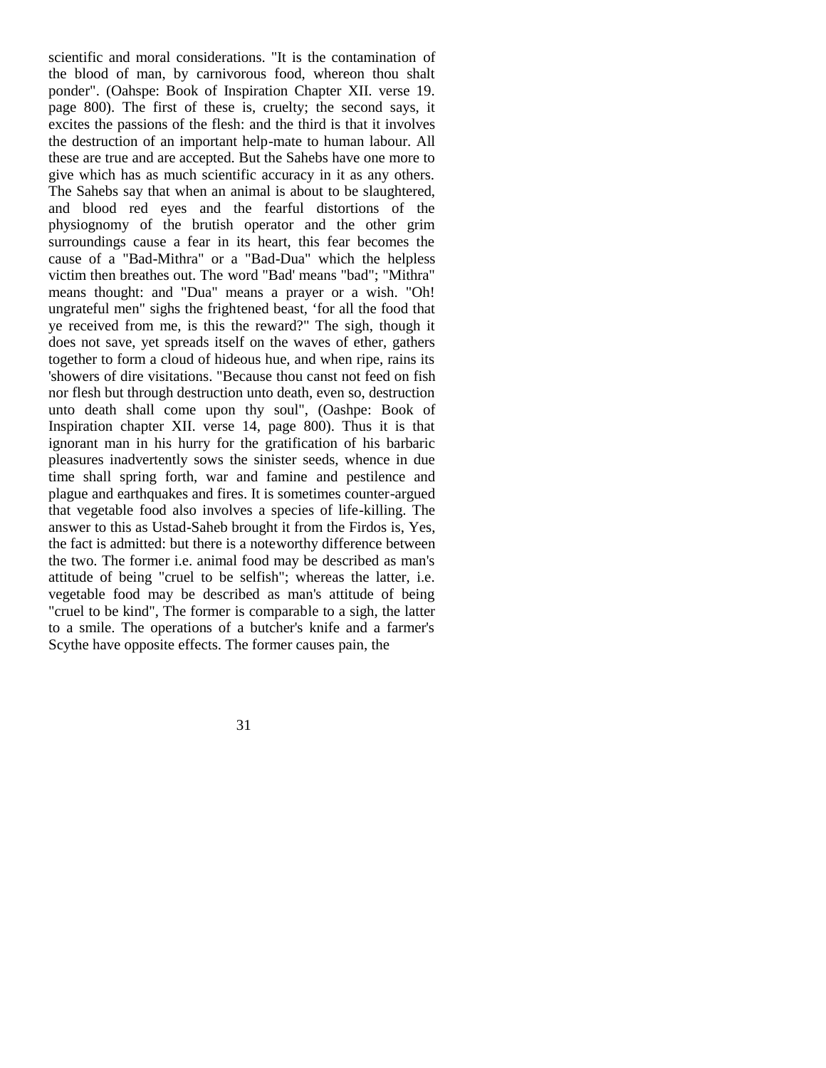scientific and moral considerations. "It is the contamination of the blood of man, by carnivorous food, whereon thou shalt ponder". (Oahspe: Book of Inspiration Chapter XII. verse 19. page 800). The first of these is, cruelty; the second says, it excites the passions of the flesh: and the third is that it involves the destruction of an important help-mate to human labour. All these are true and are accepted. But the Sahebs have one more to give which has as much scientific accuracy in it as any others. The Sahebs say that when an animal is about to be slaughtered, and blood red eyes and the fearful distortions of the physiognomy of the brutish operator and the other grim surroundings cause a fear in its heart, this fear becomes the cause of a "Bad-Mithra" or a "Bad-Dua" which the helpless victim then breathes out. The word "Bad' means "bad"; "Mithra" means thought: and "Dua" means a prayer or a wish. "Oh! ungrateful men" sighs the frightened beast, 'for all the food that ye received from me, is this the reward?" The sigh, though it does not save, yet spreads itself on the waves of ether, gathers together to form a cloud of hideous hue, and when ripe, rains its 'showers of dire visitations. "Because thou canst not feed on fish nor flesh but through destruction unto death, even so, destruction unto death shall come upon thy soul", (Oashpe: Book of Inspiration chapter XII. verse 14, page 800). Thus it is that ignorant man in his hurry for the gratification of his barbaric pleasures inadvertently sows the sinister seeds, whence in due time shall spring forth, war and famine and pestilence and plague and earthquakes and fires. It is sometimes counter-argued that vegetable food also involves a species of life-killing. The answer to this as Ustad-Saheb brought it from the Firdos is, Yes, the fact is admitted: but there is a noteworthy difference between the two. The former i.e. animal food may be described as man's attitude of being "cruel to be selfish"; whereas the latter, i.e. vegetable food may be described as man's attitude of being "cruel to be kind", The former is comparable to a sigh, the latter to a smile. The operations of a butcher's knife and a farmer's Scythe have opposite effects. The former causes pain, the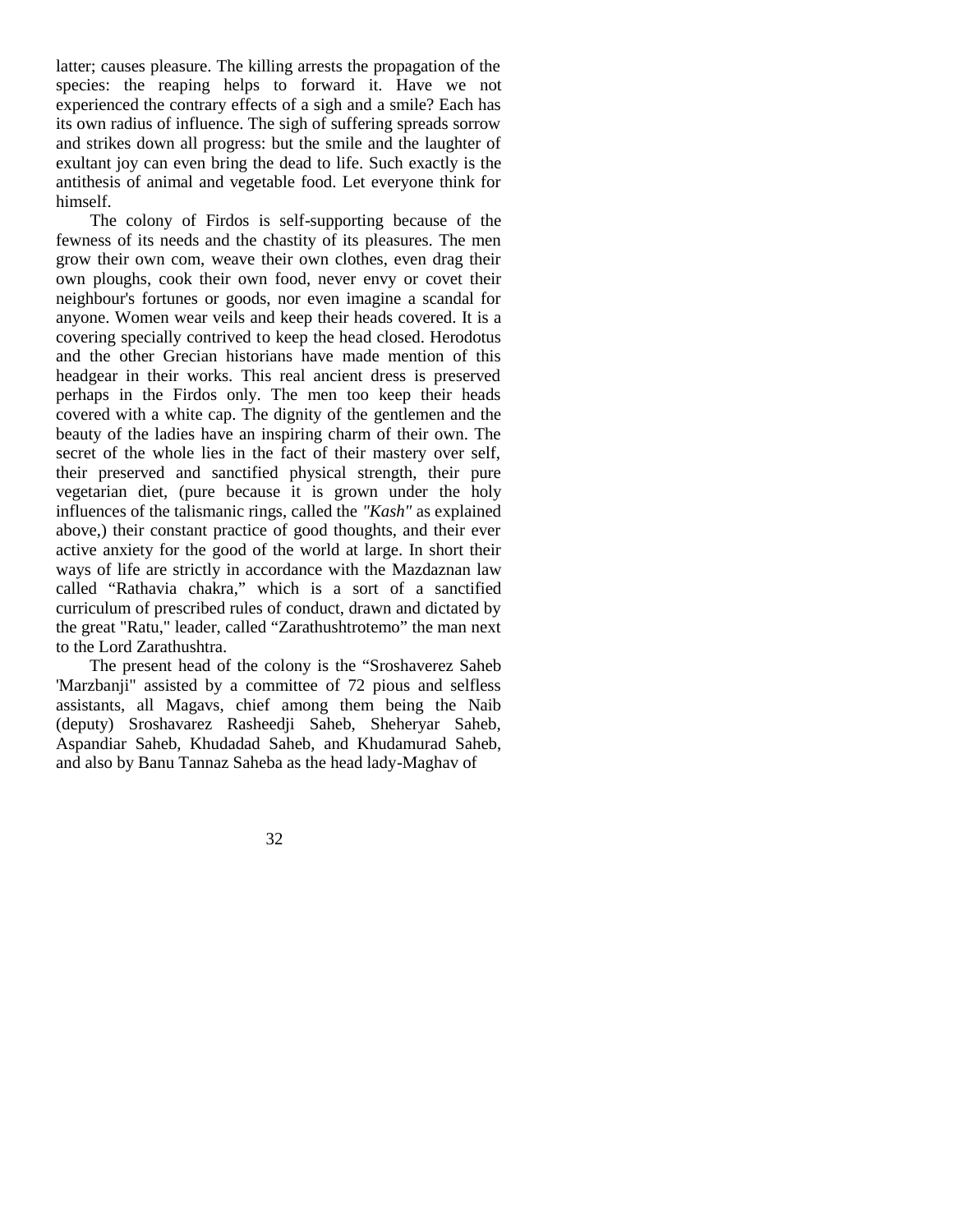latter; causes pleasure. The killing arrests the propagation of the species: the reaping helps to forward it. Have we not experienced the contrary effects of a sigh and a smile? Each has its own radius of influence. The sigh of suffering spreads sorrow and strikes down all progress: but the smile and the laughter of exultant joy can even bring the dead to life. Such exactly is the antithesis of animal and vegetable food. Let everyone think for himself.

The colony of Firdos is self-supporting because of the fewness of its needs and the chastity of its pleasures. The men grow their own com, weave their own clothes, even drag their own ploughs, cook their own food, never envy or covet their neighbour's fortunes or goods, nor even imagine a scandal for anyone. Women wear veils and keep their heads covered. It is a covering specially contrived to keep the head closed. Herodotus and the other Grecian historians have made mention of this headgear in their works. This real ancient dress is preserved perhaps in the Firdos only. The men too keep their heads covered with a white cap. The dignity of the gentlemen and the beauty of the ladies have an inspiring charm of their own. The secret of the whole lies in the fact of their mastery over self, their preserved and sanctified physical strength, their pure vegetarian diet, (pure because it is grown under the holy influences of the talismanic rings, called the *"Kash"* as explained above,) their constant practice of good thoughts, and their ever active anxiety for the good of the world at large. In short their ways of life are strictly in accordance with the Mazdaznan law called "Rathavia chakra," which is a sort of a sanctified curriculum of prescribed rules of conduct, drawn and dictated by the great "Ratu," leader, called "Zarathushtrotemo" the man next to the Lord Zarathushtra.

The present head of the colony is the "Sroshaverez Saheb 'Marzbanji" assisted by a committee of 72 pious and selfless assistants, all Magavs, chief among them being the Naib (deputy) Sroshavarez Rasheedji Saheb, Sheheryar Saheb, Aspandiar Saheb, Khudadad Saheb, and Khudamurad Saheb, and also by Banu Tannaz Saheba as the head lady-Maghav of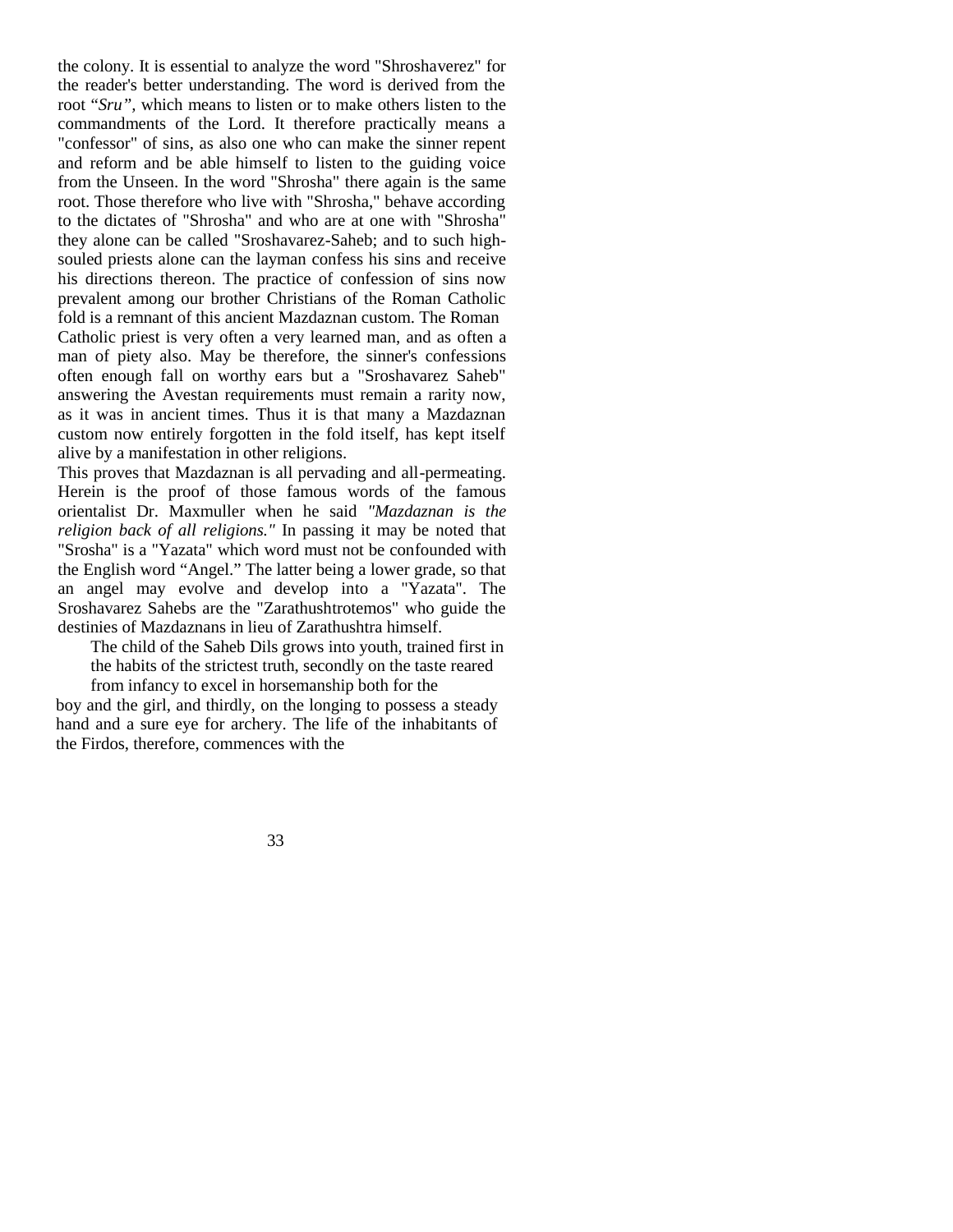the colony. It is essential to analyze the word "Shroshaverez" for the reader's better understanding. The word is derived from the root "*Sru"*, which means to listen or to make others listen to the commandments of the Lord. It therefore practically means a "confessor" of sins, as also one who can make the sinner repent and reform and be able himself to listen to the guiding voice from the Unseen. In the word "Shrosha" there again is the same root. Those therefore who live with "Shrosha," behave according to the dictates of "Shrosha" and who are at one with "Shrosha" they alone can be called "Sroshavarez-Saheb; and to such high-souled priests alone can the layman confess his sins and receive his directions thereon. The practice of confession of sins now prevalent among our brother Christians of the Roman Catholic fold is a remnant of this ancient Mazdaznan custom. The Roman Catholic priest is very often a very learned man, and as often a man of piety also. May be therefore, the sinner's confessions often enough fall on worthy ears but a "Sroshavarez Saheb" answering the Avestan requirements must remain a rarity now, as it was in ancient times. Thus it is that many a Mazdaznan custom now entirely forgotten in the fold itself, has kept itself alive by a manifestation in other religions.

This proves that Mazdaznan is all pervading and all-permeating. Herein is the proof of those famous words of the famous orientalist Dr. Maxmuller when he said *"Mazdaznan is the religion back of all religions."* In passing it may be noted that "Srosha" is a "Yazata" which word must not be confounded with the English word "Angel." The latter being a lower grade, so that an angel may evolve and develop into a "Yazata". The Sroshavarez Sahebs are the "Zarathushtrotemos" who guide the destinies of Mazdaznans in lieu of Zarathushtra himself.

The child of the Saheb Dils grows into youth, trained first in the habits of the strictest truth, secondly on the taste reared from infancy to excel in horsemanship both for the boy and the girl, and thirdly, on the longing to possess a steady hand and a sure eye for archery. The life of the inhabitants of the Firdos, therefore, commences with the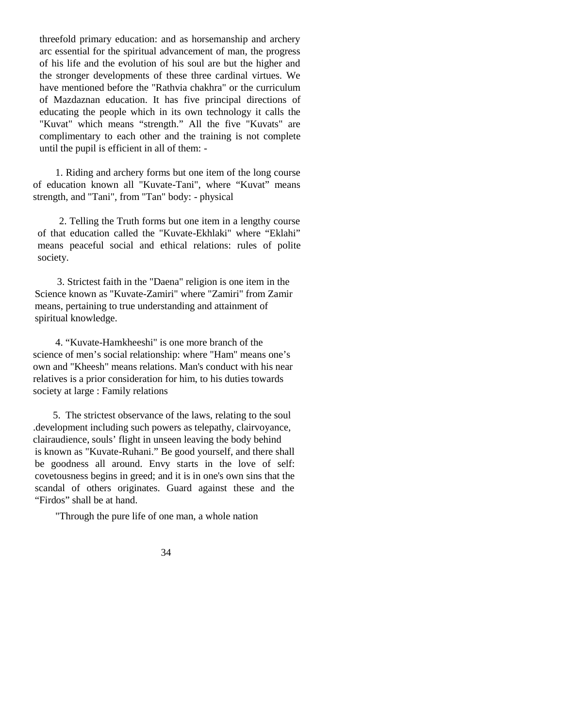threefold primary education: and as horsemanship and archery arc essential for the spiritual advancement of man, the progress of his life and the evolution of his soul are but the higher and the stronger developments of these three cardinal virtues. We have mentioned before the "Rathvia chakhra" or the curriculum of Mazdaznan education. It has five principal directions of educating the people which in its own technology it calls the "Kuvat" which means “strength.” All the five "Kuvats" are complimentary to each other and the training is not complete until the pupil is efficient in all of them: -

1. Riding and archery forms but one item of the long course of education known all "Kuvate-Tani", where “Kuvat” means strength, and "Tani", from "Tan" body: - physical

2. Telling the Truth forms but one item in a lengthy course of that education called the "Kuvate-Ekhlaki" where “Eklahi” means peaceful social and ethical relations: rules of polite society.

3. Strictest faith in the "Daena" religion is one item in the Science known as "Kuvate-Zamiri" where "Zamiri" from Zamir means, pertaining to true understanding and attainment of spiritual knowledge.

4. “Kuvate-Hamkheeshi" is one more branch of the science of men’s social relationship: where "Ham" means one’s own and "Kheesh" means relations. Man's conduct with his near relatives is a prior consideration for him, to his duties towards society at large : Family relations

5. The strictest observance of the laws, relating to the soul .development including such powers as telepathy, clairvoyance, clairaudience, souls’ flight in unseen leaving the body behind is known as "Kuvate-Ruhani.” Be good yourself, and there shall be goodness all around. Envy starts in the love of self: covetousness begins in greed; and it is in one's own sins that the scandal of others originates. Guard against these and the “Firdos” shall be at hand.

"Through the pure life of one man, a whole nation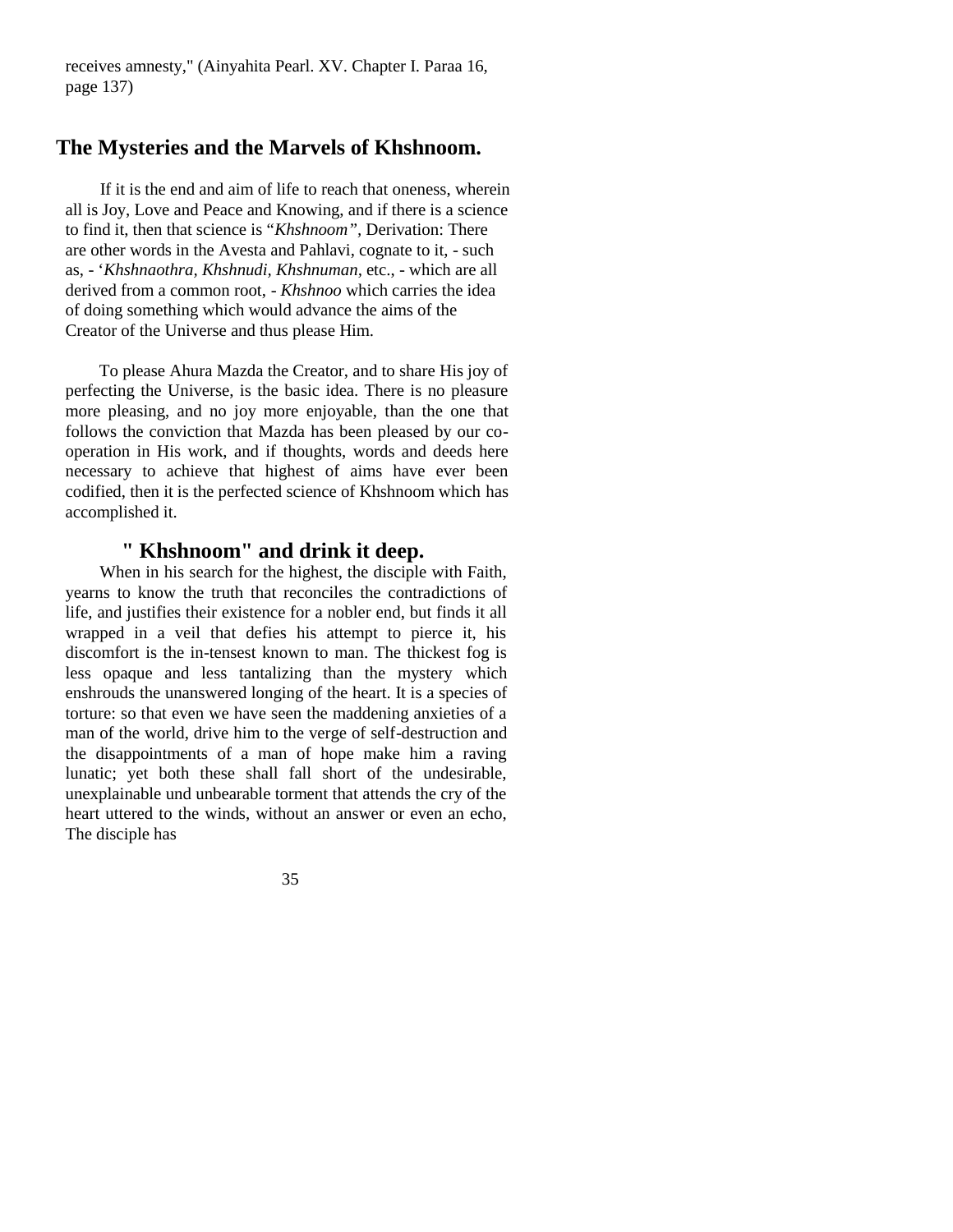receives amnesty," (Ainyahita Pearl. XV. Chapter I. Paraa 16, page 137)

## The Mysteries and the Marvels of Khshnoom.

If it is the end and aim of life to reach that oneness, wherein all is Joy, Love and Peace and Knowing, and if there is a science to find it, then that science is "*Khshnoom"*, Derivation: There are other words in the Avesta and Pahlavi, cognate to it, - such as, - '*Khshnaothra, Khshnudi, Khshnuman*, etc., - which are all derived from a common root, - *Khshnoo* which carries the idea of doing something which would advance the aims of the Creator of the Universe and thus please Him.

To please Ahura Mazda the Creator, and to share His joy of perfecting the Universe, is the basic idea. There is no pleasure more pleasing, and no joy more enjoyable, than the one that follows the conviction that Mazda has been pleased by our co-operation in His work, and if thoughts, words and deeds here necessary to achieve that highest of aims have ever been codified, then it is the perfected science of Khshnoom which has accomplished it.

### " Khshnoom" and drink it deep.

When in his search for the highest, the disciple with Faith, yearns to know the truth that reconciles the contradictions of life, and justifies their existence for a nobler end, but finds it all wrapped in a veil that defies his attempt to pierce it, his discomfort is the in-tensest known to man. The thickest fog is less opaque and less tantalizing than the mystery which enshrouds the unanswered longing of the heart. It is a species of torture: so that even we have seen the maddening anxieties of a man of the world, drive him to the verge of self-destruction and the disappointments of a man of hope make him a raving lunatic; yet both these shall fall short of the undesirable, unexplainable und unbearable torment that attends the cry of the heart uttered to the winds, without an answer or even an echo, The disciple has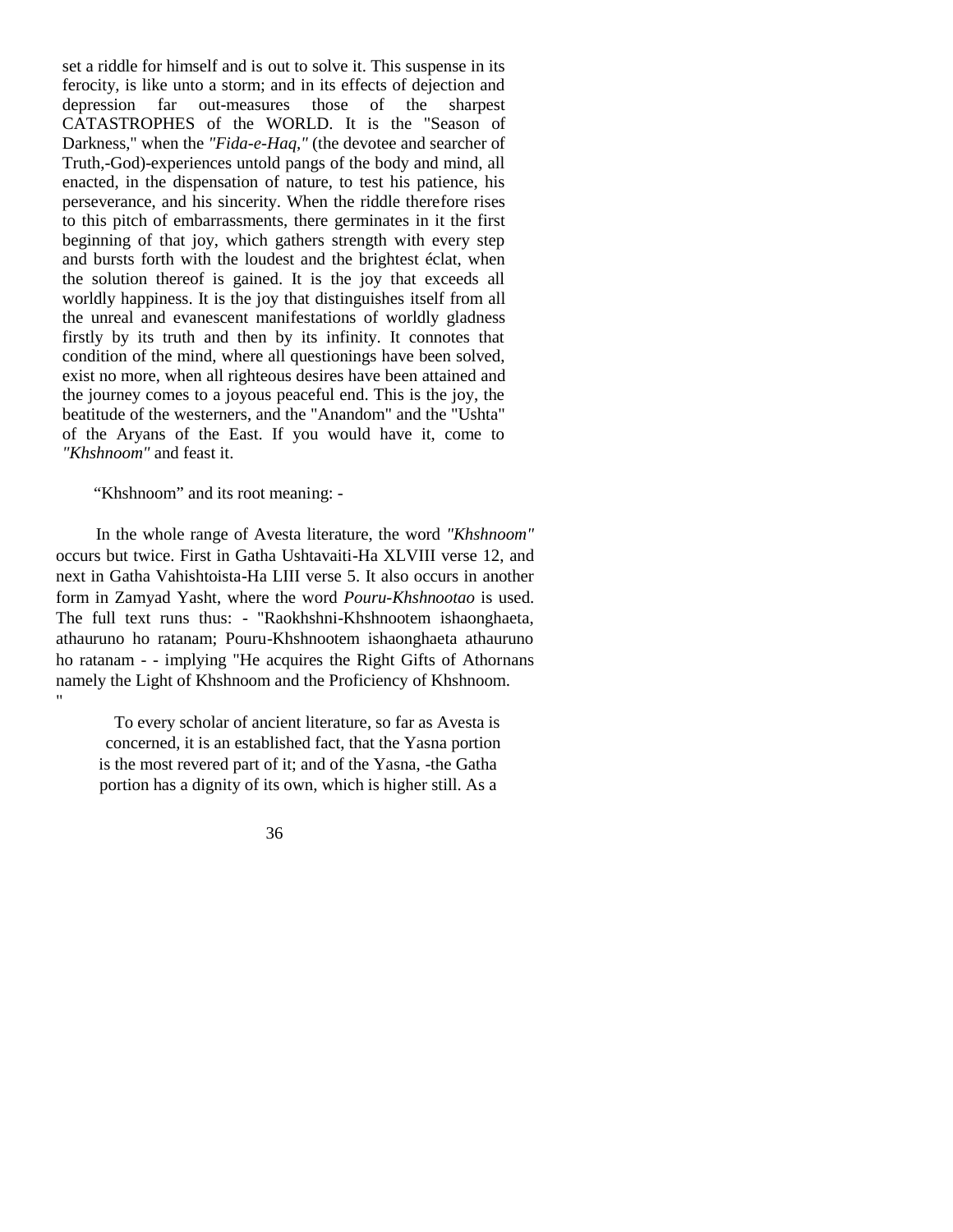set a riddle for himself and is out to solve it. This suspense in its ferocity, is like unto a storm; and in its effects of dejection and depression far out-measures those of the sharpest CATASTROPHES of the WORLD. It is the "Season of Darkness," when the *"Fida-e-Haq,"* (the devotee and searcher of Truth,-God)-experiences untold pangs of the body and mind, all enacted, in the dispensation of nature, to test his patience, his perseverance, and his sincerity. When the riddle therefore rises to this pitch of embarrassments, there germinates in it the first beginning of that joy, which gathers strength with every step and bursts forth with the loudest and the brightest éclat, when the solution thereof is gained. It is the joy that exceeds all worldly happiness. It is the joy that distinguishes itself from all the unreal and evanescent manifestations of worldly gladness firstly by its truth and then by its infinity. It connotes that condition of the mind, where all questionings have been solved, exist no more, when all righteous desires have been attained and the journey comes to a joyous peaceful end. This is the joy, the beatitude of the westerners, and the "Anandom" and the "Ushta" of the Aryans of the East. If you would have it, come to *"Khshnoom"* and feast it.

"Khshnoom" and its root meaning: -

In the whole range of Avesta literature, the word *"Khshnoom"* occurs but twice. First in Gatha Ushtavaiti-Ha XLVIII verse 12, and next in Gatha Vahishtoista-Ha LIII verse 5. It also occurs in another form in Zamyad Yasht, where the word *Pouru-Khshnootao* is used. The full text runs thus: - "Raokhshni-Khshnootem ishaonghaeta, athauruno ho ratanam; Pouru-Khshnootem ishaonghaeta athauruno ho ratanam - - implying "He acquires the Right Gifts of Athornans namely the Light of Khshnoom and the Proficiency of Khshnoom. "

To every scholar of ancient literature, so far as Avesta is concerned, it is an established fact, that the Yasna portion is the most revered part of it; and of the Yasna, -the Gatha portion has a dignity of its own, which is higher still. As a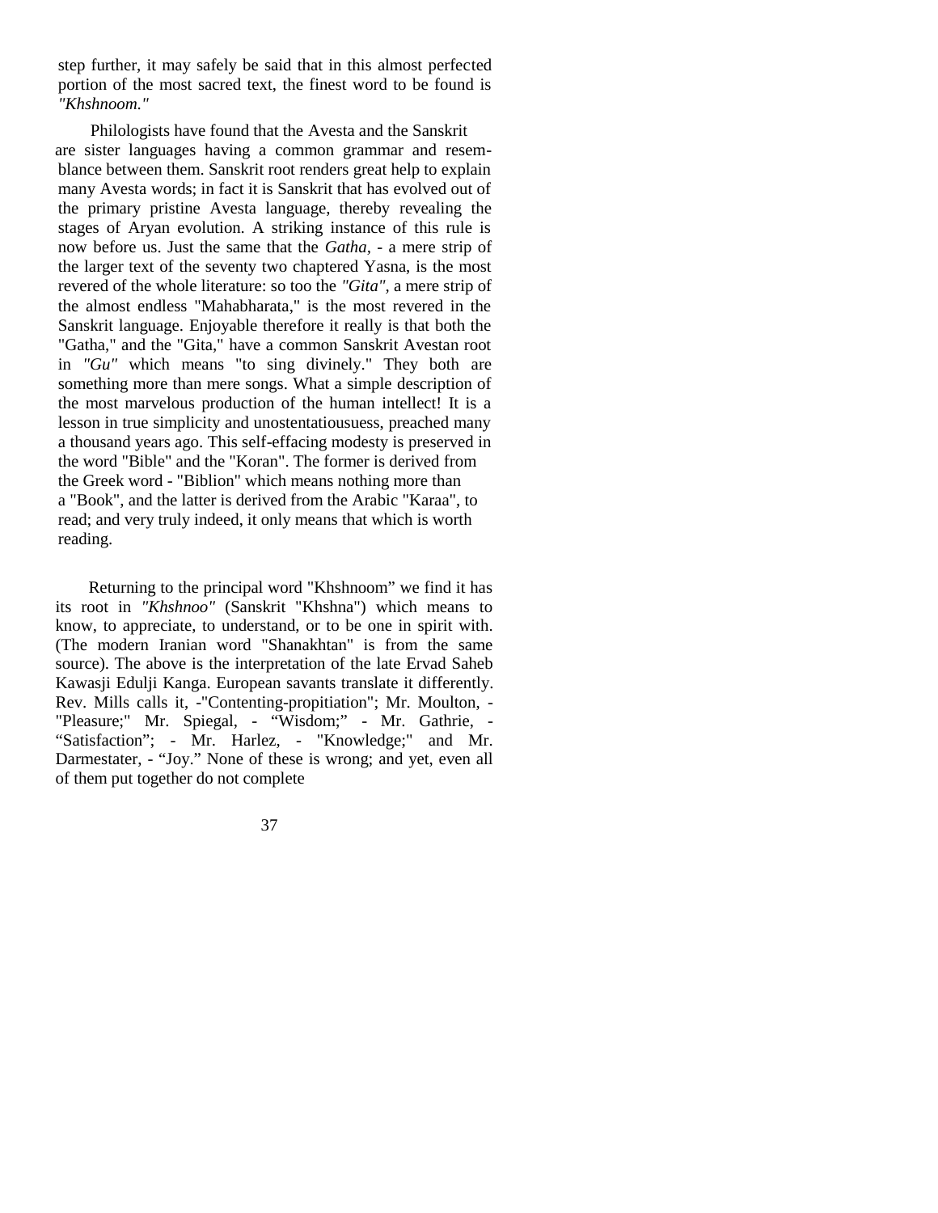step further, it may safely be said that in this almost perfected portion of the most sacred text, the finest word to be found is *"Khshnoom."*

Philologists have found that the Avesta and the Sanskrit are sister languages having a common grammar and resemblance between them. Sanskrit root renders great help to explain many Avesta words; in fact it is Sanskrit that has evolved out of the primary pristine Avesta language, thereby revealing the stages of Aryan evolution. A striking instance of this rule is now before us. Just the same that the *Gatha*, - a mere strip of the larger text of the seventy two chaptered Yasna, is the most revered of the whole literature: so too the *"Gita"*, a mere strip of the almost endless "Mahabharata," is the most revered in the Sanskrit language. Enjoyable therefore it really is that both the "Gatha," and the "Gita," have a common Sanskrit Avestan root in *"Gu"* which means "to sing divinely." They both are something more than mere songs. What a simple description of the most marvelous production of the human intellect! It is a lesson in true simplicity and unostentatiousuess, preached many a thousand years ago. This self-effacing modesty is preserved in the word "Bible" and the "Koran". The former is derived from the Greek word - "Biblion" which means nothing more than a "Book", and the latter is derived from the Arabic "Karaa", to read; and very truly indeed, it only means that which is worth reading.

Returning to the principal word "Khshnoom" we find it has its root in *"Khshnoo"* (Sanskrit "Khshna") which means to know, to appreciate, to understand, or to be one in spirit with. (The modern Iranian word "Shanakhtan" is from the same source). The above is the interpretation of the late Ervad Saheb Kawasji Edulji Kanga. European savants translate it differently. Rev. Mills calls it, -"Contenting-propitiation"; Mr. Moulton, - "Pleasure;" Mr. Spiegal, - "Wisdom;" - Mr. Gathrie, - "Satisfaction"; - Mr. Harlez, - "Knowledge;" and Mr. Darmestater, - "Joy." None of these is wrong; and yet, even all of them put together do not complete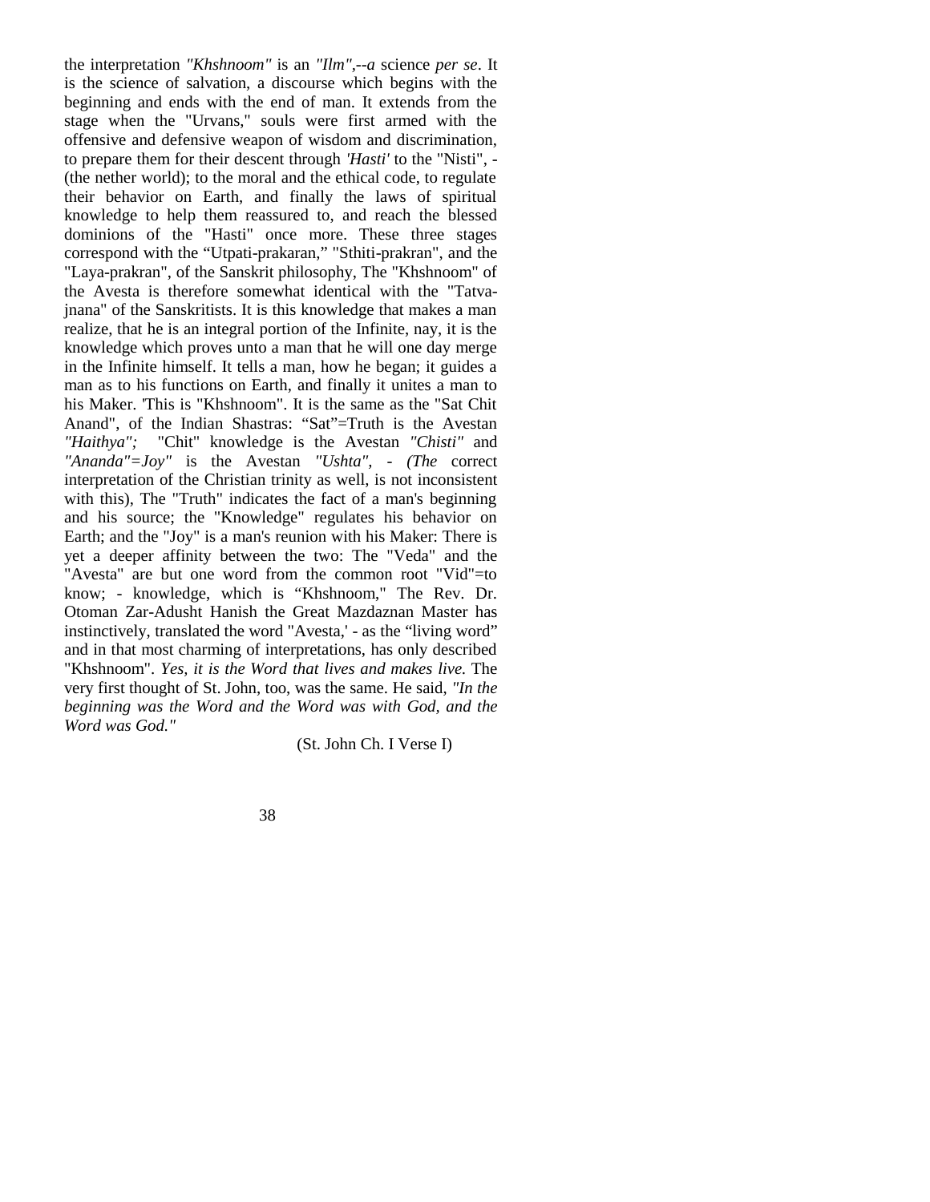the interpretation *"Khshnoom"* is an *"Ilm",--a* science *per se*. It is the science of salvation, a discourse which begins with the beginning and ends with the end of man. It extends from the stage when the "Urvans," souls were first armed with the offensive and defensive weapon of wisdom and discrimination, to prepare them for their descent through *'Hasti'* to the "Nisti", - (the nether world); to the moral and the ethical code, to regulate their behavior on Earth, and finally the laws of spiritual knowledge to help them reassured to, and reach the blessed dominions of the "Hasti" once more. These three stages correspond with the "Utpati-prakaran," "Sthiti-prakran", and the "Laya-prakran", of the Sanskrit philosophy, The "Khshnoom" of the Avesta is therefore somewhat identical with the "Tatva-jnana" of the Sanskritists. It is this knowledge that makes a man realize, that he is an integral portion of the Infinite, nay, it is the knowledge which proves unto a man that he will one day merge in the Infinite himself. It tells a man, how he began; it guides a man as to his functions on Earth, and finally it unites a man to his Maker. 'This is "Khshnoom". It is the same as the "Sat Chit Anand", of the Indian Shastras: "Sat"=Truth is the Avestan *"Haithya";* "Chit" knowledge is the Avestan *"Chisti"* and *"Ananda"=Joy"* is the Avestan *"Ushta", - (The* correct interpretation of the Christian trinity as well, is not inconsistent with this), The "Truth" indicates the fact of a man's beginning and his source; the "Knowledge" regulates his behavior on Earth; and the "Joy" is a man's reunion with his Maker: There is yet a deeper affinity between the two: The "Veda" and the "Avesta" are but one word from the common root "Vid"=to know; - knowledge, which is "Khshnoom," The Rev. Dr. Otoman Zar-Adusht Hanish the Great Mazdaznan Master has instinctively, translated the word "Avesta,' - as the "living word" and in that most charming of interpretations, has only described "Khshnoom". *Yes, it is the Word that lives and makes live.* The very first thought of St. John, too, was the same. He said, *"In the beginning was the Word and the Word was with God, and the Word was God."*

(St. John Ch. I Verse I)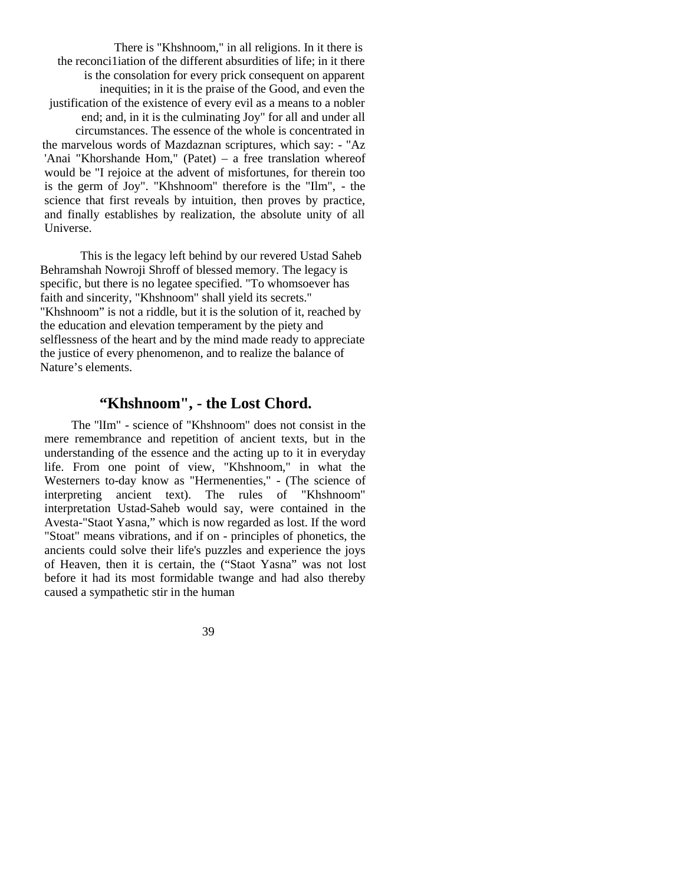There is "Khshnoom," in all religions. In it there is the reconci1iation of the different absurdities of life; in it there is the consolation for every prick consequent on apparent inequities; in it is the praise of the Good, and even the justification of the existence of every evil as a means to a nobler end; and, in it is the culminating Joy" for all and under all circumstances. The essence of the whole is concentrated in the marvelous words of Mazdaznan scriptures, which say: - "Az 'Anai "Khorshande Hom," (Patet) – a free translation whereof would be "I rejoice at the advent of misfortunes, for therein too is the germ of Joy". "Khshnoom" therefore is the "Ilm", - the science that first reveals by intuition, then proves by practice, and finally establishes by realization, the absolute unity of all Universe.

This is the legacy left behind by our revered Ustad Saheb Behramshah Nowroji Shroff of blessed memory. The legacy is specific, but there is no legatee specified. "To whomsoever has faith and sincerity, "Khshnoom" shall yield its secrets." "Khshnoom" is not a riddle, but it is the solution of it, reached by the education and elevation temperament by the piety and selflessness of the heart and by the mind made ready to appreciate the justice of every phenomenon, and to realize the balance of Nature's elements.

## "Khshnoom", - the Lost Chord.

The "lIm" - science of "Khshnoom" does not consist in the mere remembrance and repetition of ancient texts, but in the understanding of the essence and the acting up to it in everyday life. From one point of view, "Khshnoom," in what the Westerners to-day know as "Hermenenties," - (The science of interpreting ancient text). The rules of "Khshnoom" interpretation Ustad-Saheb would say, were contained in the Avesta-"Staot Yasna," which is now regarded as lost. If the word "Stoat" means vibrations, and if on - principles of phonetics, the ancients could solve their life's puzzles and experience the joys of Heaven, then it is certain, the ("Staot Yasna" was not lost before it had its most formidable twange and had also thereby caused a sympathetic stir in the human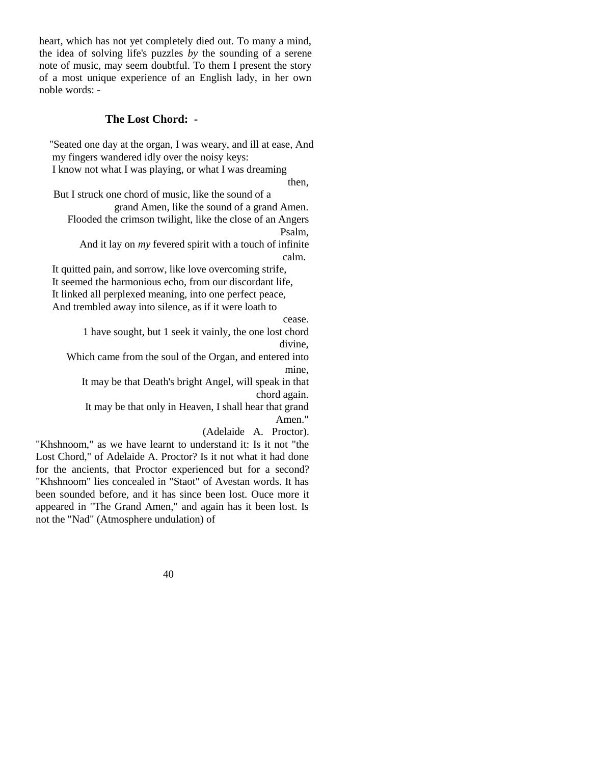heart, which has not yet completely died out. To many a mind, the idea of solving life's puzzles *by* the sounding of a serene note of music, may seem doubtful. To them I present the story of a most unique experience of an English lady, in her own noble words: -

### The Lost Chord: -

"Seated one day at the organ, I was weary, and ill at ease, And my fingers wandered idly over the noisy keys:  
I know not what I was playing, or what I was dreaming then,  
But I struck one chord of music, like the sound of a grand Amen, like the sound of a grand Amen.  
Flooded the crimson twilight, like the close of an Angers Psalm,  
And it lay on *my* fevered spirit with a touch of infinite calm.  
It quitted pain, and sorrow, like love overcoming strife,  
It seemed the harmonious echo, from our discordant life,  
It linked all perplexed meaning, into one perfect peace,  
And trembled away into silence, as if it were loath to cease.  
1 have sought, but 1 seek it vainly, the one lost chord divine,  
Which came from the soul of the Organ, and entered into mine,  
It may be that Death's bright Angel, will speak in that chord again.  
It may be that only in Heaven, I shall hear that grand Amen."

(Adelaide A. Proctor).

"Khshnoom," as we have learnt to understand it: Is it not "the Lost Chord," of Adelaide A. Proctor? Is it not what it had done for the ancients, that Proctor experienced but for a second? "Khshnoom" lies concealed in "Staot" of Avestan words. It has been sounded before, and it has since been lost. Ouce more it appeared in "The Grand Amen," and again has it been lost. Is not the "Nad" (Atmosphere undulation) of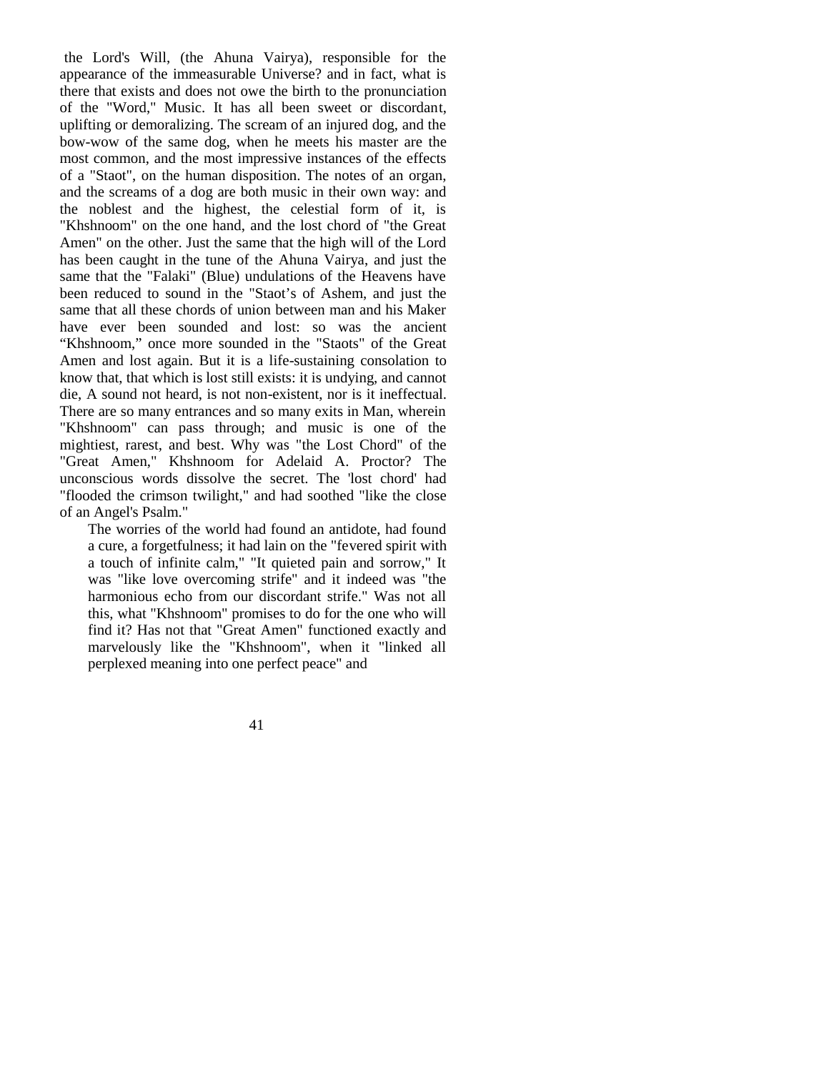the Lord's Will, (the Ahuna Vairya), responsible for the appearance of the immeasurable Universe? and in fact, what is there that exists and does not owe the birth to the pronunciation of the "Word," Music. It has all been sweet or discordant, uplifting or demoralizing. The scream of an injured dog, and the bow-wow of the same dog, when he meets his master are the most common, and the most impressive instances of the effects of a "Staot", on the human disposition. The notes of an organ, and the screams of a dog are both music in their own way: and the noblest and the highest, the celestial form of it, is "Khshnoom" on the one hand, and the lost chord of "the Great Amen" on the other. Just the same that the high will of the Lord has been caught in the tune of the Ahuna Vairya, and just the same that the "Falaki" (Blue) undulations of the Heavens have been reduced to sound in the "Staot's of Ashem, and just the same that all these chords of union between man and his Maker have ever been sounded and lost: so was the ancient "Khshnoom," once more sounded in the "Staots" of the Great Amen and lost again. But it is a life-sustaining consolation to know that, that which is lost still exists: it is undying, and cannot die, A sound not heard, is not non-existent, nor is it ineffectual. There are so many entrances and so many exits in Man, wherein "Khshnoom" can pass through; and music is one of the mightiest, rarest, and best. Why was "the Lost Chord" of the "Great Amen," Khshnoom for Adelaid A. Proctor? The unconscious words dissolve the secret. The 'lost chord' had "flooded the crimson twilight," and had soothed "like the close of an Angel's Psalm."

> The worries of the world had found an antidote, had found a cure, a forgetfulness; it had lain on the "fevered spirit with a touch of infinite calm," "It quieted pain and sorrow," It was "like love overcoming strife" and it indeed was "the harmonious echo from our discordant strife." Was not all this, what "Khshnoom" promises to do for the one who will find it? Has not that "Great Amen" functioned exactly and marvelously like the "Khshnoom", when it "linked all perplexed meaning into one perfect peace" and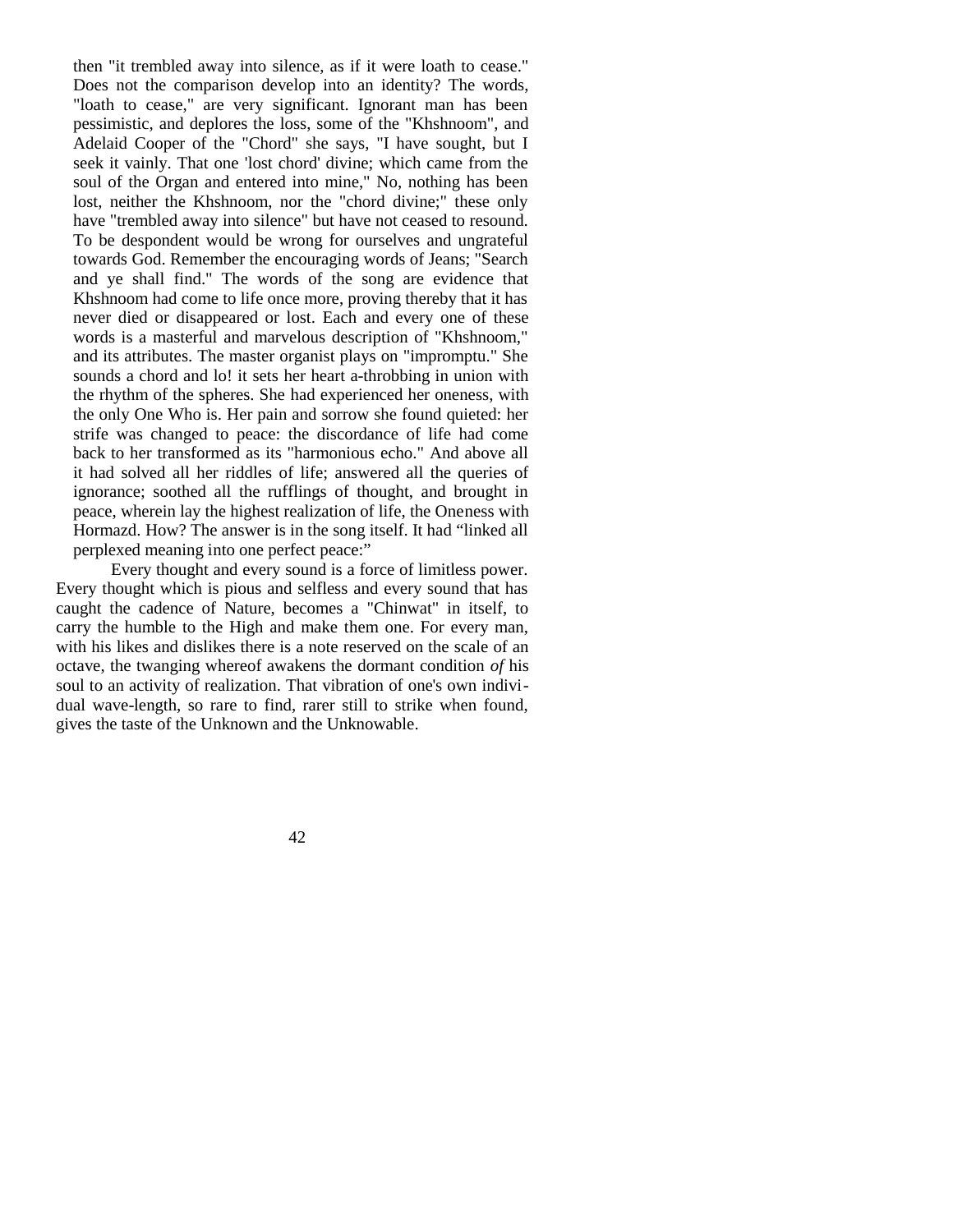then "it trembled away into silence, as if it were loath to cease." Does not the comparison develop into an identity? The words, "loath to cease," are very significant. Ignorant man has been pessimistic, and deplores the loss, some of the "Khshnoom", and Adelaid Cooper of the "Chord" she says, "I have sought, but I seek it vainly. That one 'lost chord' divine; which came from the soul of the Organ and entered into mine," No, nothing has been lost, neither the Khshnoom, nor the "chord divine;" these only have "trembled away into silence" but have not ceased to resound. To be despondent would be wrong for ourselves and ungrateful towards God. Remember the encouraging words of Jeans; "Search and ye shall find." The words of the song are evidence that Khshnoom had come to life once more, proving thereby that it has never died or disappeared or lost. Each and every one of these words is a masterful and marvelous description of "Khshnoom," and its attributes. The master organist plays on "impromptu." She sounds a chord and lo! it sets her heart a-throbbing in union with the rhythm of the spheres. She had experienced her oneness, with the only One Who is. Her pain and sorrow she found quieted: her strife was changed to peace: the discordance of life had come back to her transformed as its "harmonious echo." And above all it had solved all her riddles of life; answered all the queries of ignorance; soothed all the rufflings of thought, and brought in peace, wherein lay the highest realization of life, the Oneness with Hormazd. How? The answer is in the song itself. It had "linked all perplexed meaning into one perfect peace:"

Every thought and every sound is a force of limitless power. Every thought which is pious and selfless and every sound that has caught the cadence of Nature, becomes a "Chinwat" in itself, to carry the humble to the High and make them one. For every man, with his likes and dislikes there is a note reserved on the scale of an octave, the twanging whereof awakens the dormant condition *of* his soul to an activity of realization. That vibration of one's own individual wave-length, so rare to find, rarer still to strike when found, gives the taste of the Unknown and the Unknowable.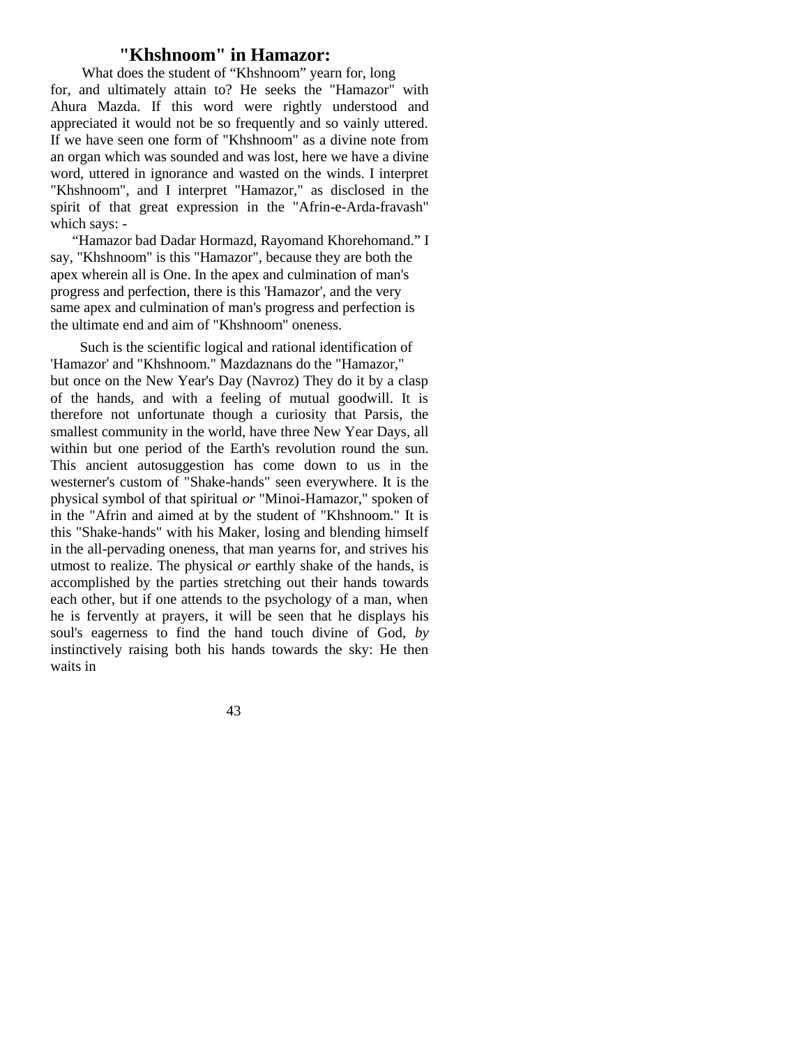## "Khshnoom" in Hamazor:

What does the student of "Khshnoom" yearn for, long for, and ultimately attain to? He seeks the "Hamazor" with Ahura Mazda. If this word were rightly understood and appreciated it would not be so frequently and so vainly uttered. If we have seen one form of "Khshnoom" as a divine note from an organ which was sounded and was lost, here we have a divine word, uttered in ignorance and wasted on the winds. I interpret "Khshnoom", and I interpret "Hamazor," as disclosed in the spirit of that great expression in the "Afrin-e-Arda-fravash" which says: -

"Hamazor bad Dadar Hormazd, Rayomand Khorehomand." I say, "Khshnoom" is this "Hamazor", because they are both the apex wherein all is One. In the apex and culmination of man's progress and perfection, there is this 'Hamazor', and the very same apex and culmination of man's progress and perfection is the ultimate end and aim of "Khshnoom" oneness.

Such is the scientific logical and rational identification of 'Hamazor' and "Khshnoom." Mazdaznans do the "Hamazor," but once on the New Year's Day (Navroz) They do it by a clasp of the hands, and with a feeling of mutual goodwill. It is therefore not unfortunate though a curiosity that Parsis, the smallest community in the world, have three New Year Days, all within but one period of the Earth's revolution round the sun. This ancient autosuggestion has come down to us in the westerner's custom of "Shake-hands" seen everywhere. It is the physical symbol of that spiritual *or* "Minoi-Hamazor," spoken of in the "Afrin and aimed at by the student of "Khshnoom." It is this "Shake-hands" with his Maker, losing and blending himself in the all-pervading oneness, that man yearns for, and strives his utmost to realize. The physical *or* earthly shake of the hands, is accomplished by the parties stretching out their hands towards each other, but if one attends to the psychology of a man, when he is fervently at prayers, it will be seen that he displays his soul's eagerness to find the hand touch divine of God, *by* instinctively raising both his hands towards the sky: He then waits in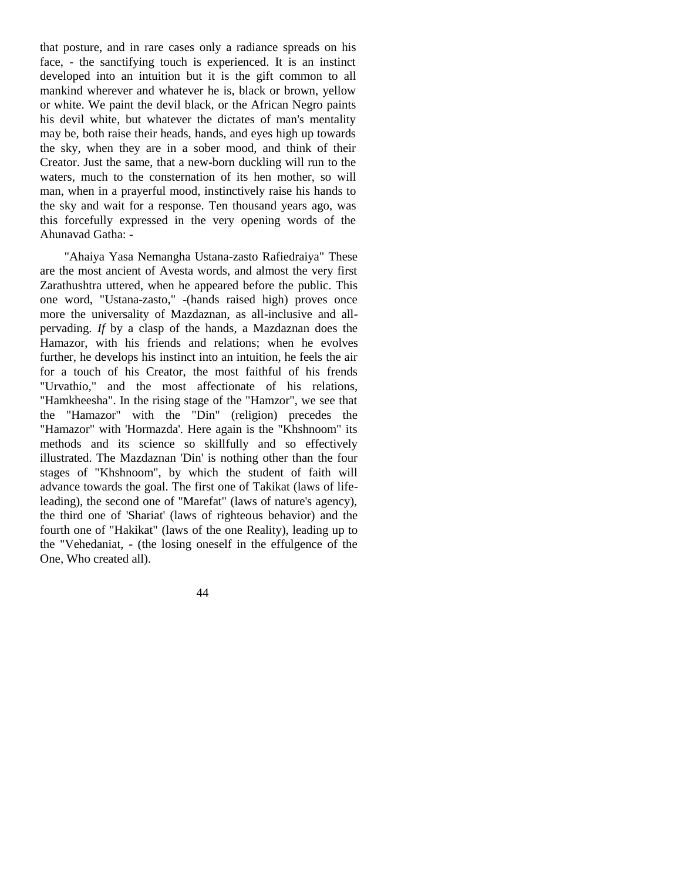that posture, and in rare cases only a radiance spreads on his face, - the sanctifying touch is experienced. It is an instinct developed into an intuition but it is the gift common to all mankind wherever and whatever he is, black or brown, yellow or white. We paint the devil black, or the African Negro paints his devil white, but whatever the dictates of man's mentality may be, both raise their heads, hands, and eyes high up towards the sky, when they are in a sober mood, and think of their Creator. Just the same, that a new-born duckling will run to the waters, much to the consternation of its hen mother, so will man, when in a prayerful mood, instinctively raise his hands to the sky and wait for a response. Ten thousand years ago, was this forcefully expressed in the very opening words of the Ahunavad Gatha: -

"Ahaiya Yasa Nemangha Ustana-zasto Rafiedraiya" These are the most ancient of Avesta words, and almost the very first Zarathushtra uttered, when he appeared before the public. This one word, "Ustana-zasto," -(hands raised high) proves once more the universality of Mazdaznan, as all-inclusive and all-pervading. *If* by a clasp of the hands, a Mazdaznan does the Hamazor, with his friends and relations; when he evolves further, he develops his instinct into an intuition, he feels the air for a touch of his Creator, the most faithful of his frends "Urvathio," and the most affectionate of his relations, "Hamkheesha". In the rising stage of the "Hamzor", we see that the "Hamazor" with the "Din" (religion) precedes the "Hamazor" with 'Hormazda'. Here again is the "Khshnoom" its methods and its science so skillfully and so effectively illustrated. The Mazdaznan 'Din' is nothing other than the four stages of "Khshnoom", by which the student of faith will advance towards the goal. The first one of Takikat (laws of life-leading), the second one of "Marefat" (laws of nature's agency), the third one of 'Shariat' (laws of righteous behavior) and the fourth one of "Hakikat" (laws of the one Reality), leading up to the "Vehedaniat, - (the losing oneself in the effulgence of the One, Who created all).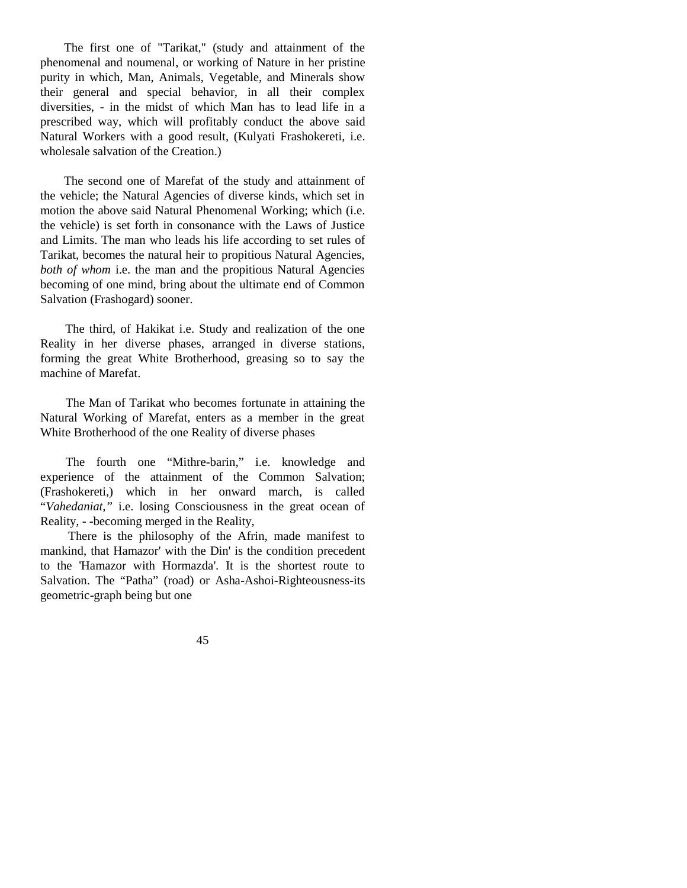The first one of "Tarikat," (study and attainment of the phenomenal and noumenal, or working of Nature in her pristine purity in which, Man, Animals, Vegetable, and Minerals show their general and special behavior, in all their complex diversities, - in the midst of which Man has to lead life in a prescribed way, which will profitably conduct the above said Natural Workers with a good result, (Kulyati Frashokereti, i.e. wholesale salvation of the Creation.)

The second one of Marefat of the study and attainment of the vehicle; the Natural Agencies of diverse kinds, which set in motion the above said Natural Phenomenal Working; which (i.e. the vehicle) is set forth in consonance with the Laws of Justice and Limits. The man who leads his life according to set rules of Tarikat, becomes the natural heir to propitious Natural Agencies, *both of whom* i.e. the man and the propitious Natural Agencies becoming of one mind, bring about the ultimate end of Common Salvation (Frashogard) sooner.

The third, of Hakikat i.e. Study and realization of the one Reality in her diverse phases, arranged in diverse stations, forming the great White Brotherhood, greasing so to say the machine of Marefat.

The Man of Tarikat who becomes fortunate in attaining the Natural Working of Marefat, enters as a member in the great White Brotherhood of the one Reality of diverse phases

The fourth one "Mithre-barin," i.e. knowledge and experience of the attainment of the Common Salvation; (Frashokereti,) which in her onward march, is called "*Vahedaniat,"* i.e. losing Consciousness in the great ocean of Reality, - -becoming merged in the Reality,

There is the philosophy of the Afrin, made manifest to mankind, that Hamazor' with the Din' is the condition precedent to the 'Hamazor with Hormazda'. It is the shortest route to Salvation. The "Patha" (road) or Asha-Ashoi-Righteousness-its geometric-graph being but one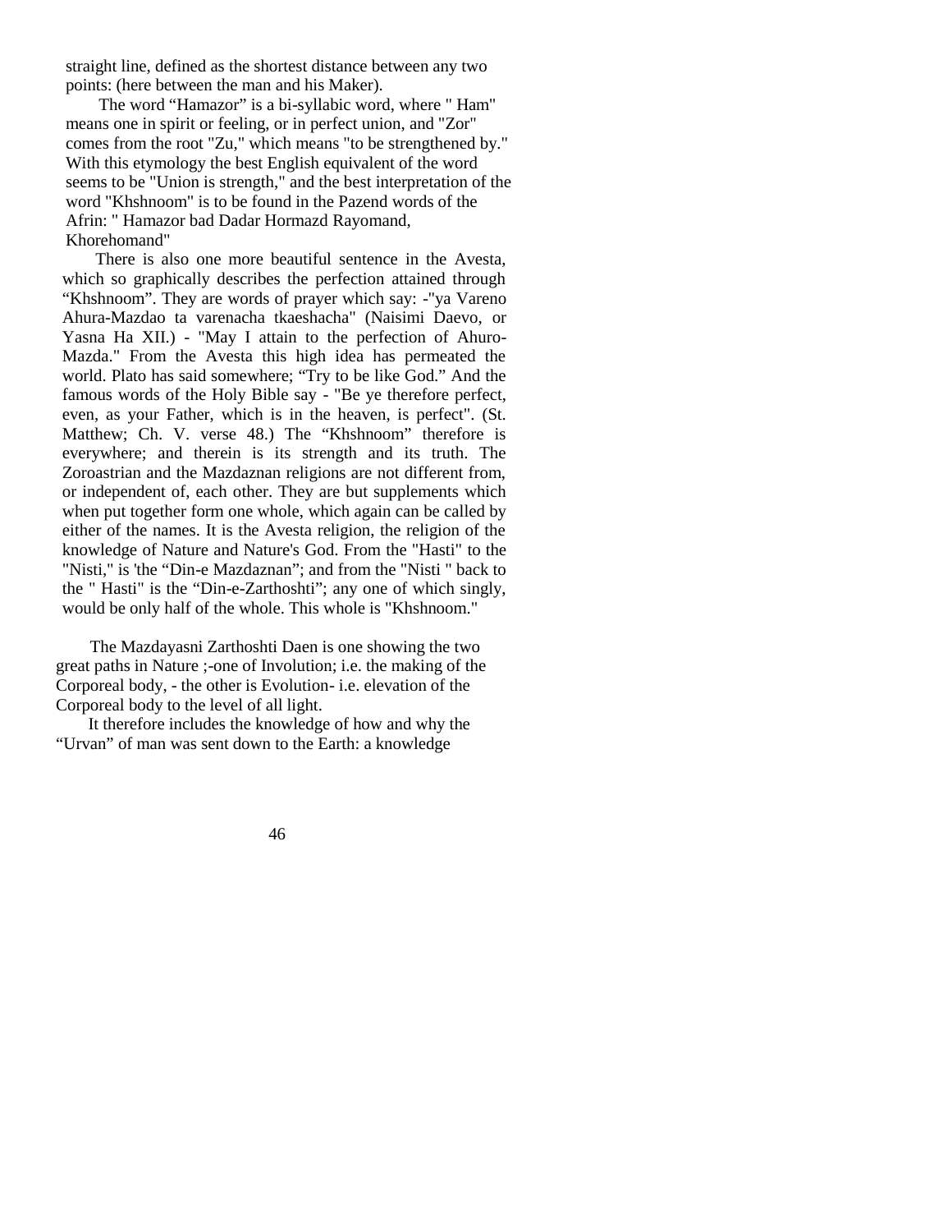straight line, defined as the shortest distance between any two points: (here between the man and his Maker).

The word "Hamazor" is a bi-syllabic word, where " Ham" means one in spirit or feeling, or in perfect union, and "Zor" comes from the root "Zu," which means "to be strengthened by." With this etymology the best English equivalent of the word seems to be "Union is strength," and the best interpretation of the word "Khshnoom" is to be found in the Pazend words of the Afrin: " Hamazor bad Dadar Hormazd Rayomand, Khorehomand"

There is also one more beautiful sentence in the Avesta, which so graphically describes the perfection attained through "Khshnoom". They are words of prayer which say: -"ya Vareno Ahura-Mazdao ta varenacha tkaeshacha" (Naisimi Daevo, or Yasna Ha XII.) - "May I attain to the perfection of Ahuro-Mazda." From the Avesta this high idea has permeated the world. Plato has said somewhere; "Try to be like God." And the famous words of the Holy Bible say - "Be ye therefore perfect, even, as your Father, which is in the heaven, is perfect". (St. Matthew; Ch. V. verse 48.) The "Khshnoom" therefore is everywhere; and therein is its strength and its truth. The Zoroastrian and the Mazdaznan religions are not different from, or independent of, each other. They are but supplements which when put together form one whole, which again can be called by either of the names. It is the Avesta religion, the religion of the knowledge of Nature and Nature's God. From the "Hasti" to the "Nisti," is 'the "Din-e Mazdaznan"; and from the "Nisti " back to the " Hasti" is the "Din-e-Zarthoshti"; any one of which singly, would be only half of the whole. This whole is "Khshnoom."

The Mazdayasni Zarthoshti Daen is one showing the two great paths in Nature ;-one of Involution; i.e. the making of the Corporeal body, - the other is Evolution- i.e. elevation of the Corporeal body to the level of all light.

It therefore includes the knowledge of how and why the "Urvan" of man was sent down to the Earth: a knowledge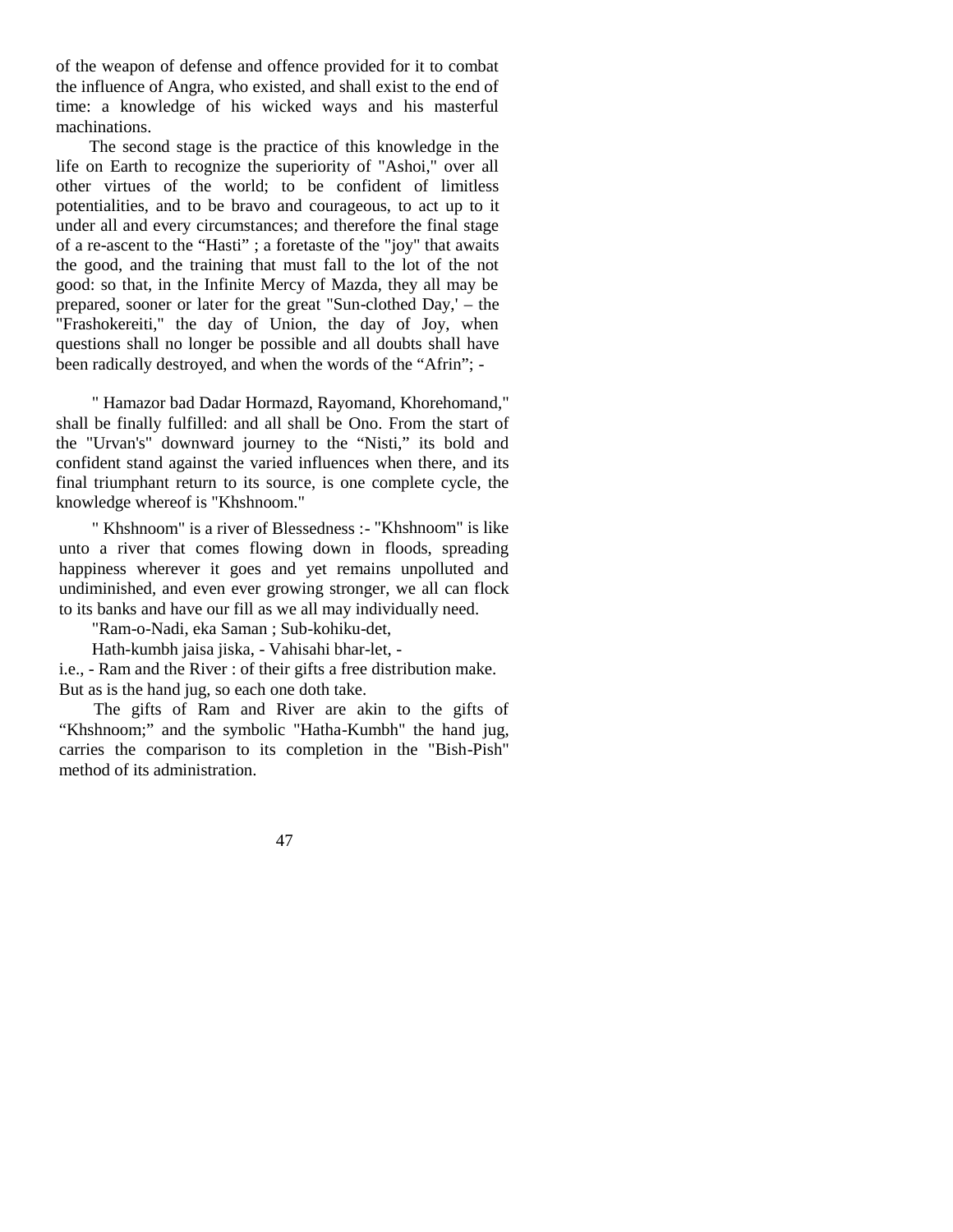of the weapon of defense and offence provided for it to combat the influence of Angra, who existed, and shall exist to the end of time: a knowledge of his wicked ways and his masterful machinations.

The second stage is the practice of this knowledge in the life on Earth to recognize the superiority of "Ashoi," over all other virtues of the world; to be confident of limitless potentialities, and to be bravo and courageous, to act up to it under all and every circumstances; and therefore the final stage of a re-ascent to the "Hasti" ; a foretaste of the "joy" that awaits the good, and the training that must fall to the lot of the not good: so that, in the Infinite Mercy of Mazda, they all may be prepared, sooner or later for the great "Sun-clothed Day,' – the "Frashokereiti," the day of Union, the day of Joy, when questions shall no longer be possible and all doubts shall have been radically destroyed, and when the words of the "Afrin"; -

" Hamazor bad Dadar Hormazd, Rayomand, Khorehomand," shall be finally fulfilled: and all shall be Ono. From the start of the "Urvan's" downward journey to the "Nisti," its bold and confident stand against the varied influences when there, and its final triumphant return to its source, is one complete cycle, the knowledge whereof is "Khshnoom."

" Khshnoom" is a river of Blessedness :- "Khshnoom" is like unto a river that comes flowing down in floods, spreading happiness wherever it goes and yet remains unpolluted and undiminished, and even ever growing stronger, we all can flock to its banks and have our fill as we all may individually need.

"Ram-o-Nadi, eka Saman ; Sub-kohiku-det,

Hath-kumbh jaisa jiska, - Vahisahi bhar-let, -

i.e., - Ram and the River : of their gifts a free distribution make. But as is the hand jug, so each one doth take.

The gifts of Ram and River are akin to the gifts of "Khshnoom;" and the symbolic "Hatha-Kumbh" the hand jug, carries the comparison to its completion in the "Bish-Pish" method of its administration.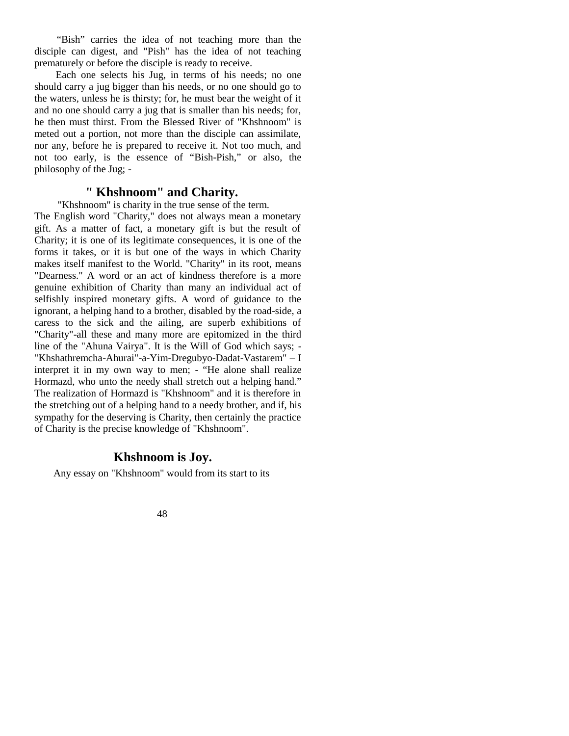"Bish" carries the idea of not teaching more than the disciple can digest, and "Pish" has the idea of not teaching prematurely or before the disciple is ready to receive.

Each one selects his Jug, in terms of his needs; no one should carry a jug bigger than his needs, or no one should go to the waters, unless he is thirsty; for, he must bear the weight of it and no one should carry a jug that is smaller than his needs; for, he then must thirst. From the Blessed River of "Khshnoom" is meted out a portion, not more than the disciple can assimilate, nor any, before he is prepared to receive it. Not too much, and not too early, is the essence of "Bish-Pish," or also, the philosophy of the Jug; -

## " Khshnoom" and Charity.

"Khshnoom" is charity in the true sense of the term. The English word "Charity," does not always mean a monetary gift. As a matter of fact, a monetary gift is but the result of Charity; it is one of its legitimate consequences, it is one of the forms it takes, or it is but one of the ways in which Charity makes itself manifest to the World. "Charity" in its root, means "Dearness." A word or an act of kindness therefore is a more genuine exhibition of Charity than many an individual act of selfishly inspired monetary gifts. A word of guidance to the ignorant, a helping hand to a brother, disabled by the road-side, a caress to the sick and the ailing, are superb exhibitions of "Charity"-all these and many more are epitomized in the third line of the "Ahuna Vairya". It is the Will of God which says; - "Khshathremcha-Ahurai"-a-Yim-Dregubyo-Dadat-Vastarem" – I interpret it in my own way to men; - "He alone shall realize Hormazd, who unto the needy shall stretch out a helping hand." The realization of Hormazd is "Khshnoom" and it is therefore in the stretching out of a helping hand to a needy brother, and if, his sympathy for the deserving is Charity, then certainly the practice of Charity is the precise knowledge of "Khshnoom".

## Khshnoom is Joy.

Any essay on "Khshnoom" would from its start to its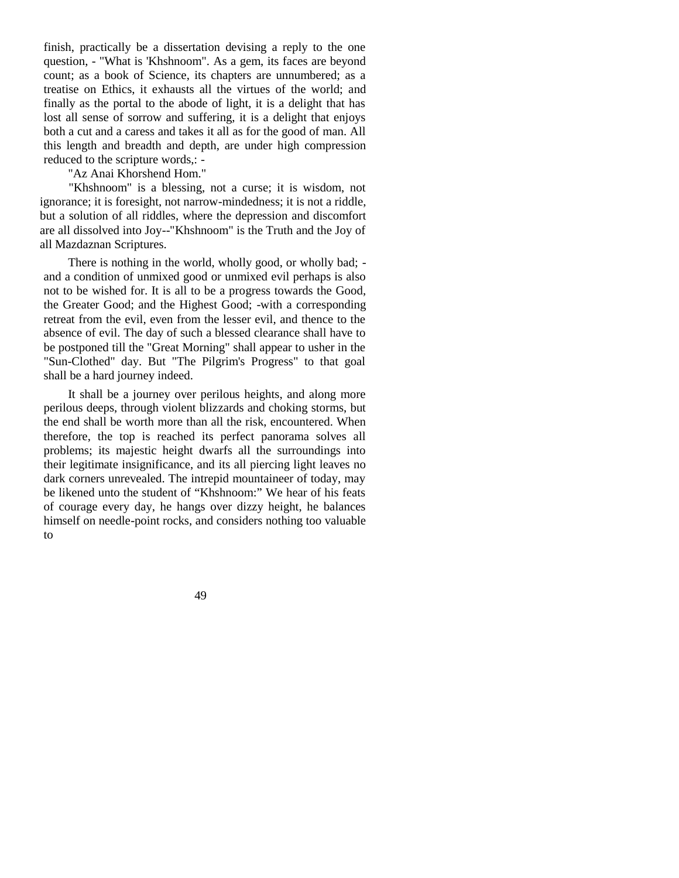finish, practically be a dissertation devising a reply to the one question, - "What is 'Khshnoom". As a gem, its faces are beyond count; as a book of Science, its chapters are unnumbered; as a treatise on Ethics, it exhausts all the virtues of the world; and finally as the portal to the abode of light, it is a delight that has lost all sense of sorrow and suffering, it is a delight that enjoys both a cut and a caress and takes it all as for the good of man. All this length and breadth and depth, are under high compression reduced to the scripture words,: -

"Az Anai Khorshend Hom."

"Khshnoom" is a blessing, not a curse; it is wisdom, not ignorance; it is foresight, not narrow-mindedness; it is not a riddle, but a solution of all riddles, where the depression and discomfort are all dissolved into Joy--"Khshnoom" is the Truth and the Joy of all Mazdaznan Scriptures.

There is nothing in the world, wholly good, or wholly bad; - and a condition of unmixed good or unmixed evil perhaps is also not to be wished for. It is all to be a progress towards the Good, the Greater Good; and the Highest Good; -with a corresponding retreat from the evil, even from the lesser evil, and thence to the absence of evil. The day of such a blessed clearance shall have to be postponed till the "Great Morning" shall appear to usher in the "Sun-Clothed" day. But "The Pilgrim's Progress" to that goal shall be a hard journey indeed.

It shall be a journey over perilous heights, and along more perilous deeps, through violent blizzards and choking storms, but the end shall be worth more than all the risk, encountered. When therefore, the top is reached its perfect panorama solves all problems; its majestic height dwarfs all the surroundings into their legitimate insignificance, and its all piercing light leaves no dark corners unrevealed. The intrepid mountaineer of today, may be likened unto the student of "Khshnoom:" We hear of his feats of courage every day, he hangs over dizzy height, he balances himself on needle-point rocks, and considers nothing too valuable to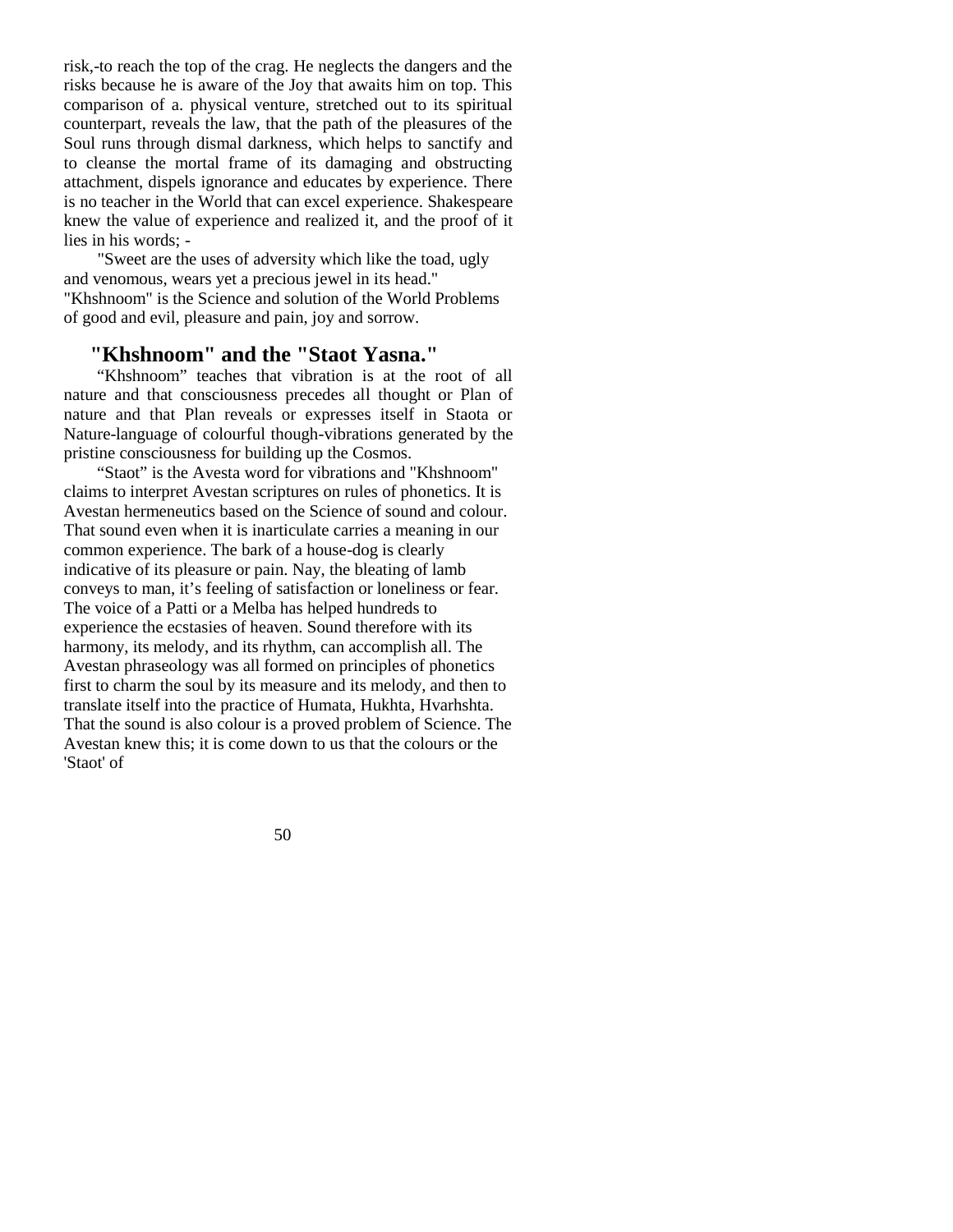risk,-to reach the top of the crag. He neglects the dangers and the risks because he is aware of the Joy that awaits him on top. This comparison of a. physical venture, stretched out to its spiritual counterpart, reveals the law, that the path of the pleasures of the Soul runs through dismal darkness, which helps to sanctify and to cleanse the mortal frame of its damaging and obstructing attachment, dispels ignorance and educates by experience. There is no teacher in the World that can excel experience. Shakespeare knew the value of experience and realized it, and the proof of it lies in his words; -

"Sweet are the uses of adversity which like the toad, ugly and venomous, wears yet a precious jewel in its head."

"Khshnoom" is the Science and solution of the World Problems of good and evil, pleasure and pain, joy and sorrow.

## "Khshnoom" and the "Staot Yasna."

"Khshnoom" teaches that vibration is at the root of all nature and that consciousness precedes all thought or Plan of nature and that Plan reveals or expresses itself in Staota or Nature-language of colourful though-vibrations generated by the pristine consciousness for building up the Cosmos.

"Staot" is the Avesta word for vibrations and "Khshnoom" claims to interpret Avestan scriptures on rules of phonetics. It is Avestan hermeneutics based on the Science of sound and colour. That sound even when it is inarticulate carries a meaning in our common experience. The bark of a house-dog is clearly indicative of its pleasure or pain. Nay, the bleating of lamb conveys to man, it's feeling of satisfaction or loneliness or fear. The voice of a Patti or a Melba has helped hundreds to experience the ecstasies of heaven. Sound therefore with its harmony, its melody, and its rhythm, can accomplish all. The Avestan phraseology was all formed on principles of phonetics first to charm the soul by its measure and its melody, and then to translate itself into the practice of Humata, Hukhta, Hvarhshta. That the sound is also colour is a proved problem of Science. The Avestan knew this; it is come down to us that the colours or the 'Staot' of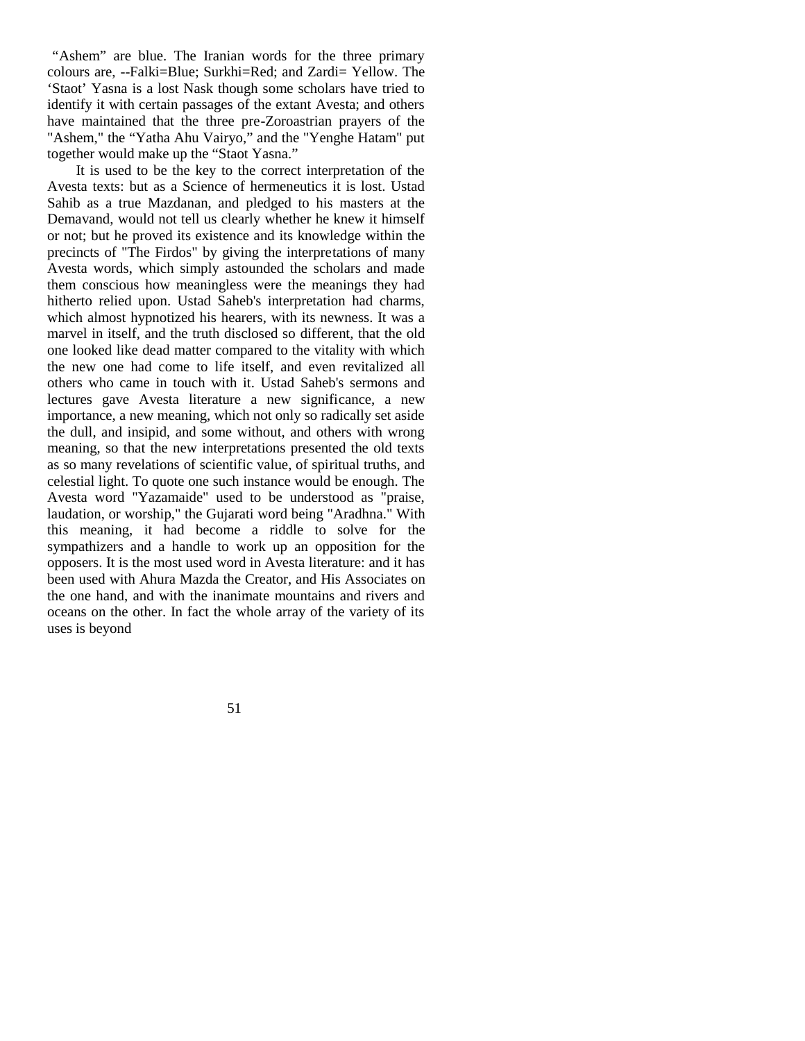"Ashem" are blue. The Iranian words for the three primary colours are, --Falki=Blue; Surkhi=Red; and Zardi= Yellow. The 'Staot' Yasna is a lost Nask though some scholars have tried to identify it with certain passages of the extant Avesta; and others have maintained that the three pre-Zoroastrian prayers of the "Ashem," the "Yatha Ahu Vairyo," and the "Yenghe Hatam" put together would make up the "Staot Yasna."

It is used to be the key to the correct interpretation of the Avesta texts: but as a Science of hermeneutics it is lost. Ustad Sahib as a true Mazdanan, and pledged to his masters at the Demavand, would not tell us clearly whether he knew it himself or not; but he proved its existence and its knowledge within the precincts of "The Firdos" by giving the interpretations of many Avesta words, which simply astounded the scholars and made them conscious how meaningless were the meanings they had hitherto relied upon. Ustad Saheb's interpretation had charms, which almost hypnotized his hearers, with its newness. It was a marvel in itself, and the truth disclosed so different, that the old one looked like dead matter compared to the vitality with which the new one had come to life itself, and even revitalized all others who came in touch with it. Ustad Saheb's sermons and lectures gave Avesta literature a new significance, a new importance, a new meaning, which not only so radically set aside the dull, and insipid, and some without, and others with wrong meaning, so that the new interpretations presented the old texts as so many revelations of scientific value, of spiritual truths, and celestial light. To quote one such instance would be enough. The Avesta word "Yazamaide" used to be understood as "praise, laudation, or worship," the Gujarati word being "Aradhna." With this meaning, it had become a riddle to solve for the sympathizers and a handle to work up an opposition for the opposers. It is the most used word in Avesta literature: and it has been used with Ahura Mazda the Creator, and His Associates on the one hand, and with the inanimate mountains and rivers and oceans on the other. In fact the whole array of the variety of its uses is beyond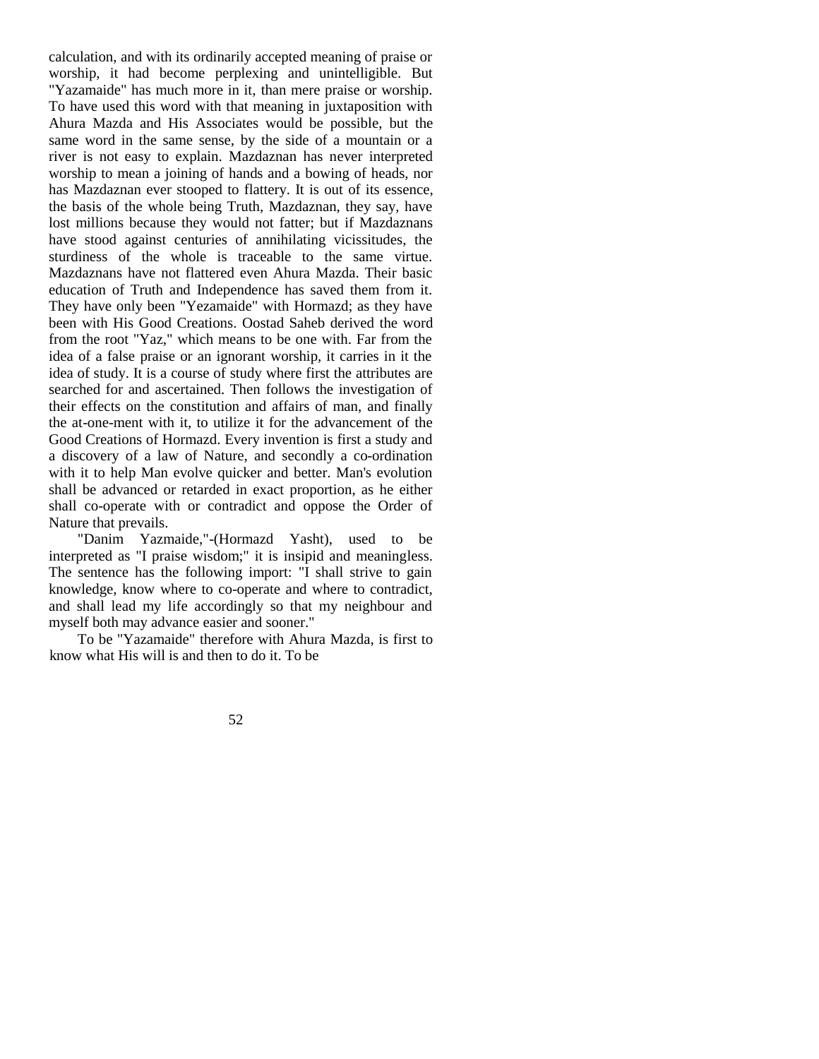calculation, and with its ordinarily accepted meaning of praise or worship, it had become perplexing and unintelligible. But "Yazamaide" has much more in it, than mere praise or worship. To have used this word with that meaning in juxtaposition with Ahura Mazda and His Associates would be possible, but the same word in the same sense, by the side of a mountain or a river is not easy to explain. Mazdaznan has never interpreted worship to mean a joining of hands and a bowing of heads, nor has Mazdaznan ever stooped to flattery. It is out of its essence, the basis of the whole being Truth, Mazdaznan, they say, have lost millions because they would not fatter; but if Mazdaznans have stood against centuries of annihilating vicissitudes, the sturdiness of the whole is traceable to the same virtue. Mazdaznans have not flattered even Ahura Mazda. Their basic education of Truth and Independence has saved them from it. They have only been "Yezamaide" with Hormazd; as they have been with His Good Creations. Oostad Saheb derived the word from the root "Yaz," which means to be one with. Far from the idea of a false praise or an ignorant worship, it carries in it the idea of study. It is a course of study where first the attributes are searched for and ascertained. Then follows the investigation of their effects on the constitution and affairs of man, and finally the at-one-ment with it, to utilize it for the advancement of the Good Creations of Hormazd. Every invention is first a study and a discovery of a law of Nature, and secondly a co-ordination with it to help Man evolve quicker and better. Man's evolution shall be advanced or retarded in exact proportion, as he either shall co-operate with or contradict and oppose the Order of Nature that prevails.

"Danim Yazmaide,"-(Hormazd Yasht), used to be interpreted as "I praise wisdom;" it is insipid and meaningless. The sentence has the following import: "I shall strive to gain knowledge, know where to co-operate and where to contradict, and shall lead my life accordingly so that my neighbour and myself both may advance easier and sooner."

To be "Yazamaide" therefore with Ahura Mazda, is first to know what His will is and then to do it. To be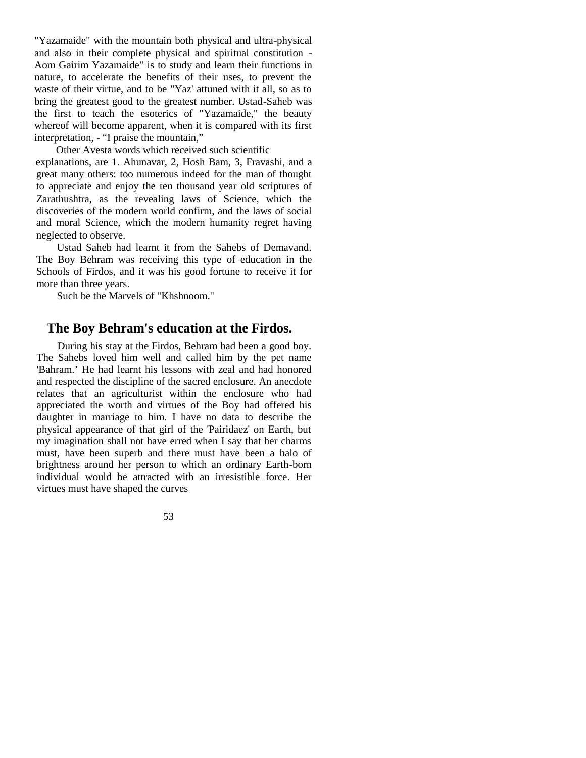"Yazamaide" with the mountain both physical and ultra-physical and also in their complete physical and spiritual constitution - Aom Gairim Yazamaide" is to study and learn their functions in nature, to accelerate the benefits of their uses, to prevent the waste of their virtue, and to be "Yaz' attuned with it all, so as to bring the greatest good to the greatest number. Ustad-Saheb was the first to teach the esoterics of "Yazamaide," the beauty whereof will become apparent, when it is compared with its first interpretation, - "I praise the mountain,"

Other Avesta words which received such scientific explanations, are 1. Ahunavar, 2, Hosh Bam, 3, Fravashi, and a great many others: too numerous indeed for the man of thought to appreciate and enjoy the ten thousand year old scriptures of Zarathushtra, as the revealing laws of Science, which the discoveries of the modern world confirm, and the laws of social and moral Science, which the modern humanity regret having neglected to observe.

Ustad Saheb had learnt it from the Sahebs of Demavand. The Boy Behram was receiving this type of education in the Schools of Firdos, and it was his good fortune to receive it for more than three years.

Such be the Marvels of "Khshnoom."

## The Boy Behram's education at the Firdos.

During his stay at the Firdos, Behram had been a good boy. The Sahebs loved him well and called him by the pet name 'Bahram.' He had learnt his lessons with zeal and had honored and respected the discipline of the sacred enclosure. An anecdote relates that an agriculturist within the enclosure who had appreciated the worth and virtues of the Boy had offered his daughter in marriage to him. I have no data to describe the physical appearance of that girl of the 'Pairidaez' on Earth, but my imagination shall not have erred when I say that her charms must, have been superb and there must have been a halo of brightness around her person to which an ordinary Earth-born individual would be attracted with an irresistible force. Her virtues must have shaped the curves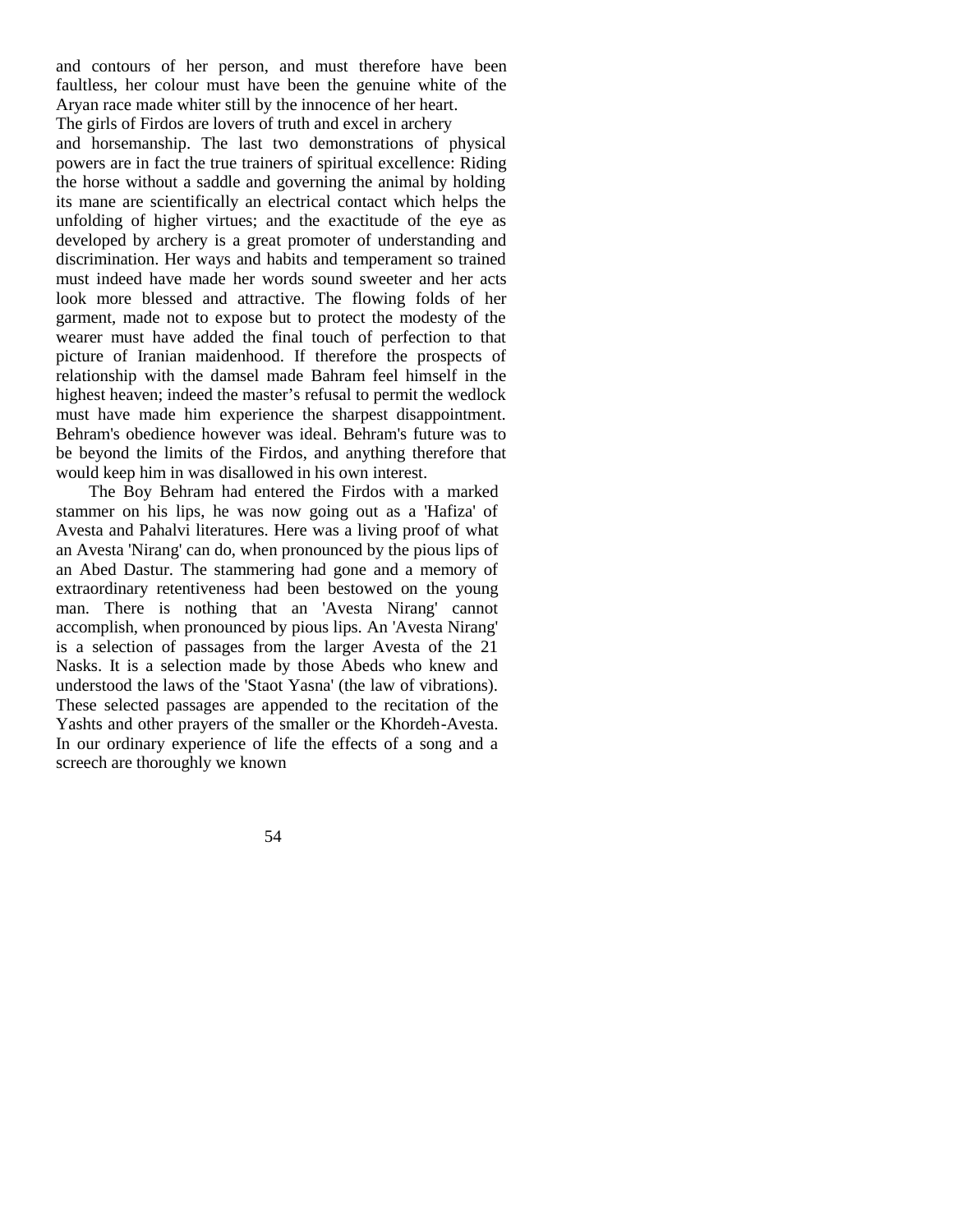and contours of her person, and must therefore have been faultless, her colour must have been the genuine white of the Aryan race made whiter still by the innocence of her heart.

The girls of Firdos are lovers of truth and excel in archery and horsemanship. The last two demonstrations of physical powers are in fact the true trainers of spiritual excellence: Riding the horse without a saddle and governing the animal by holding its mane are scientifically an electrical contact which helps the unfolding of higher virtues; and the exactitude of the eye as developed by archery is a great promoter of understanding and discrimination. Her ways and habits and temperament so trained must indeed have made her words sound sweeter and her acts look more blessed and attractive. The flowing folds of her garment, made not to expose but to protect the modesty of the wearer must have added the final touch of perfection to that picture of Iranian maidenhood. If therefore the prospects of relationship with the damsel made Bahram feel himself in the highest heaven; indeed the master's refusal to permit the wedlock must have made him experience the sharpest disappointment. Behram's obedience however was ideal. Behram's future was to be beyond the limits of the Firdos, and anything therefore that would keep him in was disallowed in his own interest.

The Boy Behram had entered the Firdos with a marked stammer on his lips, he was now going out as a 'Hafiza' of Avesta and Pahalvi literatures. Here was a living proof of what an Avesta 'Nirang' can do, when pronounced by the pious lips of an Abed Dastur. The stammering had gone and a memory of extraordinary retentiveness had been bestowed on the young man. There is nothing that an 'Avesta Nirang' cannot accomplish, when pronounced by pious lips. An 'Avesta Nirang' is a selection of passages from the larger Avesta of the 21 Nasks. It is a selection made by those Abeds who knew and understood the laws of the 'Staot Yasna' (the law of vibrations). These selected passages are appended to the recitation of the Yashts and other prayers of the smaller or the Khordeh-Avesta. In our ordinary experience of life the effects of a song and a screech are thoroughly we known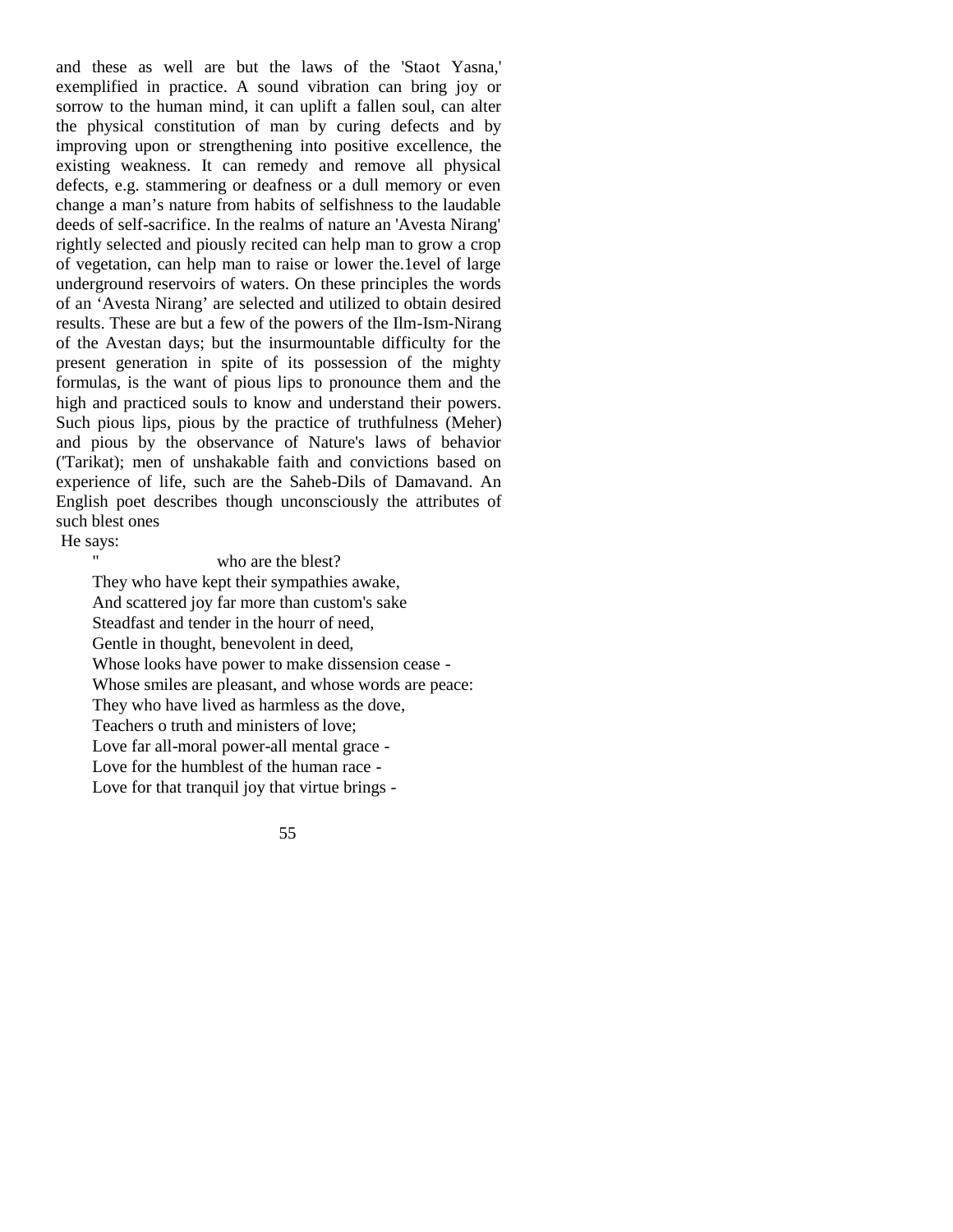and these as well are but the laws of the 'Staot Yasna,' exemplified in practice. A sound vibration can bring joy or sorrow to the human mind, it can uplift a fallen soul, can alter the physical constitution of man by curing defects and by improving upon or strengthening into positive excellence, the existing weakness. It can remedy and remove all physical defects, e.g. stammering or deafness or a dull memory or even change a man's nature from habits of selfishness to the laudable deeds of self-sacrifice. In the realms of nature an 'Avesta Nirang' rightly selected and piously recited can help man to grow a crop of vegetation, can help man to raise or lower the.1evel of large underground reservoirs of waters. On these principles the words of an 'Avesta Nirang' are selected and utilized to obtain desired results. These are but a few of the powers of the Ilm-Ism-Nirang of the Avestan days; but the insurmountable difficulty for the present generation in spite of its possession of the mighty formulas, is the want of pious lips to pronounce them and the high and practiced souls to know and understand their powers. Such pious lips, pious by the practice of truthfulness (Meher) and pious by the observance of Nature's laws of behavior ('Tarikat); men of unshakable faith and convictions based on experience of life, such are the Saheb-Dils of Damavand. An English poet describes though unconsciously the attributes of such blest ones

He says:

" who are the blest?  
They who have kept their sympathies awake,  
And scattered joy far more than custom's sake  
Steadfast and tender in the hourr of need,  
Gentle in thought, benevolent in deed,  
Whose looks have power to make dissension cease -  
Whose smiles are pleasant, and whose words are peace:  
They who have lived as harmless as the dove,  
Teachers o truth and ministers of love;  
Love far all-moral power-all mental grace -  
Love for the humblest of the human race -  
Love for that tranquil joy that virtue brings -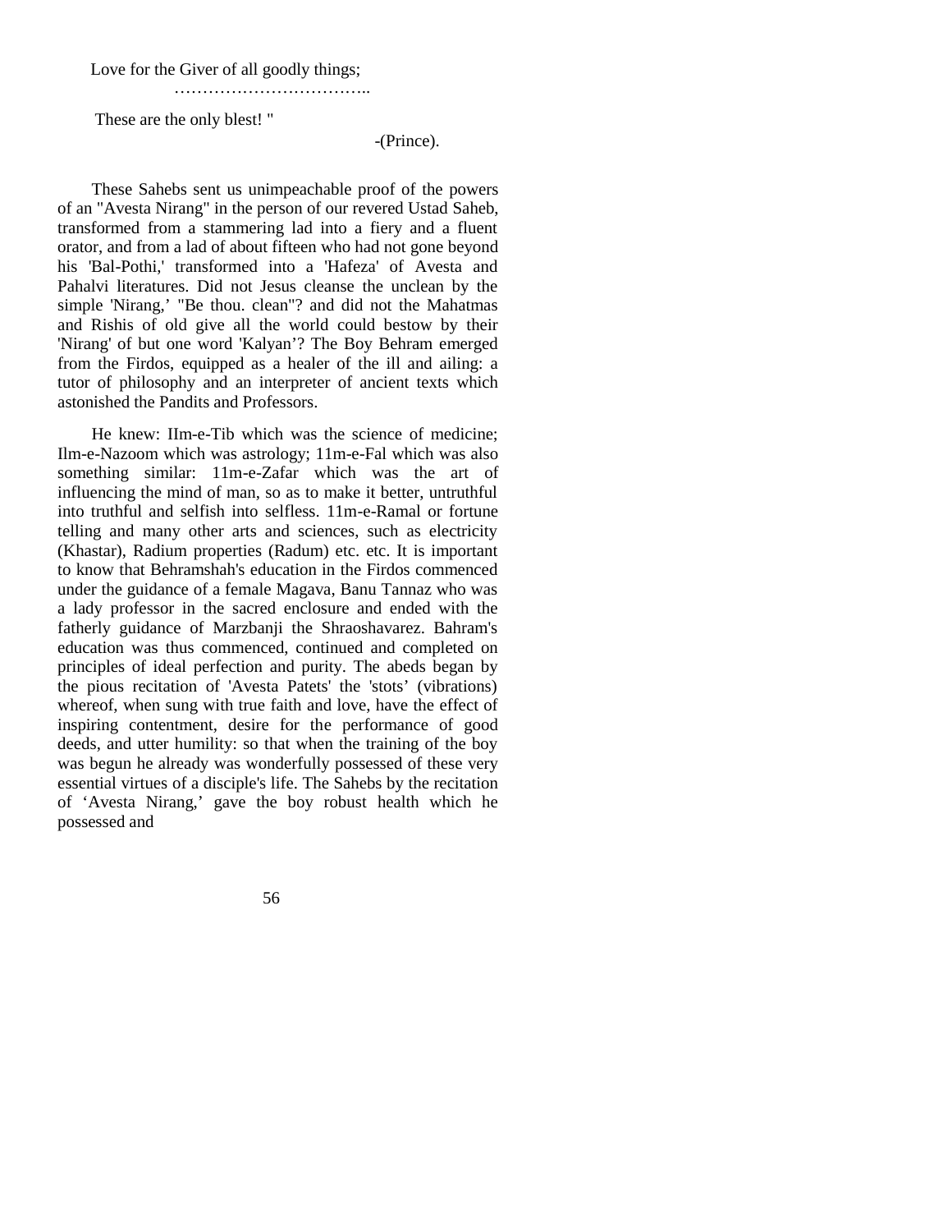Love for the Giver of all goodly things;

……………………………..

These are the only blest! "

-(Prince).

These Sahebs sent us unimpeachable proof of the powers of an "Avesta Nirang" in the person of our revered Ustad Saheb, transformed from a stammering lad into a fiery and a fluent orator, and from a lad of about fifteen who had not gone beyond his 'Bal-Pothi,' transformed into a 'Hafeza' of Avesta and Pahalvi literatures. Did not Jesus cleanse the unclean by the simple 'Nirang,' "Be thou. clean"? and did not the Mahatmas and Rishis of old give all the world could bestow by their 'Nirang' of but one word 'Kalyan'? The Boy Behram emerged from the Firdos, equipped as a healer of the ill and ailing: a tutor of philosophy and an interpreter of ancient texts which astonished the Pandits and Professors.

He knew: IIm-e-Tib which was the science of medicine; Ilm-e-Nazoom which was astrology; 11m-e-Fal which was also something similar: 11m-e-Zafar which was the art of influencing the mind of man, so as to make it better, untruthful into truthful and selfish into selfless. 11m-e-Ramal or fortune telling and many other arts and sciences, such as electricity (Khastar), Radium properties (Radum) etc. etc. It is important to know that Behramshah's education in the Firdos commenced under the guidance of a female Magava, Banu Tannaz who was a lady professor in the sacred enclosure and ended with the fatherly guidance of Marzbanji the Shraoshavarez. Bahram's education was thus commenced, continued and completed on principles of ideal perfection and purity. The abeds began by the pious recitation of 'Avesta Patets' the 'stots' (vibrations) whereof, when sung with true faith and love, have the effect of inspiring contentment, desire for the performance of good deeds, and utter humility: so that when the training of the boy was begun he already was wonderfully possessed of these very essential virtues of a disciple's life. The Sahebs by the recitation of 'Avesta Nirang,' gave the boy robust health which he possessed and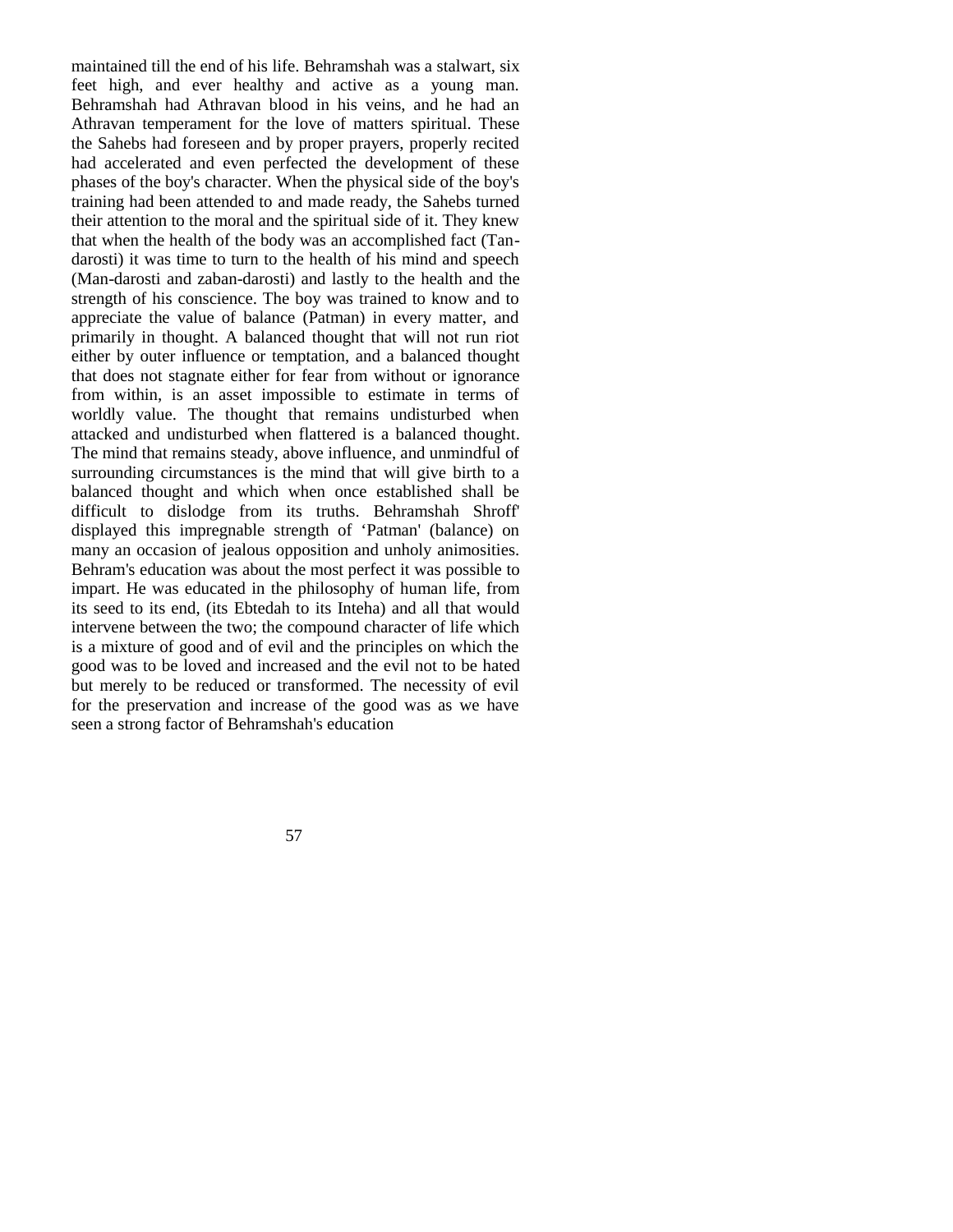maintained till the end of his life. Behramshah was a stalwart, six feet high, and ever healthy and active as a young man. Behramshah had Athravan blood in his veins, and he had an Athravan temperament for the love of matters spiritual. These the Sahebs had foreseen and by proper prayers, properly recited had accelerated and even perfected the development of these phases of the boy's character. When the physical side of the boy's training had been attended to and made ready, the Sahebs turned their attention to the moral and the spiritual side of it. They knew that when the health of the body was an accomplished fact (Tan-darosti) it was time to turn to the health of his mind and speech (Man-darosti and zaban-darosti) and lastly to the health and the strength of his conscience. The boy was trained to know and to appreciate the value of balance (Patman) in every matter, and primarily in thought. A balanced thought that will not run riot either by outer influence or temptation, and a balanced thought that does not stagnate either for fear from without or ignorance from within, is an asset impossible to estimate in terms of worldly value. The thought that remains undisturbed when attacked and undisturbed when flattered is a balanced thought. The mind that remains steady, above influence, and unmindful of surrounding circumstances is the mind that will give birth to a balanced thought and which when once established shall be difficult to dislodge from its truths. Behramshah Shroff' displayed this impregnable strength of 'Patman' (balance) on many an occasion of jealous opposition and unholy animosities. Behram's education was about the most perfect it was possible to impart. He was educated in the philosophy of human life, from its seed to its end, (its Ebtedah to its Inteha) and all that would intervene between the two; the compound character of life which is a mixture of good and of evil and the principles on which the good was to be loved and increased and the evil not to be hated but merely to be reduced or transformed. The necessity of evil for the preservation and increase of the good was as we have seen a strong factor of Behramshah's education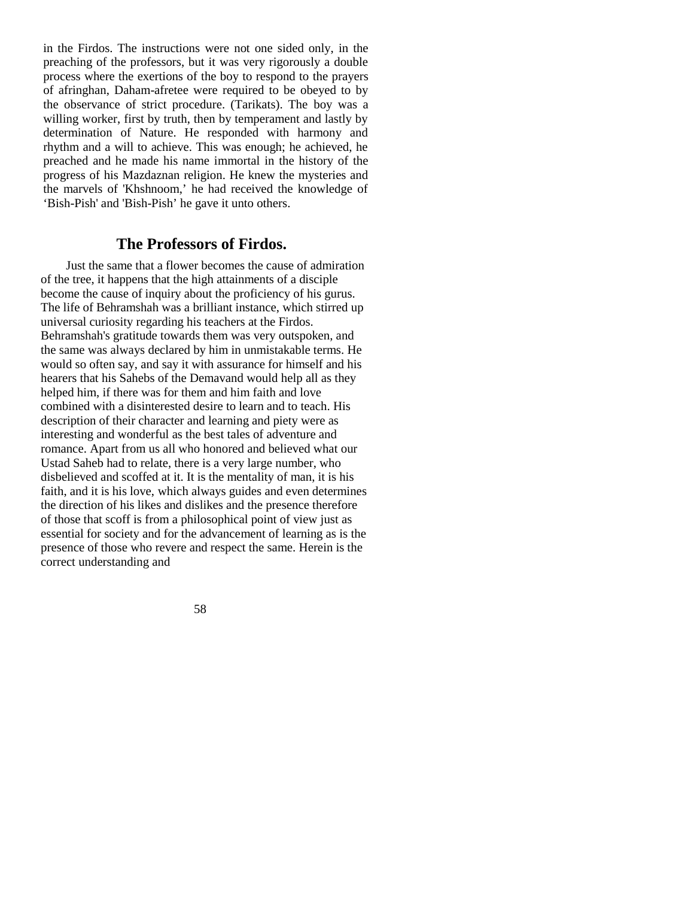in the Firdos. The instructions were not one sided only, in the preaching of the professors, but it was very rigorously a double process where the exertions of the boy to respond to the prayers of afringhan, Daham-afretee were required to be obeyed to by the observance of strict procedure. (Tarikats). The boy was a willing worker, first by truth, then by temperament and lastly by determination of Nature. He responded with harmony and rhythm and a will to achieve. This was enough; he achieved, he preached and he made his name immortal in the history of the progress of his Mazdaznan religion. He knew the mysteries and the marvels of 'Khshnoom,' he had received the knowledge of 'Bish-Pish' and 'Bish-Pish' he gave it unto others.

## The Professors of Firdos.

Just the same that a flower becomes the cause of admiration of the tree, it happens that the high attainments of a disciple become the cause of inquiry about the proficiency of his gurus. The life of Behramshah was a brilliant instance, which stirred up universal curiosity regarding his teachers at the Firdos. Behramshah's gratitude towards them was very outspoken, and the same was always declared by him in unmistakable terms. He would so often say, and say it with assurance for himself and his hearers that his Sahebs of the Demavand would help all as they helped him, if there was for them and him faith and love combined with a disinterested desire to learn and to teach. His description of their character and learning and piety were as interesting and wonderful as the best tales of adventure and romance. Apart from us all who honored and believed what our Ustad Saheb had to relate, there is a very large number, who disbelieved and scoffed at it. It is the mentality of man, it is his faith, and it is his love, which always guides and even determines the direction of his likes and dislikes and the presence therefore of those that scoff is from a philosophical point of view just as essential for society and for the advancement of learning as is the presence of those who revere and respect the same. Herein is the correct understanding and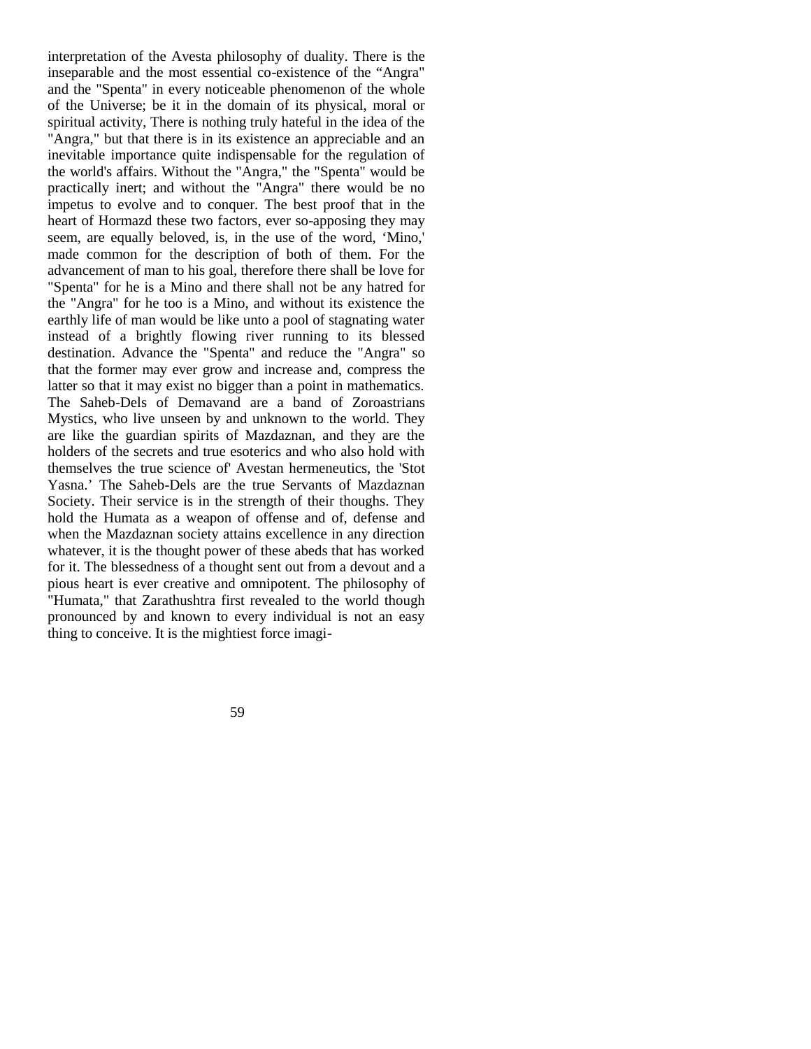interpretation of the Avesta philosophy of duality. There is the inseparable and the most essential co-existence of the "Angra" and the "Spenta" in every noticeable phenomenon of the whole of the Universe; be it in the domain of its physical, moral or spiritual activity, There is nothing truly hateful in the idea of the "Angra," but that there is in its existence an appreciable and an inevitable importance quite indispensable for the regulation of the world's affairs. Without the "Angra," the "Spenta" would be practically inert; and without the "Angra" there would be no impetus to evolve and to conquer. The best proof that in the heart of Hormazd these two factors, ever so-apposing they may seem, are equally beloved, is, in the use of the word, 'Mino,' made common for the description of both of them. For the advancement of man to his goal, therefore there shall be love for "Spenta" for he is a Mino and there shall not be any hatred for the "Angra" for he too is a Mino, and without its existence the earthly life of man would be like unto a pool of stagnating water instead of a brightly flowing river running to its blessed destination. Advance the "Spenta" and reduce the "Angra" so that the former may ever grow and increase and, compress the latter so that it may exist no bigger than a point in mathematics. The Saheb-Dels of Demavand are a band of Zoroastrians Mystics, who live unseen by and unknown to the world. They are like the guardian spirits of Mazdaznan, and they are the holders of the secrets and true esoterics and who also hold with themselves the true science of' Avestan hermeneutics, the 'Stot Yasna.' The Saheb-Dels are the true Servants of Mazdaznan Society. Their service is in the strength of their thoughs. They hold the Humata as a weapon of offense and of, defense and when the Mazdaznan society attains excellence in any direction whatever, it is the thought power of these abeds that has worked for it. The blessedness of a thought sent out from a devout and a pious heart is ever creative and omnipotent. The philosophy of "Humata," that Zarathushtra first revealed to the world though pronounced by and known to every individual is not an easy thing to conceive. It is the mightiest force imagi-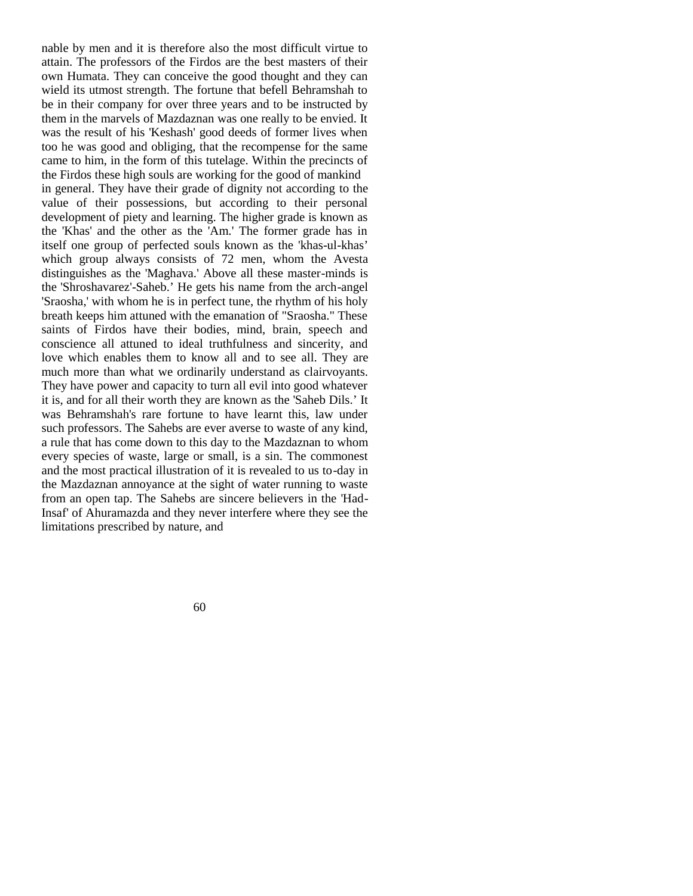nable by men and it is therefore also the most difficult virtue to attain. The professors of the Firdos are the best masters of their own Humata. They can conceive the good thought and they can wield its utmost strength. The fortune that befell Behramshah to be in their company for over three years and to be instructed by them in the marvels of Mazdaznan was one really to be envied. It was the result of his 'Keshash' good deeds of former lives when too he was good and obliging, that the recompense for the same came to him, in the form of this tutelage. Within the precincts of the Firdos these high souls are working for the good of mankind in general. They have their grade of dignity not according to the value of their possessions, but according to their personal development of piety and learning. The higher grade is known as the 'Khas' and the other as the 'Am.' The former grade has in itself one group of perfected souls known as the 'khas-ul-khas' which group always consists of 72 men, whom the Avesta distinguishes as the 'Maghava.' Above all these master-minds is the 'Shroshavarez'-Saheb.' He gets his name from the arch-angel 'Sraosha,' with whom he is in perfect tune, the rhythm of his holy breath keeps him attuned with the emanation of "Sraosha." These saints of Firdos have their bodies, mind, brain, speech and conscience all attuned to ideal truthfulness and sincerity, and love which enables them to know all and to see all. They are much more than what we ordinarily understand as clairvoyants. They have power and capacity to turn all evil into good whatever it is, and for all their worth they are known as the 'Saheb Dils.' It was Behramshah's rare fortune to have learnt this, law under such professors. The Sahebs are ever averse to waste of any kind, a rule that has come down to this day to the Mazdaznan to whom every species of waste, large or small, is a sin. The commonest and the most practical illustration of it is revealed to us to-day in the Mazdaznan annoyance at the sight of water running to waste from an open tap. The Sahebs are sincere believers in the 'Had-Insaf' of Ahuramazda and they never interfere where they see the limitations prescribed by nature, and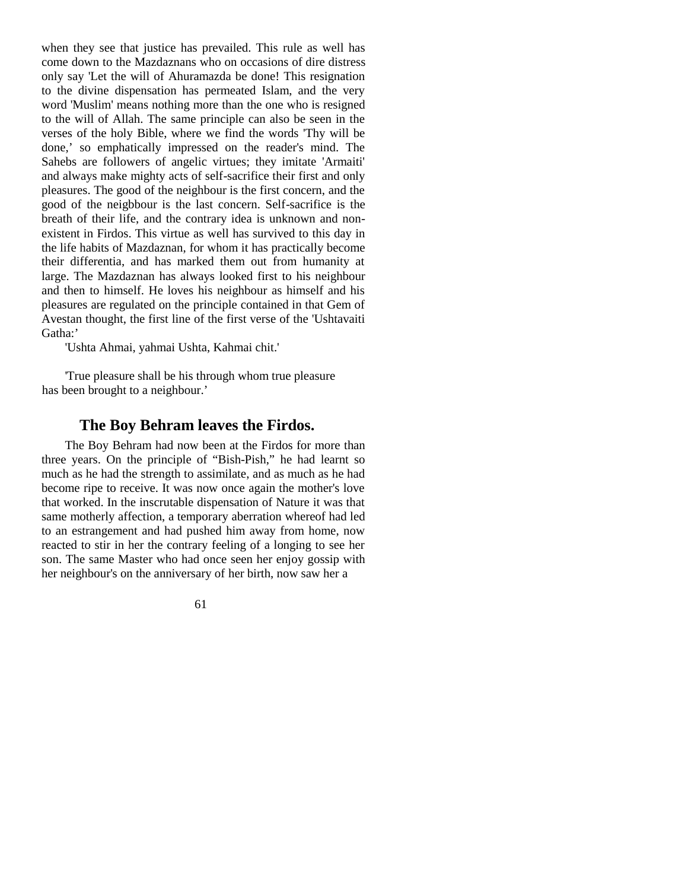when they see that justice has prevailed. This rule as well has come down to the Mazdaznans who on occasions of dire distress only say 'Let the will of Ahuramazda be done! This resignation to the divine dispensation has permeated Islam, and the very word 'Muslim' means nothing more than the one who is resigned to the will of Allah. The same principle can also be seen in the verses of the holy Bible, where we find the words 'Thy will be done,' so emphatically impressed on the reader's mind. The Sahebs are followers of angelic virtues; they imitate 'Armaiti' and always make mighty acts of self-sacrifice their first and only pleasures. The good of the neighbour is the first concern, and the good of the neigbbour is the last concern. Self-sacrifice is the breath of their life, and the contrary idea is unknown and non-existent in Firdos. This virtue as well has survived to this day in the life habits of Mazdaznan, for whom it has practically become their differentia, and has marked them out from humanity at large. The Mazdaznan has always looked first to his neighbour and then to himself. He loves his neighbour as himself and his pleasures are regulated on the principle contained in that Gem of Avestan thought, the first line of the first verse of the 'Ushtavaiti Gatha:'

'Ushta Ahmai, yahmai Ushta, Kahmai chit.'

'True pleasure shall be his through whom true pleasure has been brought to a neighbour.'

## The Boy Behram leaves the Firdos.

The Boy Behram had now been at the Firdos for more than three years. On the principle of "Bish-Pish," he had learnt so much as he had the strength to assimilate, and as much as he had become ripe to receive. It was now once again the mother's love that worked. In the inscrutable dispensation of Nature it was that same motherly affection, a temporary aberration whereof had led to an estrangement and had pushed him away from home, now reacted to stir in her the contrary feeling of a longing to see her son. The same Master who had once seen her enjoy gossip with her neighbour's on the anniversary of her birth, now saw her a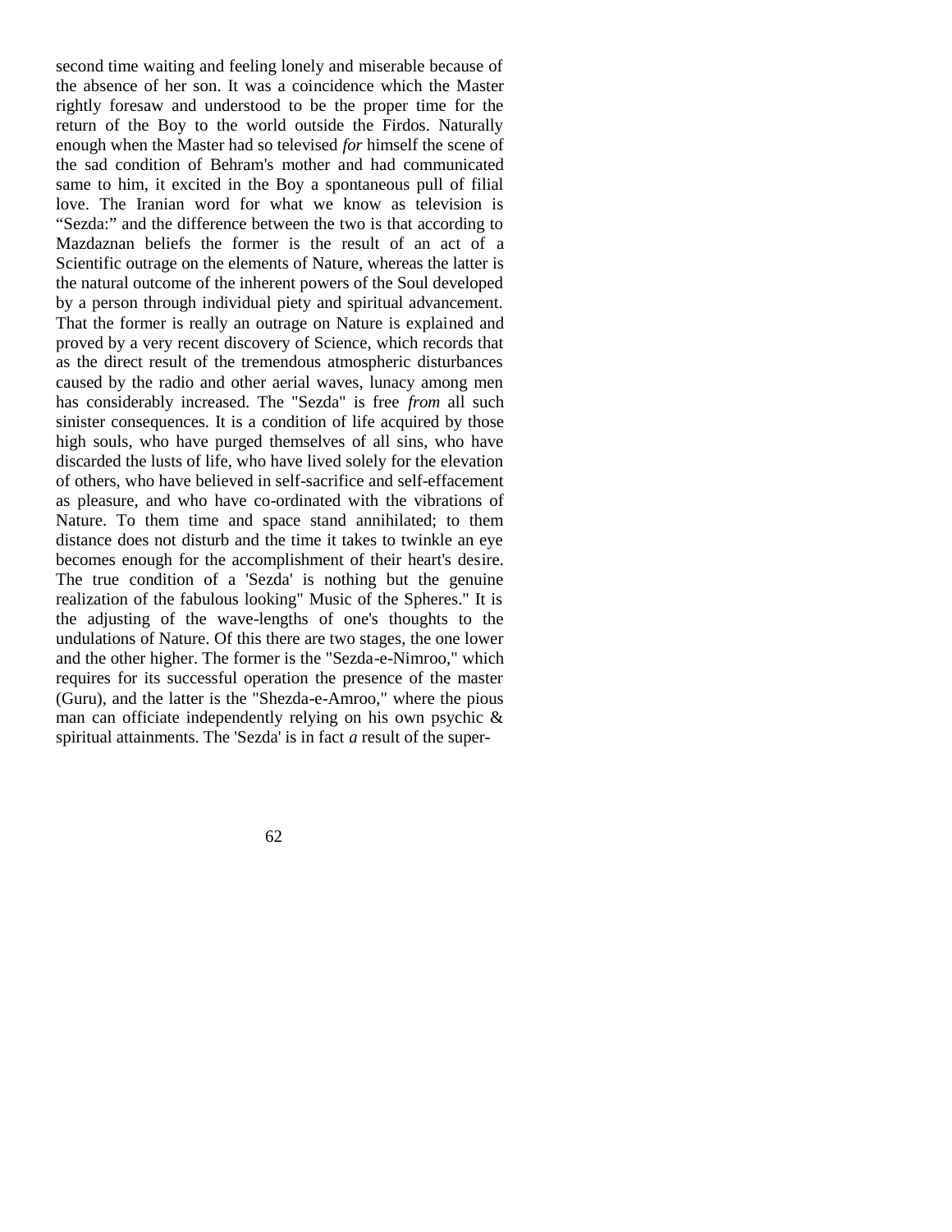second time waiting and feeling lonely and miserable because of the absence of her son. It was a coincidence which the Master rightly foresaw and understood to be the proper time for the return of the Boy to the world outside the Firdos. Naturally enough when the Master had so televised *for* himself the scene of the sad condition of Behram's mother and had communicated same to him, it excited in the Boy a spontaneous pull of filial love. The Iranian word for what we know as television is "Sezda:" and the difference between the two is that according to Mazdaznan beliefs the former is the result of an act of a Scientific outrage on the elements of Nature, whereas the latter is the natural outcome of the inherent powers of the Soul developed by a person through individual piety and spiritual advancement. That the former is really an outrage on Nature is explained and proved by a very recent discovery of Science, which records that as the direct result of the tremendous atmospheric disturbances caused by the radio and other aerial waves, lunacy among men has considerably increased. The "Sezda" is free *from* all such sinister consequences. It is a condition of life acquired by those high souls, who have purged themselves of all sins, who have discarded the lusts of life, who have lived solely for the elevation of others, who have believed in self-sacrifice and self-effacement as pleasure, and who have co-ordinated with the vibrations of Nature. To them time and space stand annihilated; to them distance does not disturb and the time it takes to twinkle an eye becomes enough for the accomplishment of their heart's desire. The true condition of a 'Sezda' is nothing but the genuine realization of the fabulous looking" Music of the Spheres." It is the adjusting of the wave-lengths of one's thoughts to the undulations of Nature. Of this there are two stages, the one lower and the other higher. The former is the "Sezda-e-Nimroo," which requires for its successful operation the presence of the master (Guru), and the latter is the "Shezda-e-Amroo," where the pious man can officiate independently relying on his own psychic & spiritual attainments. The 'Sezda' is in fact *a* result of the super-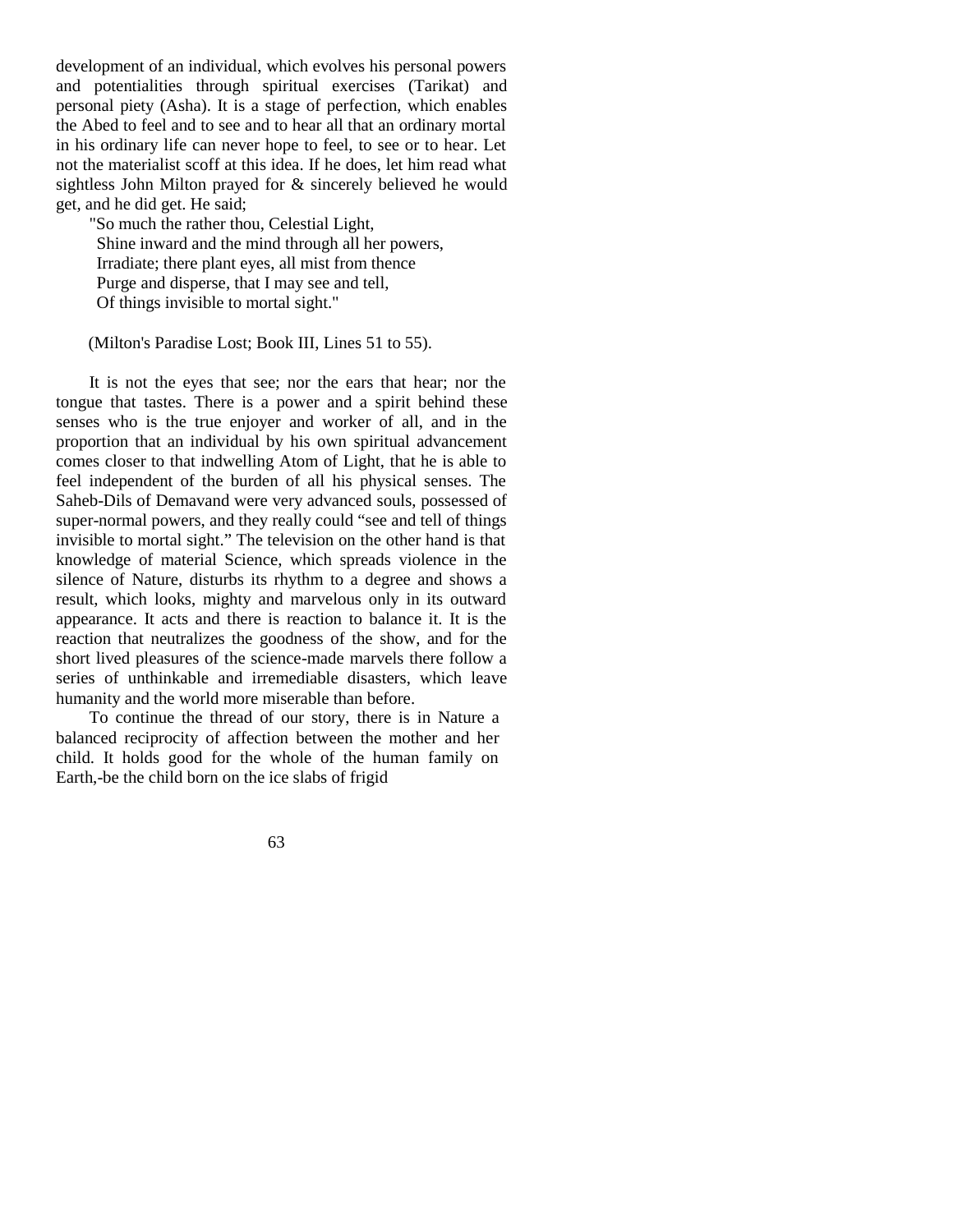development of an individual, which evolves his personal powers and potentialities through spiritual exercises (Tarikat) and personal piety (Asha). It is a stage of perfection, which enables the Abed to feel and to see and to hear all that an ordinary mortal in his ordinary life can never hope to feel, to see or to hear. Let not the materialist scoff at this idea. If he does, let him read what sightless John Milton prayed for & sincerely believed he would get, and he did get. He said;

> "So much the rather thou, Celestial Light,
> Shine inward and the mind through all her powers,
> Irradiate; there plant eyes, all mist from thence
> Purge and disperse, that I may see and tell,
> Of things invisible to mortal sight."

(Milton's Paradise Lost; Book III, Lines 51 to 55).

It is not the eyes that see; nor the ears that hear; nor the tongue that tastes. There is a power and a spirit behind these senses who is the true enjoyer and worker of all, and in the proportion that an individual by his own spiritual advancement comes closer to that indwelling Atom of Light, that he is able to feel independent of the burden of all his physical senses. The Saheb-Dils of Demavand were very advanced souls, possessed of super-normal powers, and they really could "see and tell of things invisible to mortal sight." The television on the other hand is that knowledge of material Science, which spreads violence in the silence of Nature, disturbs its rhythm to a degree and shows a result, which looks, mighty and marvelous only in its outward appearance. It acts and there is reaction to balance it. It is the reaction that neutralizes the goodness of the show, and for the short lived pleasures of the science-made marvels there follow a series of unthinkable and irremediable disasters, which leave humanity and the world more miserable than before.

To continue the thread of our story, there is in Nature a balanced reciprocity of affection between the mother and her child. It holds good for the whole of the human family on Earth,-be the child born on the ice slabs of frigid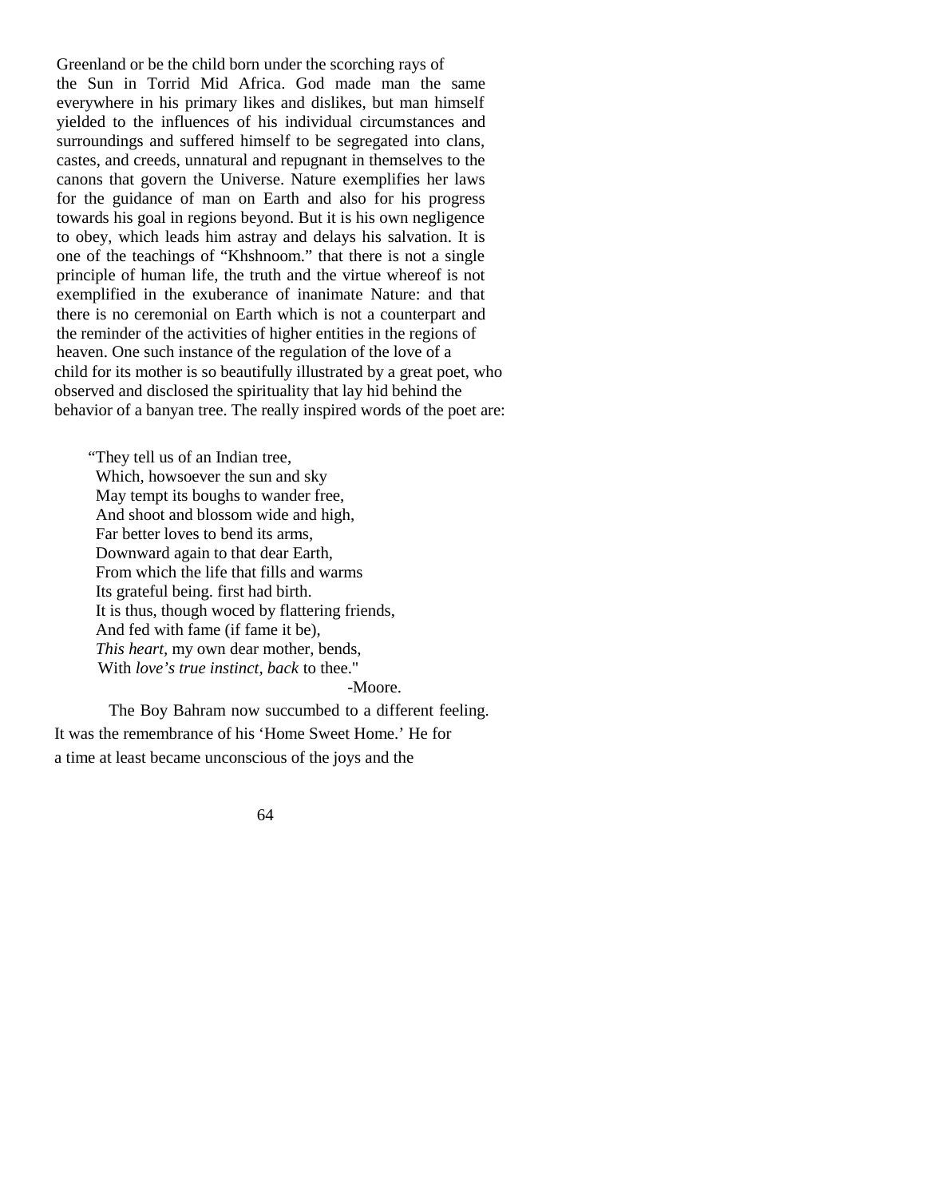Greenland or be the child born under the scorching rays of the Sun in Torrid Mid Africa. God made man the same everywhere in his primary likes and dislikes, but man himself yielded to the influences of his individual circumstances and surroundings and suffered himself to be segregated into clans, castes, and creeds, unnatural and repugnant in themselves to the canons that govern the Universe. Nature exemplifies her laws for the guidance of man on Earth and also for his progress towards his goal in regions beyond. But it is his own negligence to obey, which leads him astray and delays his salvation. It is one of the teachings of "Khshnoom." that there is not a single principle of human life, the truth and the virtue whereof is not exemplified in the exuberance of inanimate Nature: and that there is no ceremonial on Earth which is not a counterpart and the reminder of the activities of higher entities in the regions of heaven. One such instance of the regulation of the love of a child for its mother is so beautifully illustrated by a great poet, who observed and disclosed the spirituality that lay hid behind the behavior of a banyan tree. The really inspired words of the poet are:

"They tell us of an Indian tree,  
Which, howsoever the sun and sky  
May tempt its boughs to wander free,  
And shoot and blossom wide and high,  
Far better loves to bend its arms,  
Downward again to that dear Earth,  
From which the life that fills and warms  
Its grateful being. first had birth.  
It is thus, though woced by flattering friends,  
And fed with fame (if fame it be),  
*This heart,* my own dear mother, bends,  
With *love's true instinct, back* to thee."

-Moore.

The Boy Bahram now succumbed to a different feeling. It was the remembrance of his 'Home Sweet Home.' He for a time at least became unconscious of the joys and the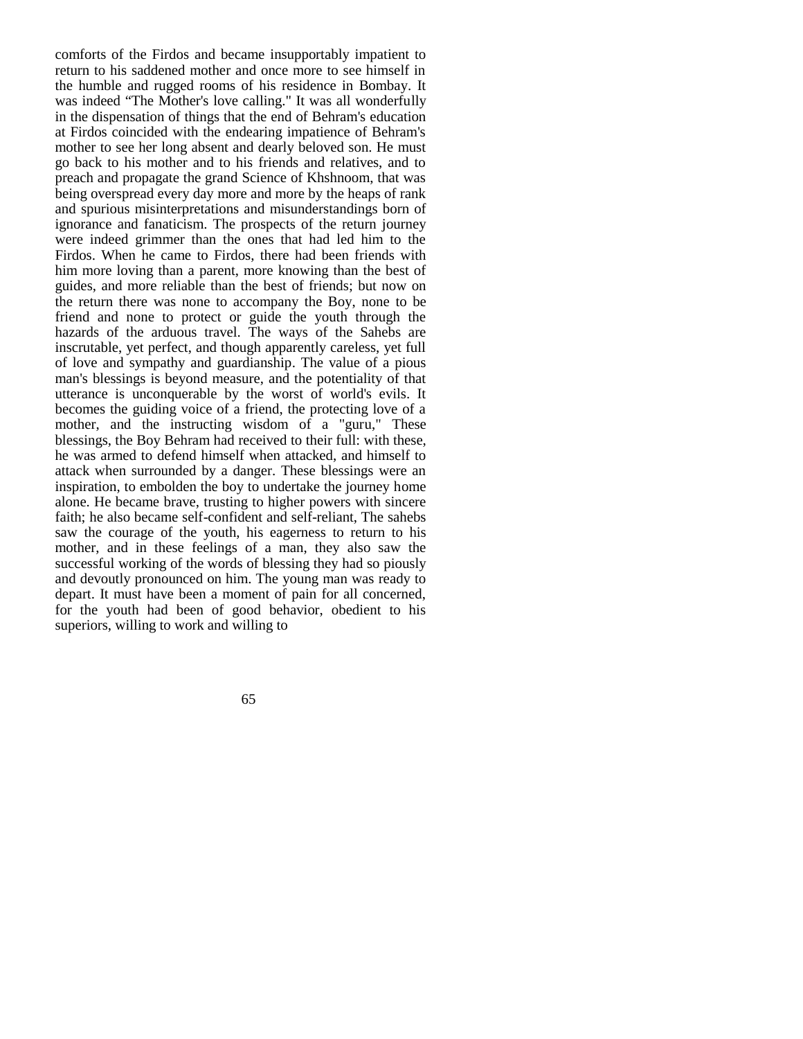comforts of the Firdos and became insupportably impatient to return to his saddened mother and once more to see himself in the humble and rugged rooms of his residence in Bombay. It was indeed "The Mother's love calling." It was all wonderfully in the dispensation of things that the end of Behram's education at Firdos coincided with the endearing impatience of Behram's mother to see her long absent and dearly beloved son. He must go back to his mother and to his friends and relatives, and to preach and propagate the grand Science of Khshnoom, that was being overspread every day more and more by the heaps of rank and spurious misinterpretations and misunderstandings born of ignorance and fanaticism. The prospects of the return journey were indeed grimmer than the ones that had led him to the Firdos. When he came to Firdos, there had been friends with him more loving than a parent, more knowing than the best of guides, and more reliable than the best of friends; but now on the return there was none to accompany the Boy, none to be friend and none to protect or guide the youth through the hazards of the arduous travel. The ways of the Sahebs are inscrutable, yet perfect, and though apparently careless, yet full of love and sympathy and guardianship. The value of a pious man's blessings is beyond measure, and the potentiality of that utterance is unconquerable by the worst of world's evils. It becomes the guiding voice of a friend, the protecting love of a mother, and the instructing wisdom of a "guru," These blessings, the Boy Behram had received to their full: with these, he was armed to defend himself when attacked, and himself to attack when surrounded by a danger. These blessings were an inspiration, to embolden the boy to undertake the journey home alone. He became brave, trusting to higher powers with sincere faith; he also became self-confident and self-reliant, The sahebs saw the courage of the youth, his eagerness to return to his mother, and in these feelings of a man, they also saw the successful working of the words of blessing they had so piously and devoutly pronounced on him. The young man was ready to depart. It must have been a moment of pain for all concerned, for the youth had been of good behavior, obedient to his superiors, willing to work and willing to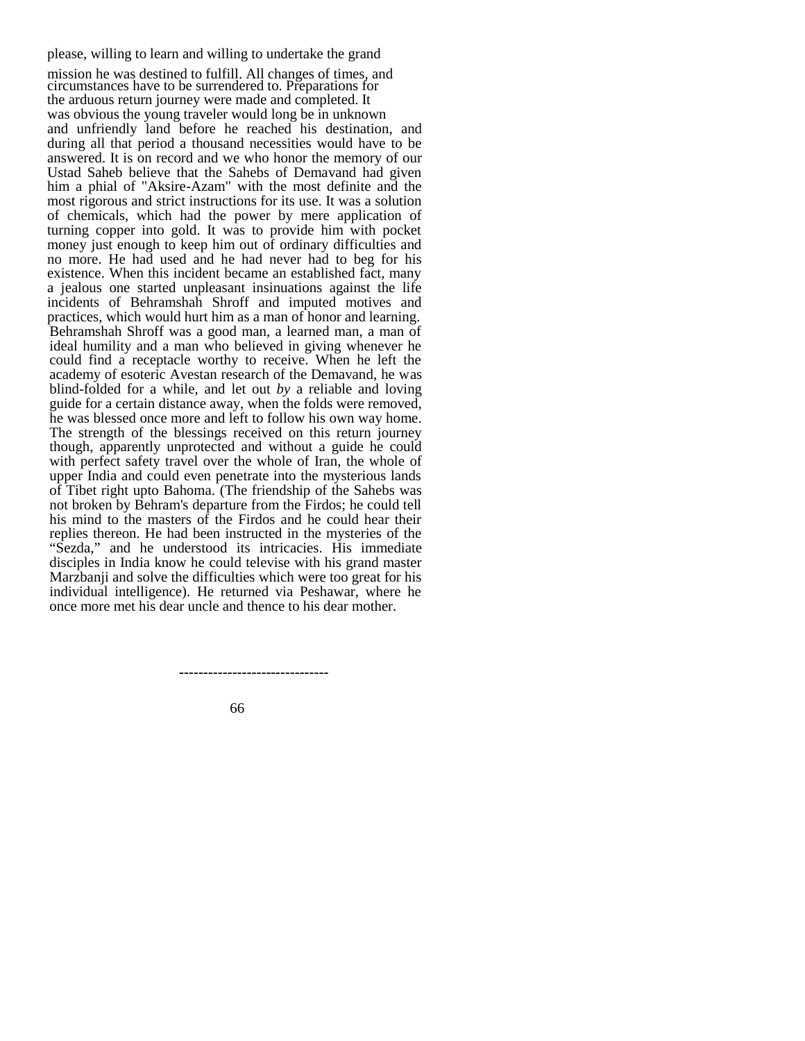please, willing to learn and willing to undertake the grand mission he was destined to fulfill. All changes of times, and circumstances have to be surrendered to. Preparations for the arduous return journey were made and completed. It was obvious the young traveler would long be in unknown and unfriendly land before he reached his destination, and during all that period a thousand necessities would have to be answered. It is on record and we who honor the memory of our Ustad Saheb believe that the Sahebs of Demavand had given him a phial of "Aksire-Azam" with the most definite and the most rigorous and strict instructions for its use. It was a solution of chemicals, which had the power by mere application of turning copper into gold. It was to provide him with pocket money just enough to keep him out of ordinary difficulties and no more. He had used and he had never had to beg for his existence. When this incident became an established fact, many a jealous one started unpleasant insinuations against the life incidents of Behramshah Shroff and imputed motives and practices, which would hurt him as a man of honor and learning. Behramshah Shroff was a good man, a learned man, a man of ideal humility and a man who believed in giving whenever he could find a receptacle worthy to receive. When he left the academy of esoteric Avestan research of the Demavand, he was blind-folded for a while, and let out *by* a reliable and loving guide for a certain distance away, when the folds were removed, he was blessed once more and left to follow his own way home. The strength of the blessings received on this return journey though, apparently unprotected and without a guide he could with perfect safety travel over the whole of Iran, the whole of upper India and could even penetrate into the mysterious lands of Tibet right upto Bahoma. (The friendship of the Sahebs was not broken by Behram's departure from the Firdos; he could tell his mind to the masters of the Firdos and he could hear their replies thereon. He had been instructed in the mysteries of the "Sezda," and he understood its intricacies. His immediate disciples in India know he could televise with his grand master Marzbanji and solve the difficulties which were too great for his individual intelligence). He returned via Peshawar, where he once more met his dear uncle and thence to his dear mother.

------------------------------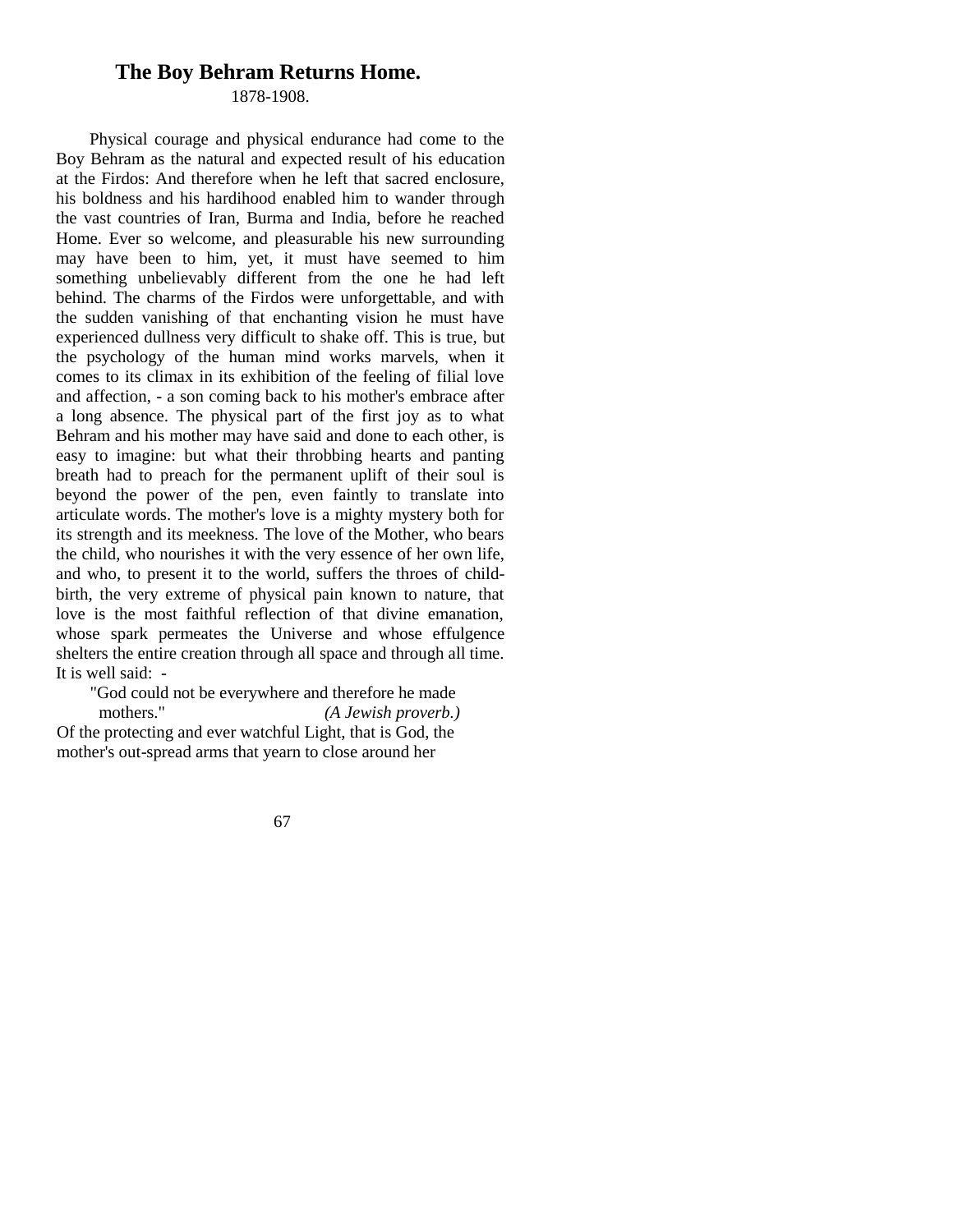## The Boy Behram Returns Home.

1878-1908.

Physical courage and physical endurance had come to the Boy Behram as the natural and expected result of his education at the Firdos: And therefore when he left that sacred enclosure, his boldness and his hardihood enabled him to wander through the vast countries of Iran, Burma and India, before he reached Home. Ever so welcome, and pleasurable his new surrounding may have been to him, yet, it must have seemed to him something unbelievably different from the one he had left behind. The charms of the Firdos were unforgettable, and with the sudden vanishing of that enchanting vision he must have experienced dullness very difficult to shake off. This is true, but the psychology of the human mind works marvels, when it comes to its climax in its exhibition of the feeling of filial love and affection, - a son coming back to his mother's embrace after a long absence. The physical part of the first joy as to what Behram and his mother may have said and done to each other, is easy to imagine: but what their throbbing hearts and panting breath had to preach for the permanent uplift of their soul is beyond the power of the pen, even faintly to translate into articulate words. The mother's love is a mighty mystery both for its strength and its meekness. The love of the Mother, who bears the child, who nourishes it with the very essence of her own life, and who, to present it to the world, suffers the throes of child-birth, the very extreme of physical pain known to nature, that love is the most faithful reflection of that divine emanation, whose spark permeates the Universe and whose effulgence shelters the entire creation through all space and through all time. It is well said: -

> "God could not be everywhere and therefore he made mothers." *(A Jewish proverb.)*

Of the protecting and ever watchful Light, that is God, the mother's out-spread arms that yearn to close around her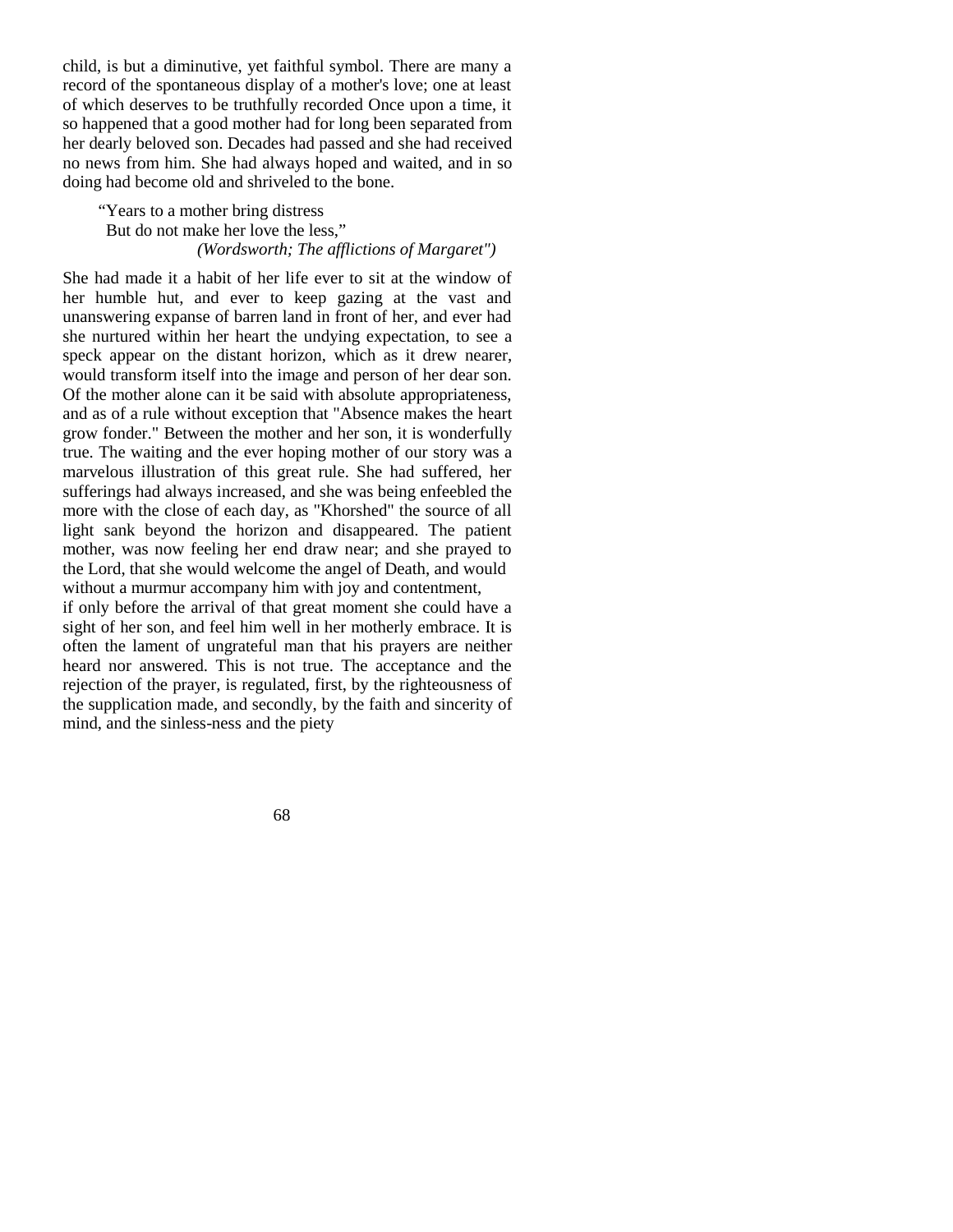child, is but a diminutive, yet faithful symbol. There are many a record of the spontaneous display of a mother's love; one at least of which deserves to be truthfully recorded Once upon a time, it so happened that a good mother had for long been separated from her dearly beloved son. Decades had passed and she had received no news from him. She had always hoped and waited, and in so doing had become old and shriveled to the bone.

> "Years to a mother bring distress
> But do not make her love the less,"
> *(Wordsworth; The afflictions of Margaret")*

She had made it a habit of her life ever to sit at the window of her humble hut, and ever to keep gazing at the vast and unanswering expanse of barren land in front of her, and ever had she nurtured within her heart the undying expectation, to see a speck appear on the distant horizon, which as it drew nearer, would transform itself into the image and person of her dear son. Of the mother alone can it be said with absolute appropriateness, and as of a rule without exception that "Absence makes the heart grow fonder." Between the mother and her son, it is wonderfully true. The waiting and the ever hoping mother of our story was a marvelous illustration of this great rule. She had suffered, her sufferings had always increased, and she was being enfeebled the more with the close of each day, as "Khorshed" the source of all light sank beyond the horizon and disappeared. The patient mother, was now feeling her end draw near; and she prayed to the Lord, that she would welcome the angel of Death, and would without a murmur accompany him with joy and contentment, if only before the arrival of that great moment she could have a sight of her son, and feel him well in her motherly embrace. It is often the lament of ungrateful man that his prayers are neither heard nor answered. This is not true. The acceptance and the rejection of the prayer, is regulated, first, by the righteousness of the supplication made, and secondly, by the faith and sincerity of mind, and the sinless-ness and the piety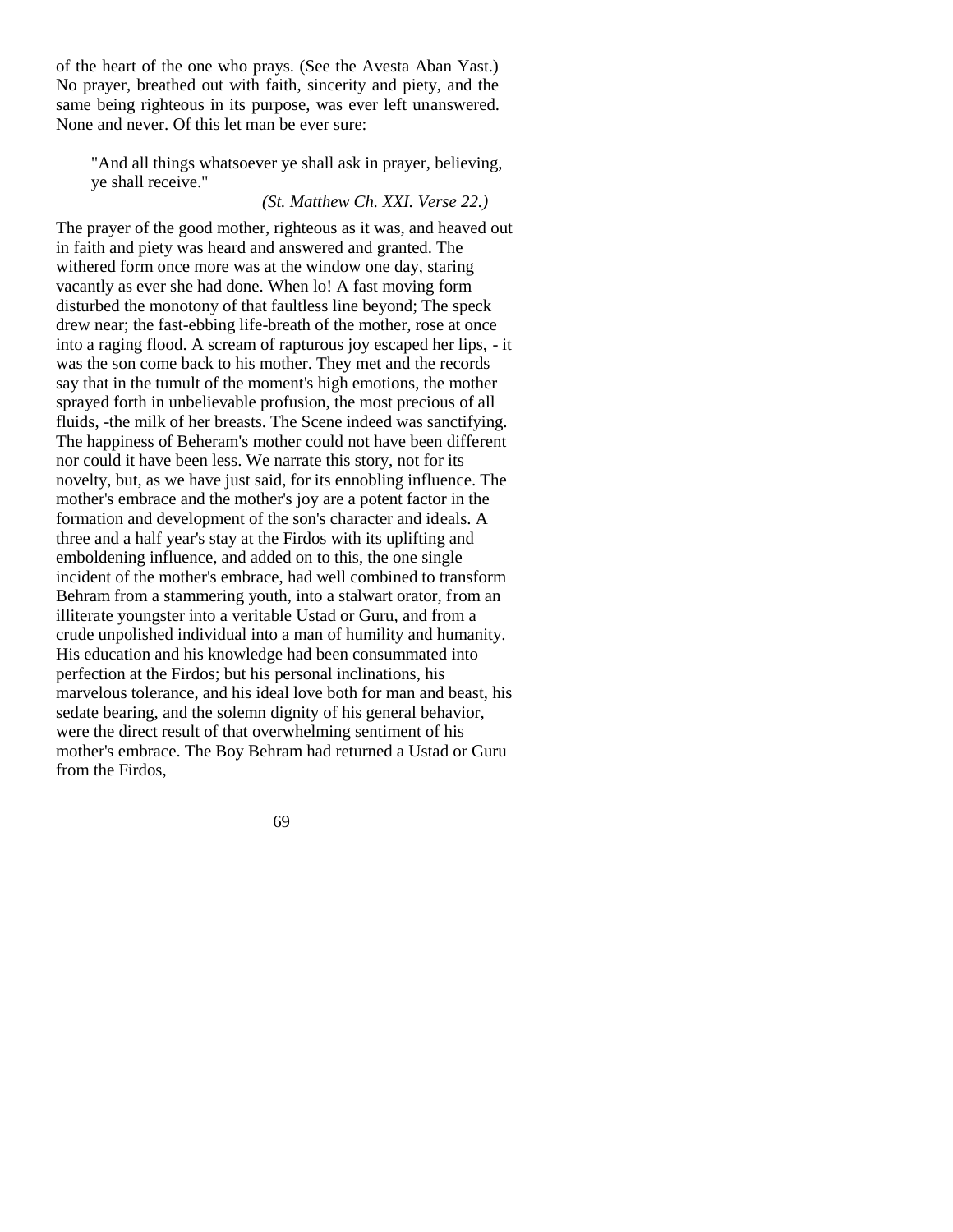of the heart of the one who prays. (See the Avesta Aban Yast.) No prayer, breathed out with faith, sincerity and piety, and the same being righteous in its purpose, was ever left unanswered. None and never. Of this let man be ever sure:

> "And all things whatsoever ye shall ask in prayer, believing, ye shall receive."
>
> *(St. Matthew Ch. XXI. Verse 22.)*

The prayer of the good mother, righteous as it was, and heaved out in faith and piety was heard and answered and granted. The withered form once more was at the window one day, staring vacantly as ever she had done. When lo! A fast moving form disturbed the monotony of that faultless line beyond; The speck drew near; the fast-ebbing life-breath of the mother, rose at once into a raging flood. A scream of rapturous joy escaped her lips, - it was the son come back to his mother. They met and the records say that in the tumult of the moment's high emotions, the mother sprayed forth in unbelievable profusion, the most precious of all fluids, -the milk of her breasts. The Scene indeed was sanctifying. The happiness of Beheram's mother could not have been different nor could it have been less. We narrate this story, not for its novelty, but, as we have just said, for its ennobling influence. The mother's embrace and the mother's joy are a potent factor in the formation and development of the son's character and ideals. A three and a half year's stay at the Firdos with its uplifting and emboldening influence, and added on to this, the one single incident of the mother's embrace, had well combined to transform Behram from a stammering youth, into a stalwart orator, from an illiterate youngster into a veritable Ustad or Guru, and from a crude unpolished individual into a man of humility and humanity. His education and his knowledge had been consummated into perfection at the Firdos; but his personal inclinations, his marvelous tolerance, and his ideal love both for man and beast, his sedate bearing, and the solemn dignity of his general behavior, were the direct result of that overwhelming sentiment of his mother's embrace. The Boy Behram had returned a Ustad or Guru from the Firdos,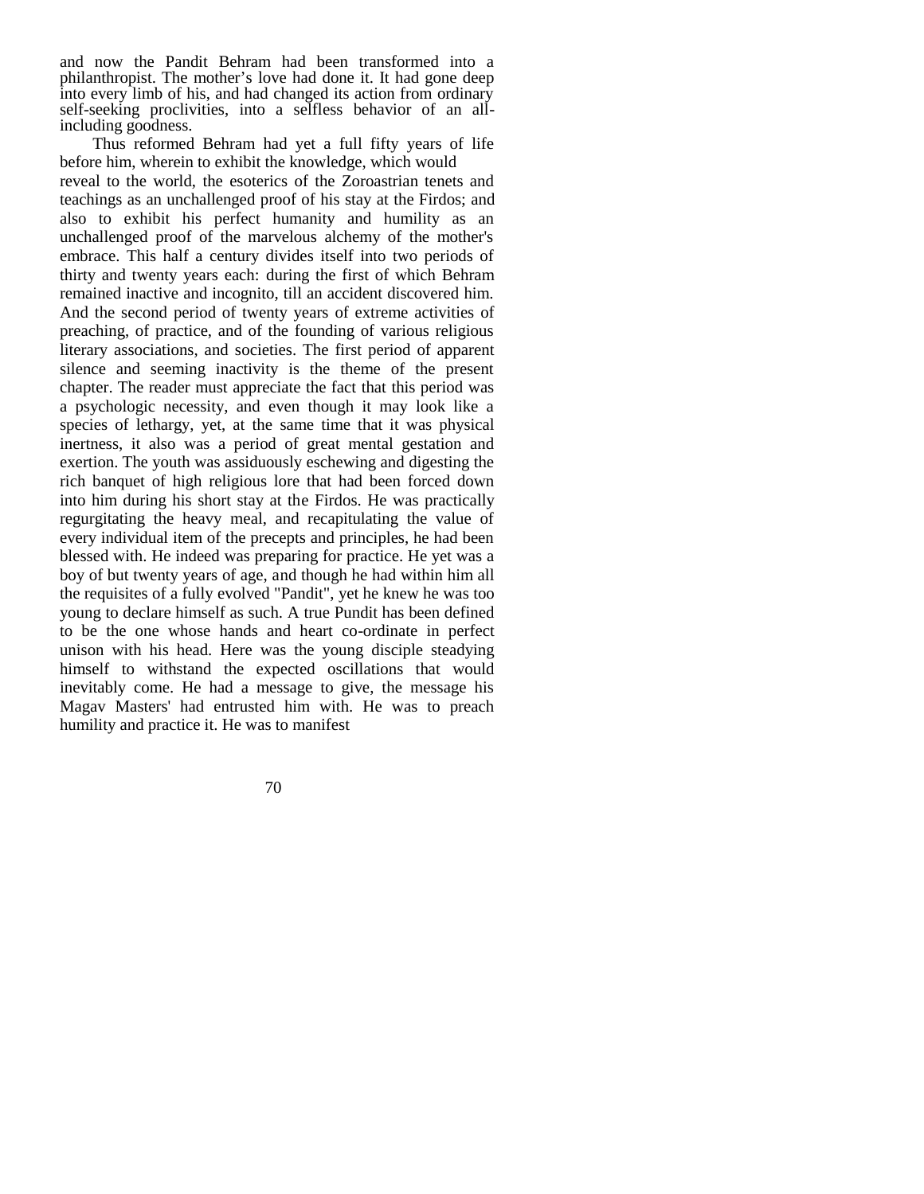and now the Pandit Behram had been transformed into a philanthropist. The mother's love had done it. It had gone deep into every limb of his, and had changed its action from ordinary self-seeking proclivities, into a selfless behavior of an all-including goodness.

Thus reformed Behram had yet a full fifty years of life before him, wherein to exhibit the knowledge, which would reveal to the world, the esoterics of the Zoroastrian tenets and teachings as an unchallenged proof of his stay at the Firdos; and also to exhibit his perfect humanity and humility as an unchallenged proof of the marvelous alchemy of the mother's embrace. This half a century divides itself into two periods of thirty and twenty years each: during the first of which Behram remained inactive and incognito, till an accident discovered him. And the second period of twenty years of extreme activities of preaching, of practice, and of the founding of various religious literary associations, and societies. The first period of apparent silence and seeming inactivity is the theme of the present chapter. The reader must appreciate the fact that this period was a psychologic necessity, and even though it may look like a species of lethargy, yet, at the same time that it was physical inertness, it also was a period of great mental gestation and exertion. The youth was assiduously eschewing and digesting the rich banquet of high religious lore that had been forced down into him during his short stay at the Firdos. He was practically regurgitating the heavy meal, and recapitulating the value of every individual item of the precepts and principles, he had been blessed with. He indeed was preparing for practice. He yet was a boy of but twenty years of age, and though he had within him all the requisites of a fully evolved "Pandit", yet he knew he was too young to declare himself as such. A true Pundit has been defined to be the one whose hands and heart co-ordinate in perfect unison with his head. Here was the young disciple steadying himself to withstand the expected oscillations that would inevitably come. He had a message to give, the message his Magav Masters' had entrusted him with. He was to preach humility and practice it. He was to manifest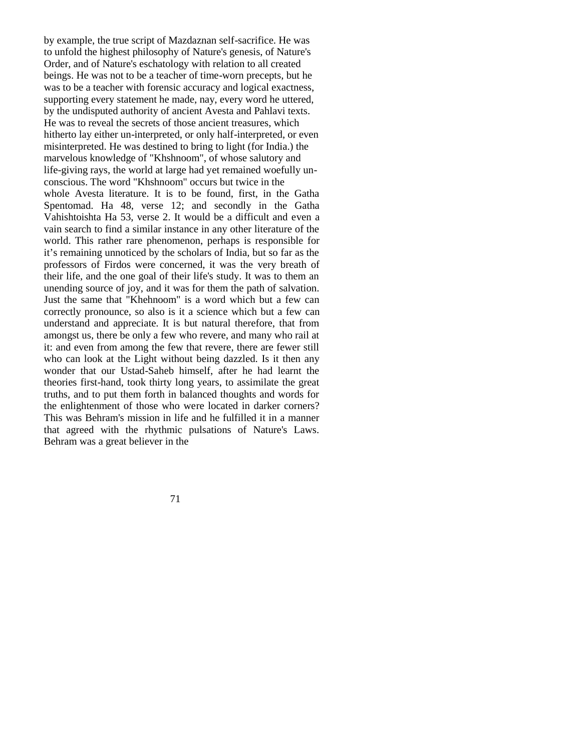by example, the true script of Mazdaznan self-sacrifice. He was to unfold the highest philosophy of Nature's genesis, of Nature's Order, and of Nature's eschatology with relation to all created beings. He was not to be a teacher of time-worn precepts, but he was to be a teacher with forensic accuracy and logical exactness, supporting every statement he made, nay, every word he uttered, by the undisputed authority of ancient Avesta and Pahlavi texts. He was to reveal the secrets of those ancient treasures, which hitherto lay either un-interpreted, or only half-interpreted, or even misinterpreted. He was destined to bring to light (for India.) the marvelous knowledge of "Khshnoom", of whose salutory and life-giving rays, the world at large had yet remained woefully un-conscious. The word "Khshnoom" occurs but twice in the whole Avesta literature. It is to be found, first, in the Gatha Spentomad. Ha 48, verse 12; and secondly in the Gatha Vahishtoishta Ha 53, verse 2. It would be a difficult and even a vain search to find a similar instance in any other literature of the world. This rather rare phenomenon, perhaps is responsible for it's remaining unnoticed by the scholars of India, but so far as the professors of Firdos were concerned, it was the very breath of their life, and the one goal of their life's study. It was to them an unending source of joy, and it was for them the path of salvation. Just the same that "Khehnoom" is a word which but a few can correctly pronounce, so also is it a science which but a few can understand and appreciate. It is but natural therefore, that from amongst us, there be only a few who revere, and many who rail at it: and even from among the few that revere, there are fewer still who can look at the Light without being dazzled. Is it then any wonder that our Ustad-Saheb himself, after he had learnt the theories first-hand, took thirty long years, to assimilate the great truths, and to put them forth in balanced thoughts and words for the enlightenment of those who were located in darker corners? This was Behram's mission in life and he fulfilled it in a manner that agreed with the rhythmic pulsations of Nature's Laws. Behram was a great believer in the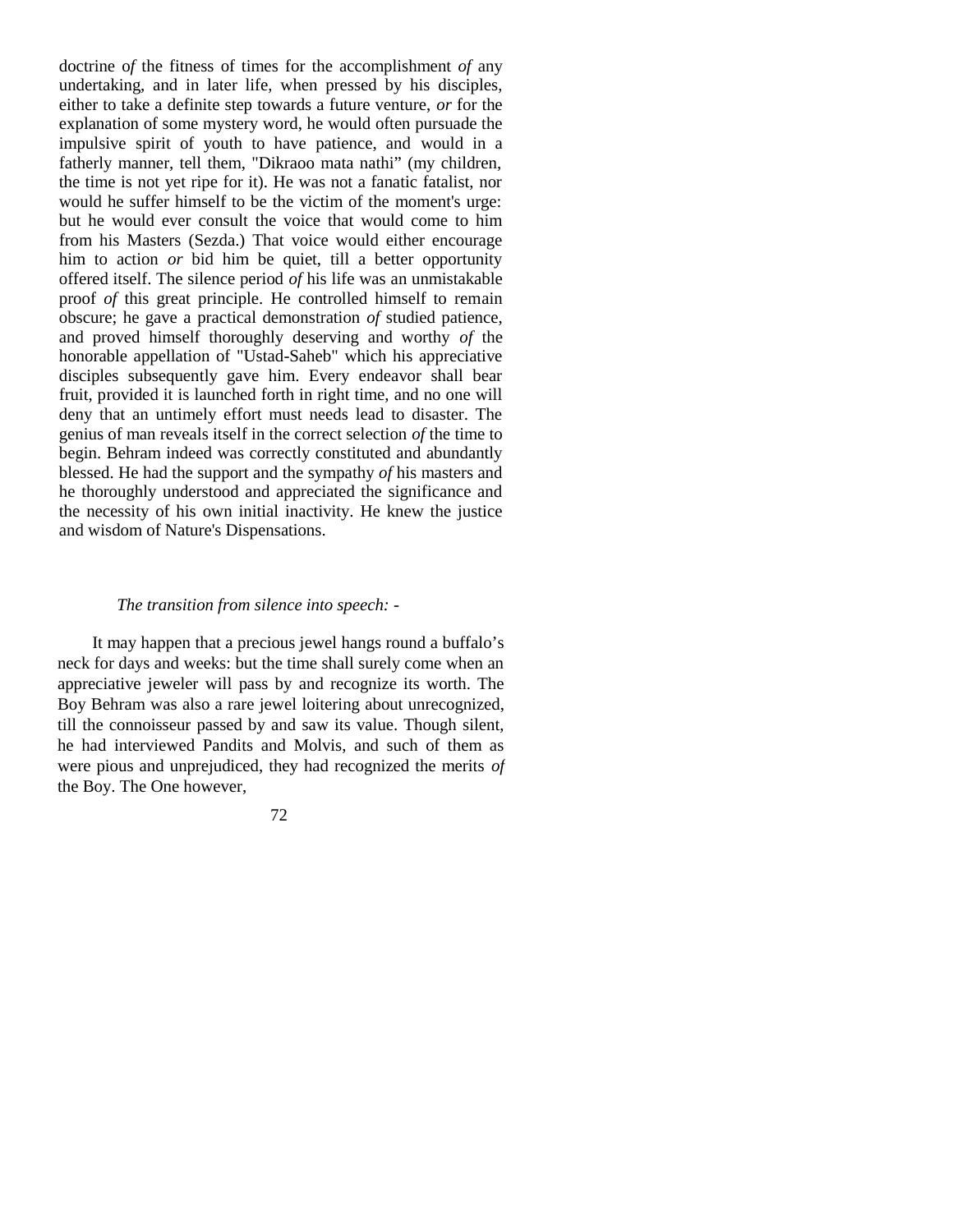doctrine *of* the fitness of times for the accomplishment *of* any undertaking, and in later life, when pressed by his disciples, either to take a definite step towards a future venture, *or* for the explanation of some mystery word, he would often pursuade the impulsive spirit of youth to have patience, and would in a fatherly manner, tell them, "Dikraoo mata nathi" (my children, the time is not yet ripe for it). He was not a fanatic fatalist, nor would he suffer himself to be the victim of the moment's urge: but he would ever consult the voice that would come to him from his Masters (Sezda.) That voice would either encourage him to action *or* bid him be quiet, till a better opportunity offered itself. The silence period *of* his life was an unmistakable proof *of* this great principle. He controlled himself to remain obscure; he gave a practical demonstration *of* studied patience, and proved himself thoroughly deserving and worthy *of* the honorable appellation of "Ustad-Saheb" which his appreciative disciples subsequently gave him. Every endeavor shall bear fruit, provided it is launched forth in right time, and no one will deny that an untimely effort must needs lead to disaster. The genius of man reveals itself in the correct selection *of* the time to begin. Behram indeed was correctly constituted and abundantly blessed. He had the support and the sympathy *of* his masters and he thoroughly understood and appreciated the significance and the necessity of his own initial inactivity. He knew the justice and wisdom of Nature's Dispensations.

*The transition from silence into speech: -*

It may happen that a precious jewel hangs round a buffalo's neck for days and weeks: but the time shall surely come when an appreciative jeweler will pass by and recognize its worth. The Boy Behram was also a rare jewel loitering about unrecognized, till the connoisseur passed by and saw its value. Though silent, he had interviewed Pandits and Molvis, and such of them as were pious and unprejudiced, they had recognized the merits *of* the Boy. The One however,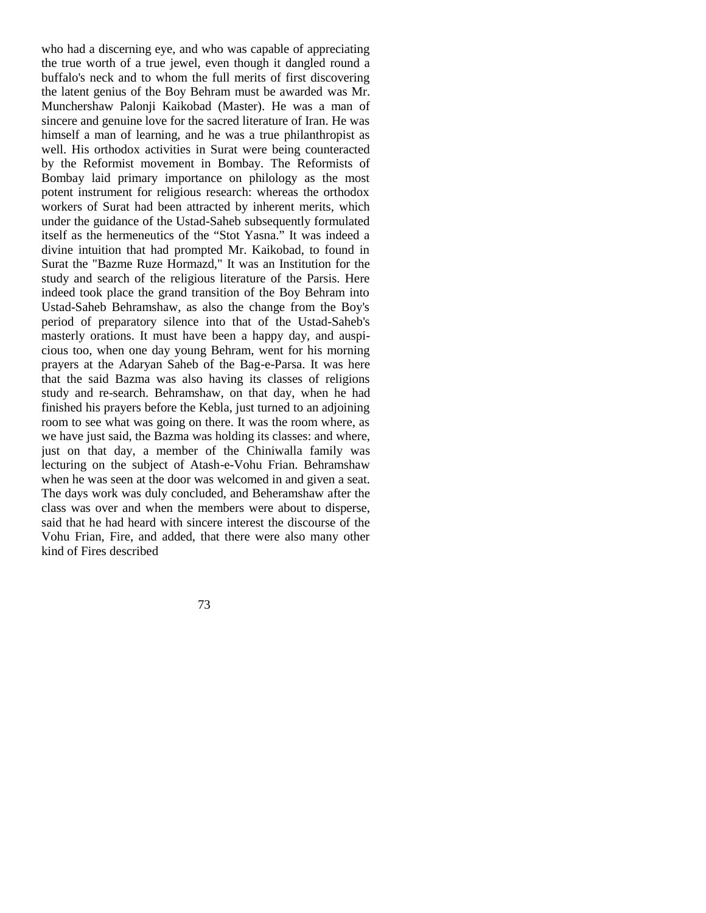who had a discerning eye, and who was capable of appreciating the true worth of a true jewel, even though it dangled round a buffalo's neck and to whom the full merits of first discovering the latent genius of the Boy Behram must be awarded was Mr. Munchershaw Palonji Kaikobad (Master). He was a man of sincere and genuine love for the sacred literature of Iran. He was himself a man of learning, and he was a true philanthropist as well. His orthodox activities in Surat were being counteracted by the Reformist movement in Bombay. The Reformists of Bombay laid primary importance on philology as the most potent instrument for religious research: whereas the orthodox workers of Surat had been attracted by inherent merits, which under the guidance of the Ustad-Saheb subsequently formulated itself as the hermeneutics of the "Stot Yasna." It was indeed a divine intuition that had prompted Mr. Kaikobad, to found in Surat the "Bazme Ruze Hormazd," It was an Institution for the study and search of the religious literature of the Parsis. Here indeed took place the grand transition of the Boy Behram into Ustad-Saheb Behramshaw, as also the change from the Boy's period of preparatory silence into that of the Ustad-Saheb's masterly orations. It must have been a happy day, and auspicious too, when one day young Behram, went for his morning prayers at the Adaryan Saheb of the Bag-e-Parsa. It was here that the said Bazma was also having its classes of religions study and re-search. Behramshaw, on that day, when he had finished his prayers before the Kebla, just turned to an adjoining room to see what was going on there. It was the room where, as we have just said, the Bazma was holding its classes: and where, just on that day, a member of the Chiniwalla family was lecturing on the subject of Atash-e-Vohu Frian. Behramshaw when he was seen at the door was welcomed in and given a seat. The days work was duly concluded, and Beheramshaw after the class was over and when the members were about to disperse, said that he had heard with sincere interest the discourse of the Vohu Frian, Fire, and added, that there were also many other kind of Fires described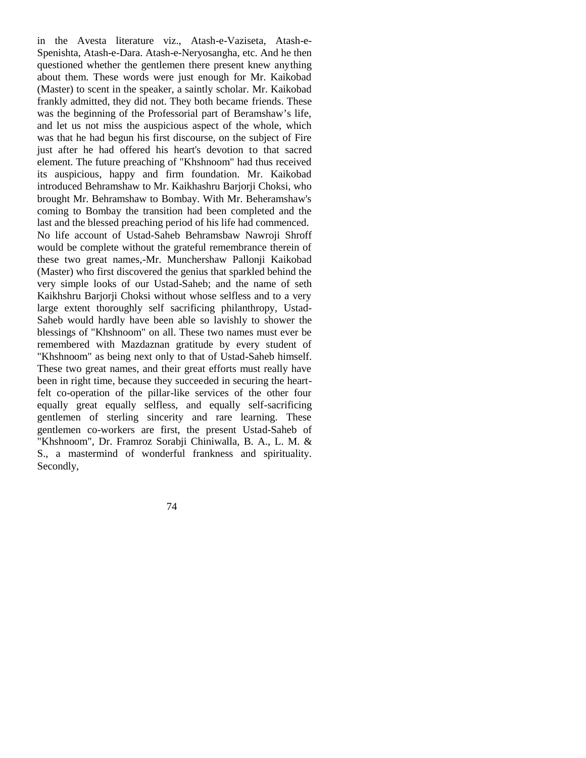in the Avesta literature viz., Atash-e-Vaziseta, Atash-e-Spenishta, Atash-e-Dara. Atash-e-Neryosangha, etc. And he then questioned whether the gentlemen there present knew anything about them. These words were just enough for Mr. Kaikobad (Master) to scent in the speaker, a saintly scholar. Mr. Kaikobad frankly admitted, they did not. They both became friends. These was the beginning of the Professorial part of Beramshaw's life, and let us not miss the auspicious aspect of the whole, which was that he had begun his first discourse, on the subject of Fire just after he had offered his heart's devotion to that sacred element. The future preaching of "Khshnoom" had thus received its auspicious, happy and firm foundation. Mr. Kaikobad introduced Behramshaw to Mr. Kaikhashru Barjorji Choksi, who brought Mr. Behramshaw to Bombay. With Mr. Beheramshaw's coming to Bombay the transition had been completed and the last and the blessed preaching period of his life had commenced.

No life account of Ustad-Saheb Behramsbaw Nawroji Shroff would be complete without the grateful remembrance therein of these two great names,-Mr. Munchershaw Pallonji Kaikobad (Master) who first discovered the genius that sparkled behind the very simple looks of our Ustad-Saheb; and the name of seth Kaikhshru Barjorji Choksi without whose selfless and to a very large extent thoroughly self sacrificing philanthropy, Ustad-Saheb would hardly have been able so lavishly to shower the blessings of "Khshnoom" on all. These two names must ever be remembered with Mazdaznan gratitude by every student of "Khshnoom" as being next only to that of Ustad-Saheb himself. These two great names, and their great efforts must really have been in right time, because they succeeded in securing the heart-felt co-operation of the pillar-like services of the other four equally great equally selfless, and equally self-sacrificing gentlemen of sterling sincerity and rare learning. These gentlemen co-workers are first, the present Ustad-Saheb of "Khshnoom", Dr. Framroz Sorabji Chiniwalla, B. A., L. M. & S., a mastermind of wonderful frankness and spirituality. Secondly,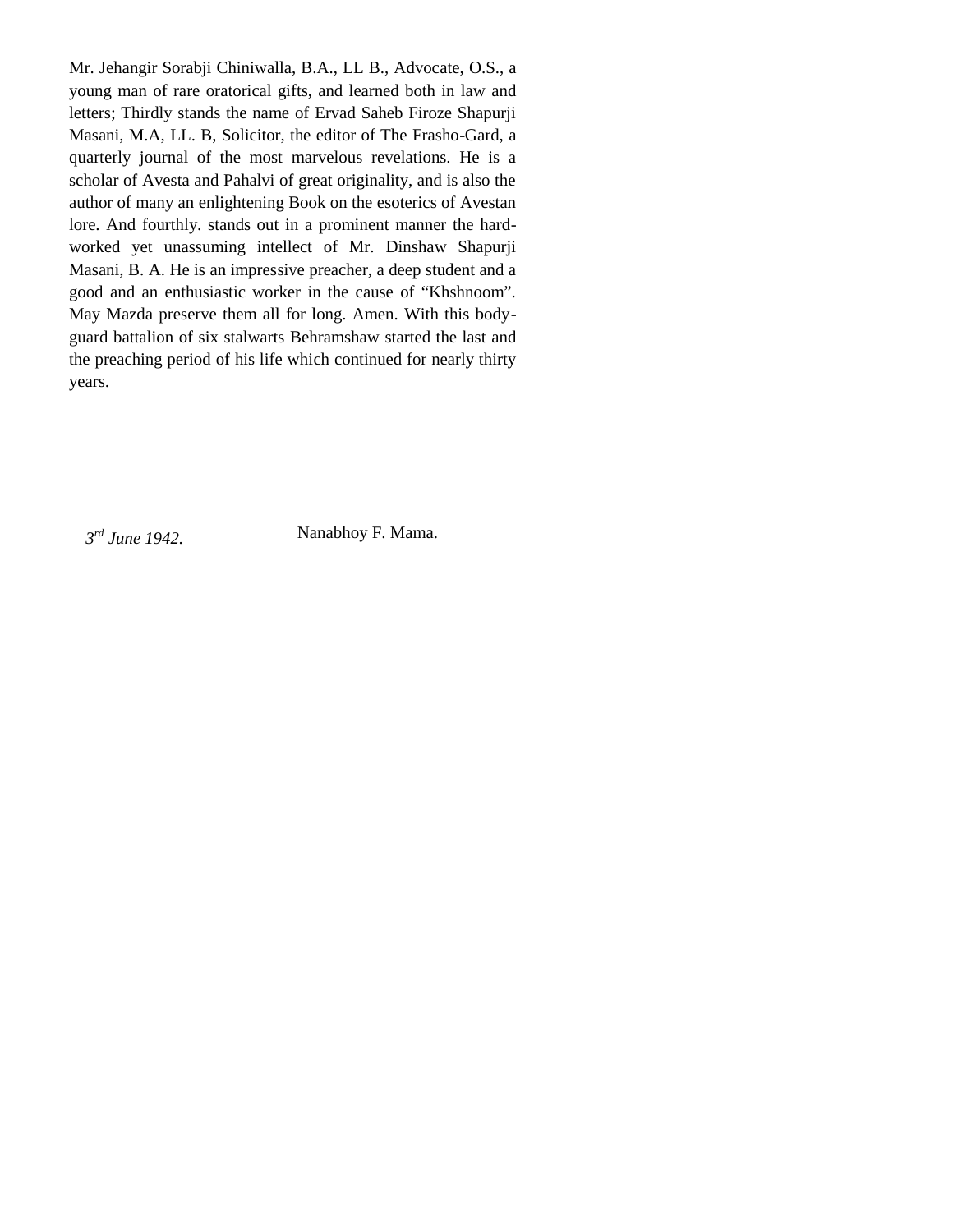Mr. Jehangir Sorabji Chiniwalla, B.A., LL B., Advocate, O.S., a young man of rare oratorical gifts, and learned both in law and letters; Thirdly stands the name of Ervad Saheb Firoze Shapurji Masani, M.A, LL. B, Solicitor, the editor of The Frasho-Gard, a quarterly journal of the most marvelous revelations. He is a scholar of Avesta and Pahalvi of great originality, and is also the author of many an enlightening Book on the esoterics of Avestan lore. And fourthly. stands out in a prominent manner the hard-worked yet unassuming intellect of Mr. Dinshaw Shapurji Masani, B. A. He is an impressive preacher, a deep student and a good and an enthusiastic worker in the cause of "Khshnoom". May Mazda preserve them all for long. Amen. With this body-guard battalion of six stalwarts Behramshaw started the last and the preaching period of his life which continued for nearly thirty years.

*3rd June 1942.* Nanabhoy F. Mama.